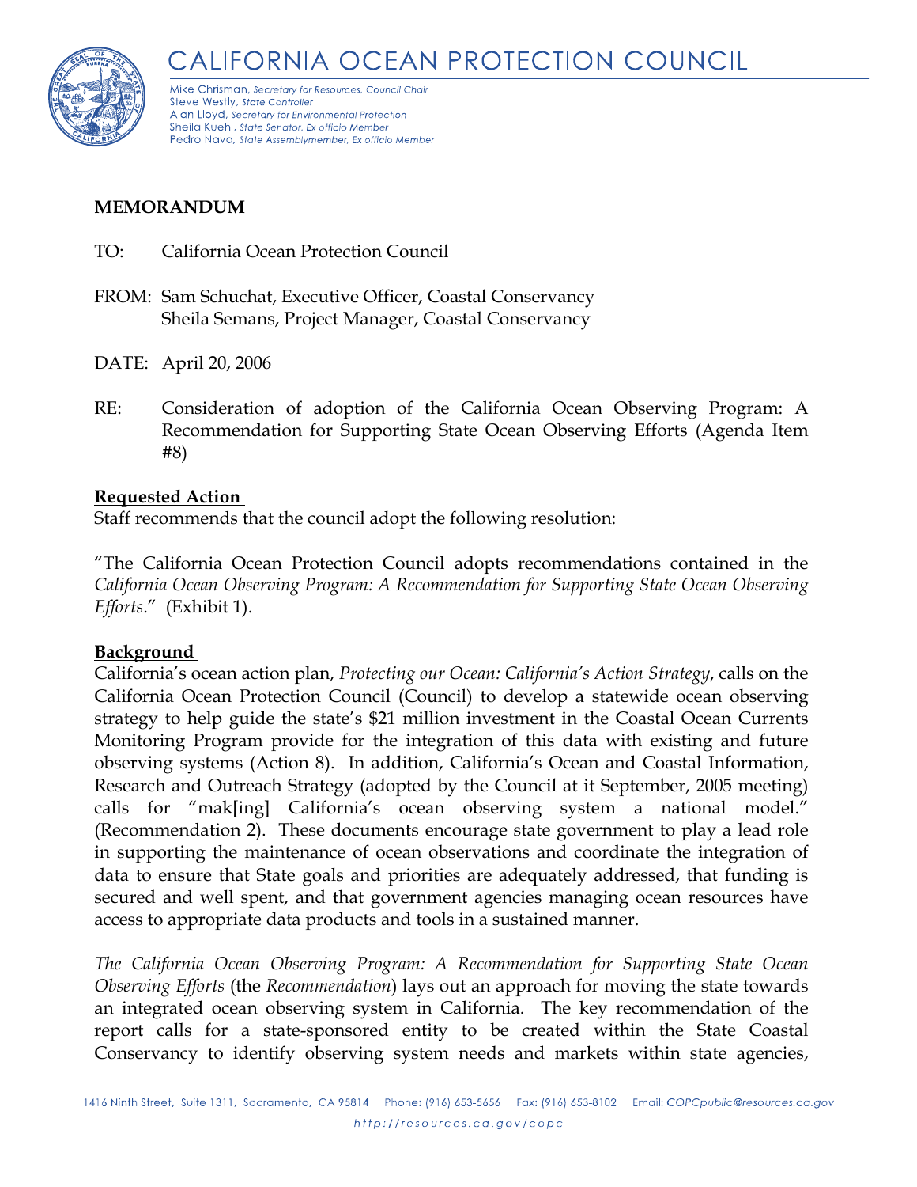# CALIFORNIA OCEAN PROTECTION COUNCIL

Mike Chrisman, *Secretary for Resources, Council Chair*
Steve Westly, *State Controller*
Alan Lloyd, *Secretary for Environmental Protection*
Sheila Kuehl, *State Senator, Ex officio Member*
Pedro Nava, *State Assemblymember, Ex officio Member*

**MEMORANDUM**

TO: California Ocean Protection Council

FROM: Sam Schuchat, Executive Officer, Coastal Conservancy
Sheila Semans, Project Manager, Coastal Conservancy

DATE: April 20, 2006

RE: Consideration of adoption of the California Ocean Observing Program: A Recommendation for Supporting State Ocean Observing Efforts (Agenda Item #8)

**Requested Action**

Staff recommends that the council adopt the following resolution:

"The California Ocean Protection Council adopts recommendations contained in the *California Ocean Observing Program: A Recommendation for Supporting State Ocean Observing Efforts*." (Exhibit 1).

**Background**

California's ocean action plan, *Protecting our Ocean: California's Action Strategy*, calls on the California Ocean Protection Council (Council) to develop a statewide ocean observing strategy to help guide the state's $21 million investment in the Coastal Ocean Currents Monitoring Program provide for the integration of this data with existing and future observing systems (Action 8). In addition, California's Ocean and Coastal Information, Research and Outreach Strategy (adopted by the Council at it September, 2005 meeting) calls for "mak[ing] California's ocean observing system a national model." (Recommendation 2). These documents encourage state government to play a lead role in supporting the maintenance of ocean observations and coordinate the integration of data to ensure that State goals and priorities are adequately addressed, that funding is secured and well spent, and that government agencies managing ocean resources have access to appropriate data products and tools in a sustained manner.

*The California Ocean Observing Program: A Recommendation for Supporting State Ocean Observing Efforts* (the *Recommendation*) lays out an approach for moving the state towards an integrated ocean observing system in California. The key recommendation of the report calls for a state-sponsored entity to be created within the State Coastal Conservancy to identify observing system needs and markets within state agencies,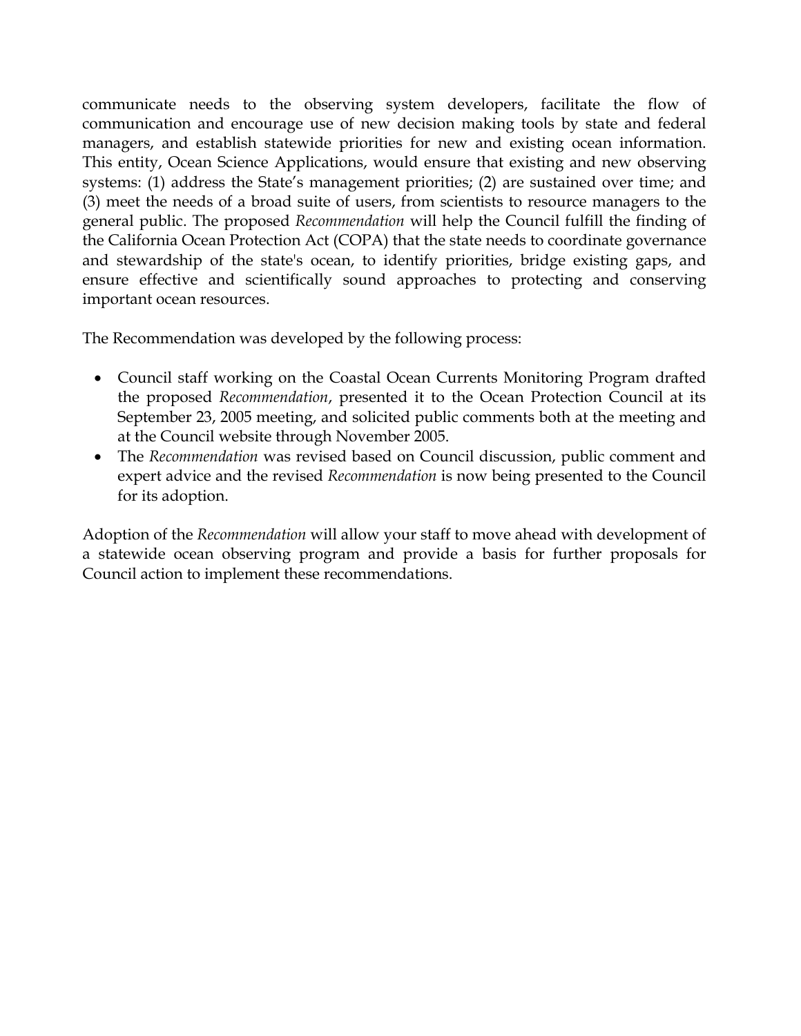communicate needs to the observing system developers, facilitate the flow of communication and encourage use of new decision making tools by state and federal managers, and establish statewide priorities for new and existing ocean information. This entity, Ocean Science Applications, would ensure that existing and new observing systems: (1) address the State's management priorities; (2) are sustained over time; and (3) meet the needs of a broad suite of users, from scientists to resource managers to the general public. The proposed *Recommendation* will help the Council fulfill the finding of the California Ocean Protection Act (COPA) that the state needs to coordinate governance and stewardship of the state's ocean, to identify priorities, bridge existing gaps, and ensure effective and scientifically sound approaches to protecting and conserving important ocean resources.

The Recommendation was developed by the following process:

- Council staff working on the Coastal Ocean Currents Monitoring Program drafted the proposed *Recommendation*, presented it to the Ocean Protection Council at its September 23, 2005 meeting, and solicited public comments both at the meeting and at the Council website through November 2005.
- The *Recommendation* was revised based on Council discussion, public comment and expert advice and the revised *Recommendation* is now being presented to the Council for its adoption.

Adoption of the *Recommendation* will allow your staff to move ahead with development of a statewide ocean observing program and provide a basis for further proposals for Council action to implement these recommendations.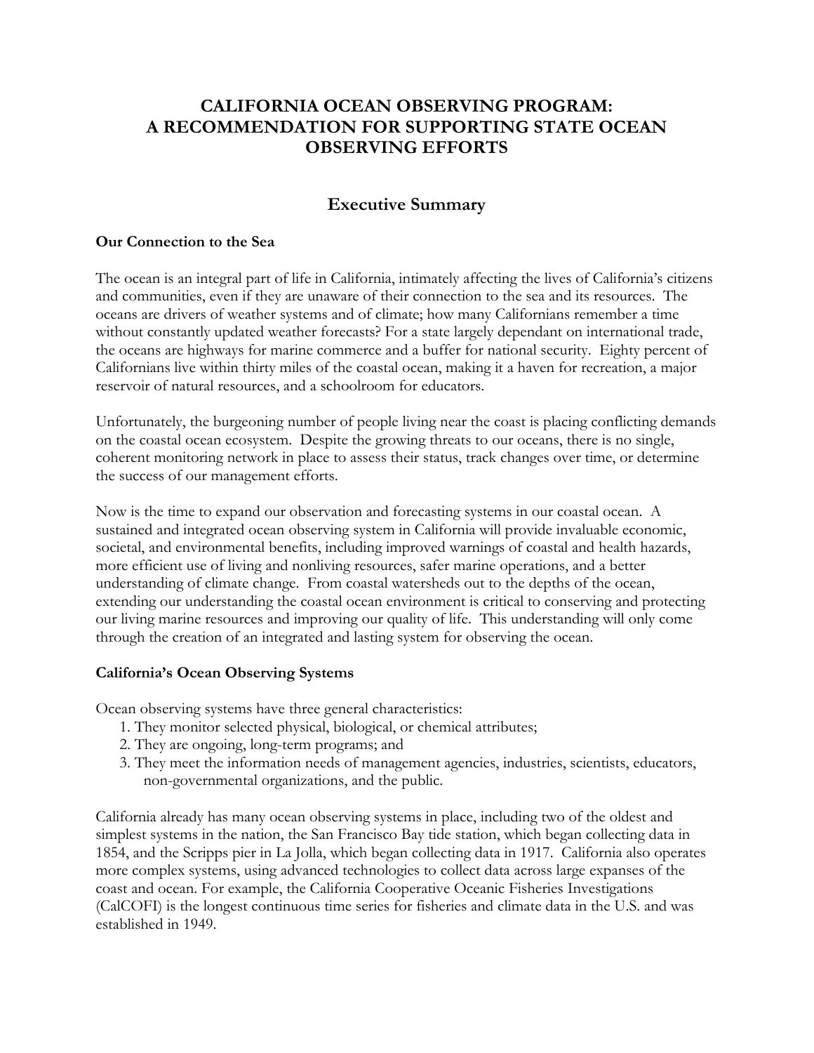# CALIFORNIA OCEAN OBSERVING PROGRAM: A RECOMMENDATION FOR SUPPORTING STATE OCEAN OBSERVING EFFORTS

## Executive Summary

### Our Connection to the Sea

The ocean is an integral part of life in California, intimately affecting the lives of California's citizens and communities, even if they are unaware of their connection to the sea and its resources. The oceans are drivers of weather systems and of climate; how many Californians remember a time without constantly updated weather forecasts? For a state largely dependant on international trade, the oceans are highways for marine commerce and a buffer for national security. Eighty percent of Californians live within thirty miles of the coastal ocean, making it a haven for recreation, a major reservoir of natural resources, and a schoolroom for educators.

Unfortunately, the burgeoning number of people living near the coast is placing conflicting demands on the coastal ocean ecosystem. Despite the growing threats to our oceans, there is no single, coherent monitoring network in place to assess their status, track changes over time, or determine the success of our management efforts.

Now is the time to expand our observation and forecasting systems in our coastal ocean. A sustained and integrated ocean observing system in California will provide invaluable economic, societal, and environmental benefits, including improved warnings of coastal and health hazards, more efficient use of living and nonliving resources, safer marine operations, and a better understanding of climate change. From coastal watersheds out to the depths of the ocean, extending our understanding the coastal ocean environment is critical to conserving and protecting our living marine resources and improving our quality of life. This understanding will only come through the creation of an integrated and lasting system for observing the ocean.

### California's Ocean Observing Systems

Ocean observing systems have three general characteristics:

1. They monitor selected physical, biological, or chemical attributes;
2. They are ongoing, long-term programs; and
3. They meet the information needs of management agencies, industries, scientists, educators, non-governmental organizations, and the public.

California already has many ocean observing systems in place, including two of the oldest and simplest systems in the nation, the San Francisco Bay tide station, which began collecting data in 1854, and the Scripps pier in La Jolla, which began collecting data in 1917. California also operates more complex systems, using advanced technologies to collect data across large expanses of the coast and ocean. For example, the California Cooperative Oceanic Fisheries Investigations (CalCOFI) is the longest continuous time series for fisheries and climate data in the U.S. and was established in 1949.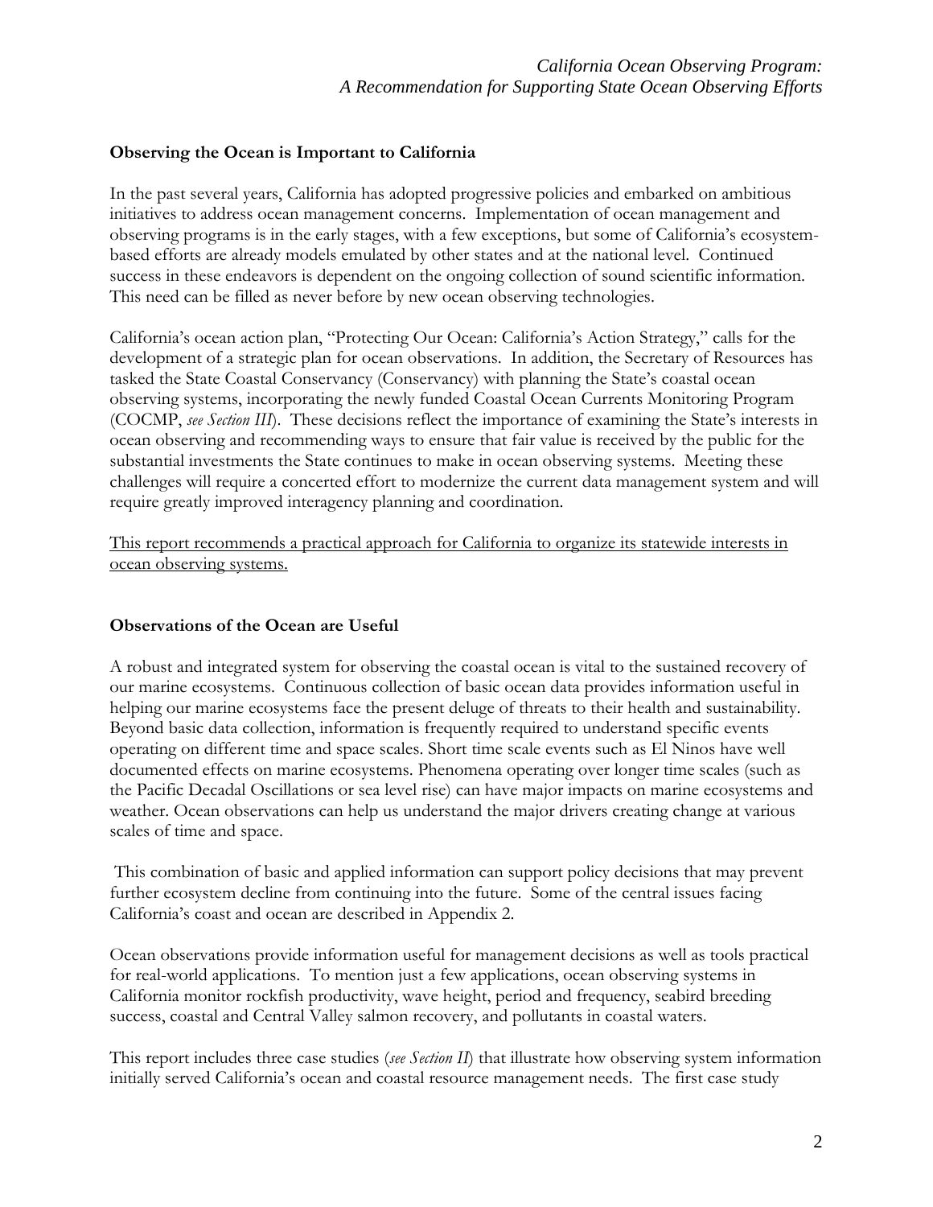## Observing the Ocean is Important to California

In the past several years, California has adopted progressive policies and embarked on ambitious initiatives to address ocean management concerns. Implementation of ocean management and observing programs is in the early stages, with a few exceptions, but some of California's ecosystem-based efforts are already models emulated by other states and at the national level. Continued success in these endeavors is dependent on the ongoing collection of sound scientific information. This need can be filled as never before by new ocean observing technologies.

California's ocean action plan, "Protecting Our Ocean: California's Action Strategy," calls for the development of a strategic plan for ocean observations. In addition, the Secretary of Resources has tasked the State Coastal Conservancy (Conservancy) with planning the State's coastal ocean observing systems, incorporating the newly funded Coastal Ocean Currents Monitoring Program (COCMP, *see Section III*). These decisions reflect the importance of examining the State's interests in ocean observing and recommending ways to ensure that fair value is received by the public for the substantial investments the State continues to make in ocean observing systems. Meeting these challenges will require a concerted effort to modernize the current data management system and will require greatly improved interagency planning and coordination.

<u>This report recommends a practical approach for California to organize its statewide interests in ocean observing systems.</u>

## Observations of the Ocean are Useful

A robust and integrated system for observing the coastal ocean is vital to the sustained recovery of our marine ecosystems. Continuous collection of basic ocean data provides information useful in helping our marine ecosystems face the present deluge of threats to their health and sustainability. Beyond basic data collection, information is frequently required to understand specific events operating on different time and space scales. Short time scale events such as El Ninos have well documented effects on marine ecosystems. Phenomena operating over longer time scales (such as the Pacific Decadal Oscillations or sea level rise) can have major impacts on marine ecosystems and weather. Ocean observations can help us understand the major drivers creating change at various scales of time and space.

This combination of basic and applied information can support policy decisions that may prevent further ecosystem decline from continuing into the future. Some of the central issues facing California's coast and ocean are described in Appendix 2.

Ocean observations provide information useful for management decisions as well as tools practical for real-world applications. To mention just a few applications, ocean observing systems in California monitor rockfish productivity, wave height, period and frequency, seabird breeding success, coastal and Central Valley salmon recovery, and pollutants in coastal waters.

This report includes three case studies (*see Section II*) that illustrate how observing system information initially served California's ocean and coastal resource management needs. The first case study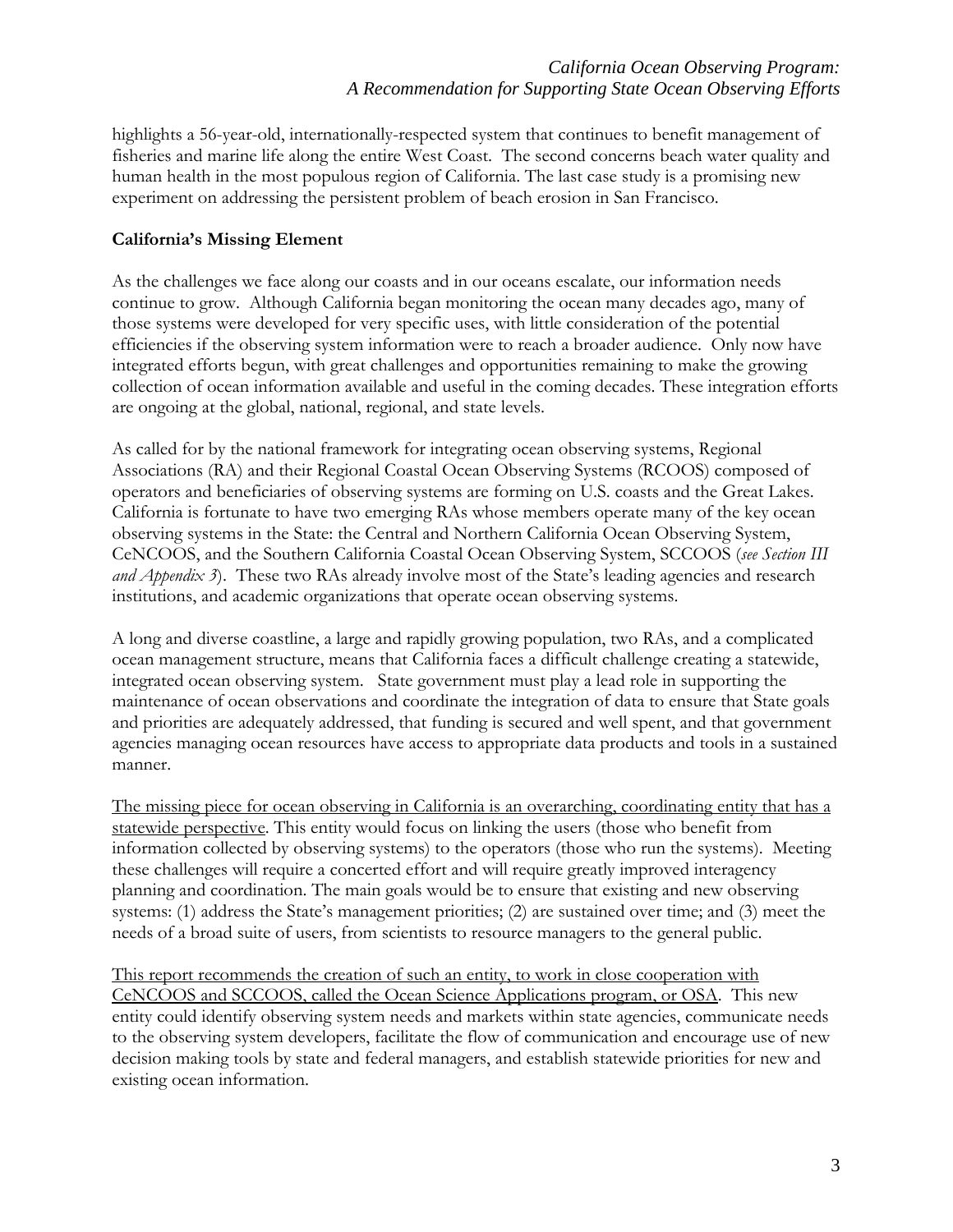highlights a 56-year-old, internationally-respected system that continues to benefit management of fisheries and marine life along the entire West Coast. The second concerns beach water quality and human health in the most populous region of California. The last case study is a promising new experiment on addressing the persistent problem of beach erosion in San Francisco.

**California's Missing Element**

As the challenges we face along our coasts and in our oceans escalate, our information needs continue to grow. Although California began monitoring the ocean many decades ago, many of those systems were developed for very specific uses, with little consideration of the potential efficiencies if the observing system information were to reach a broader audience. Only now have integrated efforts begun, with great challenges and opportunities remaining to make the growing collection of ocean information available and useful in the coming decades. These integration efforts are ongoing at the global, national, regional, and state levels.

As called for by the national framework for integrating ocean observing systems, Regional Associations (RA) and their Regional Coastal Ocean Observing Systems (RCOOS) composed of operators and beneficiaries of observing systems are forming on U.S. coasts and the Great Lakes. California is fortunate to have two emerging RAs whose members operate many of the key ocean observing systems in the State: the Central and Northern California Ocean Observing System, CeNCOOS, and the Southern California Coastal Ocean Observing System, SCCOOS (*see Section III and Appendix 3*). These two RAs already involve most of the State's leading agencies and research institutions, and academic organizations that operate ocean observing systems.

A long and diverse coastline, a large and rapidly growing population, two RAs, and a complicated ocean management structure, means that California faces a difficult challenge creating a statewide, integrated ocean observing system. State government must play a lead role in supporting the maintenance of ocean observations and coordinate the integration of data to ensure that State goals and priorities are adequately addressed, that funding is secured and well spent, and that government agencies managing ocean resources have access to appropriate data products and tools in a sustained manner.

<u>The missing piece for ocean observing in California is an overarching, coordinating entity that has a statewide perspective</u>. This entity would focus on linking the users (those who benefit from information collected by observing systems) to the operators (those who run the systems). Meeting these challenges will require a concerted effort and will require greatly improved interagency planning and coordination. The main goals would be to ensure that existing and new observing systems: (1) address the State's management priorities; (2) are sustained over time; and (3) meet the needs of a broad suite of users, from scientists to resource managers to the general public.

<u>This report recommends the creation of such an entity, to work in close cooperation with CeNCOOS and SCCOOS, called the Ocean Science Applications program, or OSA</u>. This new entity could identify observing system needs and markets within state agencies, communicate needs to the observing system developers, facilitate the flow of communication and encourage use of new decision making tools by state and federal managers, and establish statewide priorities for new and existing ocean information.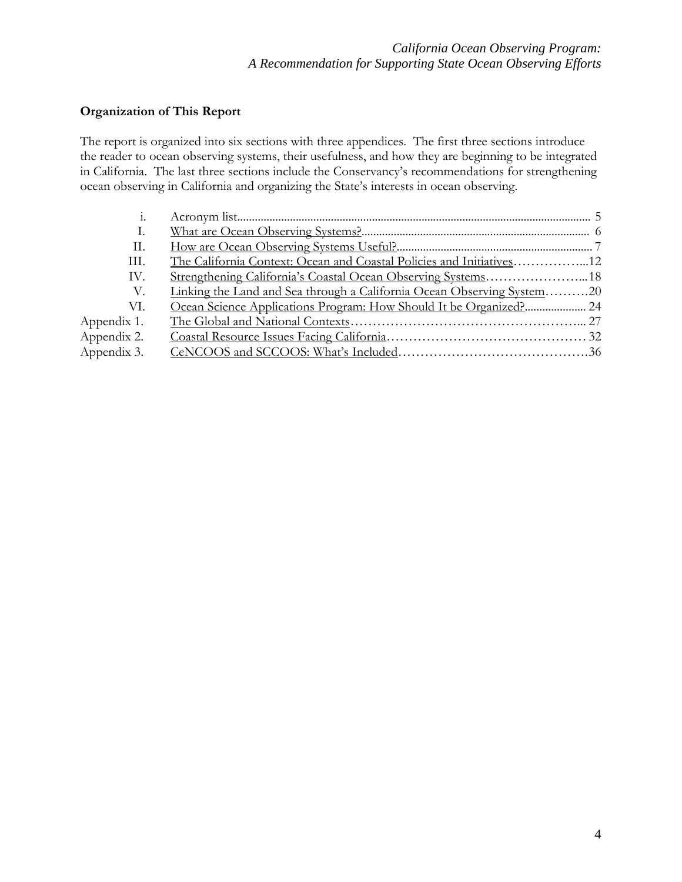**Organization of This Report**

The report is organized into six sections with three appendices. The first three sections introduce the reader to ocean observing systems, their usefulness, and how they are beginning to be integrated in California. The last three sections include the Conservancy's recommendations for strengthening ocean observing in California and organizing the State's interests in ocean observing.

| | | |
|---|---|---|
| i. | Acronym list | 5 |
| I. | What are Ocean Observing Systems? | 6 |
| II. | How are Ocean Observing Systems Useful? | 7 |
| III. | The California Context: Ocean and Coastal Policies and Initiatives | 12 |
| IV. | Strengthening California's Coastal Ocean Observing Systems | 18 |
| V. | Linking the Land and Sea through a California Ocean Observing System | 20 |
| VI. | Ocean Science Applications Program: How Should It be Organized? | 24 |
| Appendix 1. | The Global and National Contexts | 27 |
| Appendix 2. | Coastal Resource Issues Facing California | 32 |
| Appendix 3. | CeNCOOS and SCCOOS: What's Included | 36 |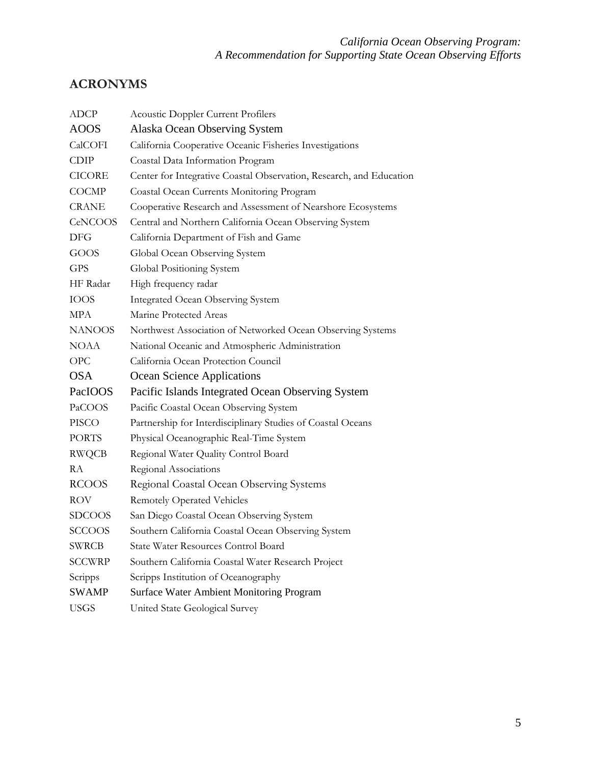## ACRONYMS

| | |
|---|---|
| ADCP | Acoustic Doppler Current Profilers |
| AOOS | Alaska Ocean Observing System |
| CalCOFI | California Cooperative Oceanic Fisheries Investigations |
| CDIP | Coastal Data Information Program |
| CICORE | Center for Integrative Coastal Observation, Research, and Education |
| COCMP | Coastal Ocean Currents Monitoring Program |
| CRANE | Cooperative Research and Assessment of Nearshore Ecosystems |
| CeNCOOS | Central and Northern California Ocean Observing System |
| DFG | California Department of Fish and Game |
| GOOS | Global Ocean Observing System |
| GPS | Global Positioning System |
| HF Radar | High frequency radar |
| IOOS | Integrated Ocean Observing System |
| MPA | Marine Protected Areas |
| NANOOS | Northwest Association of Networked Ocean Observing Systems |
| NOAA | National Oceanic and Atmospheric Administration |
| OPC | California Ocean Protection Council |
| OSA | Ocean Science Applications |
| PacIOOS | Pacific Islands Integrated Ocean Observing System |
| PaCOOS | Pacific Coastal Ocean Observing System |
| PISCO | Partnership for Interdisciplinary Studies of Coastal Oceans |
| PORTS | Physical Oceanographic Real-Time System |
| RWQCB | Regional Water Quality Control Board |
| RA | Regional Associations |
| RCOOS | Regional Coastal Ocean Observing Systems |
| ROV | Remotely Operated Vehicles |
| SDCOOS | San Diego Coastal Ocean Observing System |
| SCCOOS | Southern California Coastal Ocean Observing System |
| SWRCB | State Water Resources Control Board |
| SCCWRP | Southern California Coastal Water Research Project |
| Scripps | Scripps Institution of Oceanography |
| SWAMP | Surface Water Ambient Monitoring Program |
| USGS | United State Geological Survey |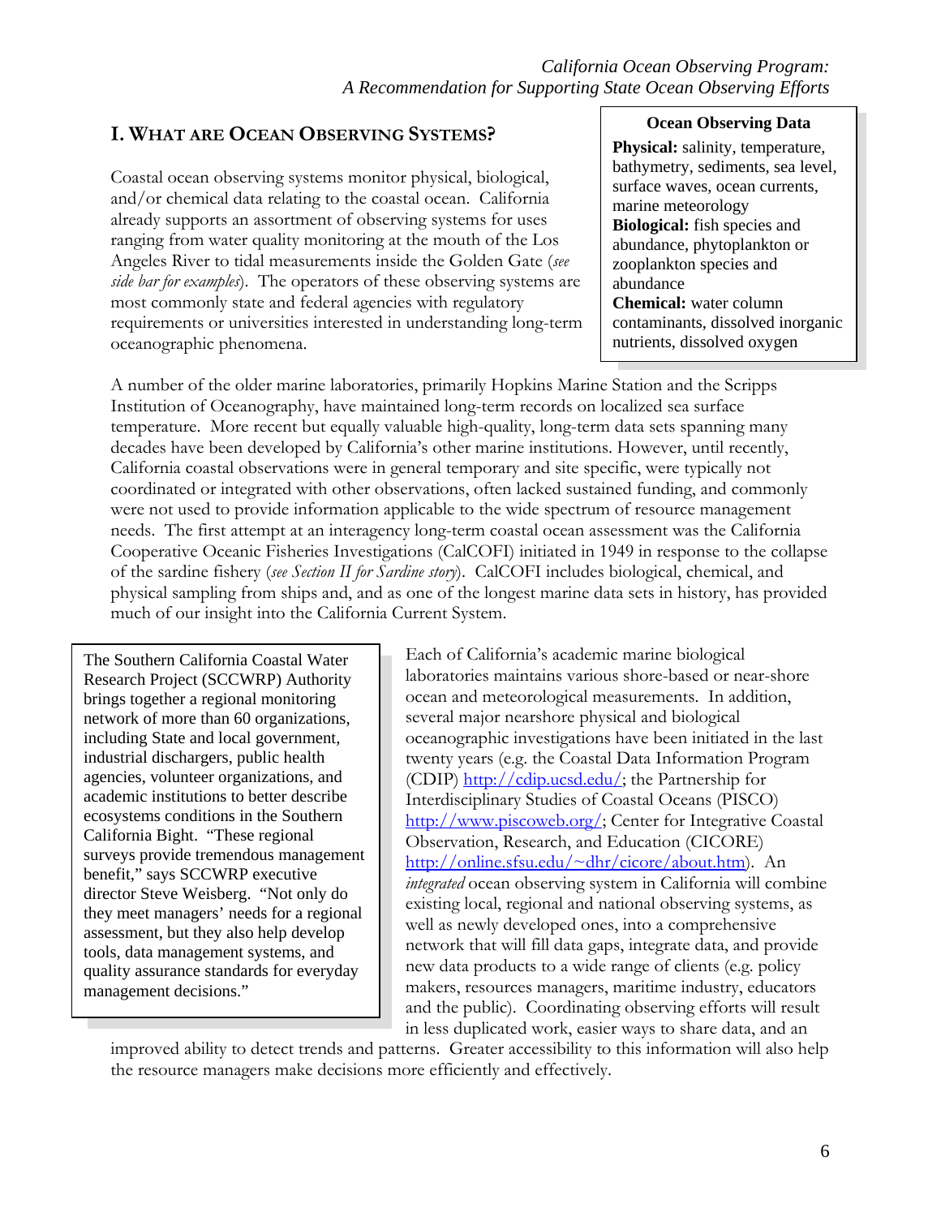## I. WHAT ARE OCEAN OBSERVING SYSTEMS?

Coastal ocean observing systems monitor physical, biological, and/or chemical data relating to the coastal ocean. California already supports an assortment of observing systems for uses ranging from water quality monitoring at the mouth of the Los Angeles River to tidal measurements inside the Golden Gate (*see side bar for examples*). The operators of these observing systems are most commonly state and federal agencies with regulatory requirements or universities interested in understanding long-term oceanographic phenomena.

> **Ocean Observing Data**
>
> **Physical:** salinity, temperature, bathymetry, sediments, sea level, surface waves, ocean currents, marine meteorology
>
> **Biological:** fish species and abundance, phytoplankton or zooplankton species and abundance
>
> **Chemical:** water column contaminants, dissolved inorganic nutrients, dissolved oxygen

A number of the older marine laboratories, primarily Hopkins Marine Station and the Scripps Institution of Oceanography, have maintained long-term records on localized sea surface temperature. More recent but equally valuable high-quality, long-term data sets spanning many decades have been developed by California's other marine institutions. However, until recently, California coastal observations were in general temporary and site specific, were typically not coordinated or integrated with other observations, often lacked sustained funding, and commonly were not used to provide information applicable to the wide spectrum of resource management needs. The first attempt at an interagency long-term coastal ocean assessment was the California Cooperative Oceanic Fisheries Investigations (CalCOFI) initiated in 1949 in response to the collapse of the sardine fishery (*see Section II for Sardine story*). CalCOFI includes biological, chemical, and physical sampling from ships and, and as one of the longest marine data sets in history, has provided much of our insight into the California Current System.

> The Southern California Coastal Water Research Project (SCCWRP) Authority brings together a regional monitoring network of more than 60 organizations, including State and local government, industrial dischargers, public health agencies, volunteer organizations, and academic institutions to better describe ecosystems conditions in the Southern California Bight. "These regional surveys provide tremendous management benefit," says SCCWRP executive director Steve Weisberg. "Not only do they meet managers' needs for a regional assessment, but they also help develop tools, data management systems, and quality assurance standards for everyday management decisions."

Each of California's academic marine biological laboratories maintains various shore-based or near-shore ocean and meteorological measurements. In addition, several major nearshore physical and biological oceanographic investigations have been initiated in the last twenty years (e.g. the Coastal Data Information Program (CDIP) http://cdip.ucsd.edu/; the Partnership for Interdisciplinary Studies of Coastal Oceans (PISCO) http://www.piscoweb.org/; Center for Integrative Coastal Observation, Research, and Education (CICORE) http://online.sfsu.edu/~dhr/cicore/about.htm). An *integrated* ocean observing system in California will combine existing local, regional and national observing systems, as well as newly developed ones, into a comprehensive network that will fill data gaps, integrate data, and provide new data products to a wide range of clients (e.g. policy makers, resources managers, maritime industry, educators and the public). Coordinating observing efforts will result in less duplicated work, easier ways to share data, and an improved ability to detect trends and patterns. Greater accessibility to this information will also help the resource managers make decisions more efficiently and effectively.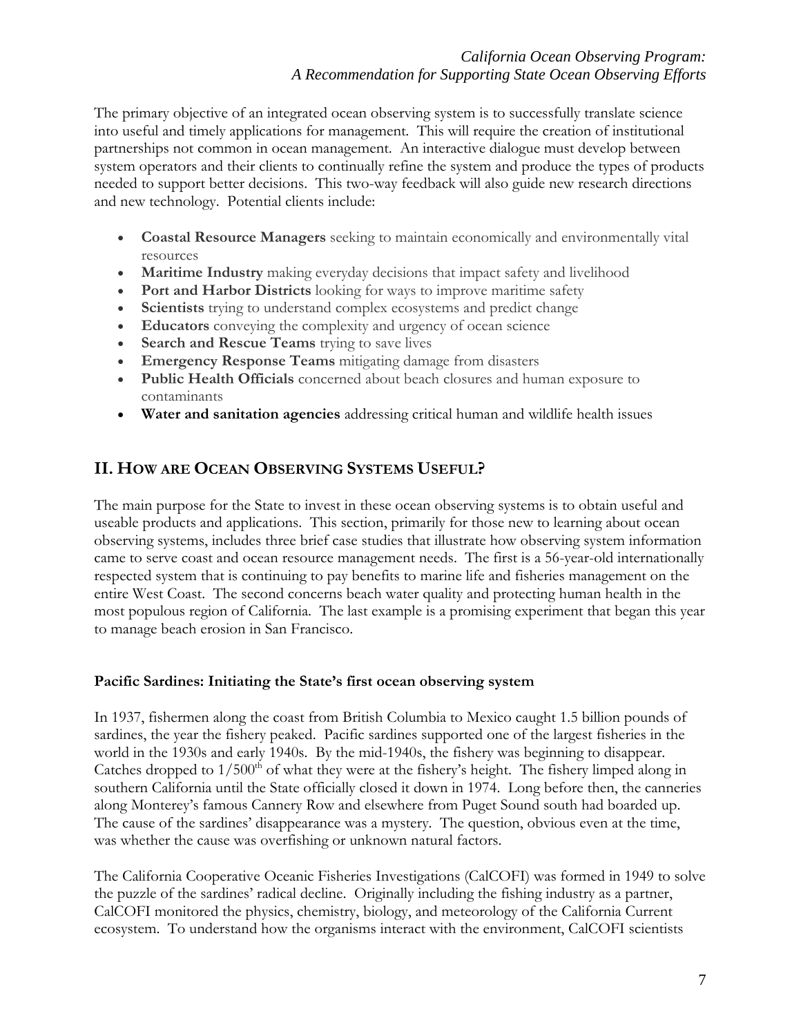The primary objective of an integrated ocean observing system is to successfully translate science into useful and timely applications for management. This will require the creation of institutional partnerships not common in ocean management. An interactive dialogue must develop between system operators and their clients to continually refine the system and produce the types of products needed to support better decisions. This two-way feedback will also guide new research directions and new technology. Potential clients include:

- **Coastal Resource Managers** seeking to maintain economically and environmentally vital resources
- **Maritime Industry** making everyday decisions that impact safety and livelihood
- **Port and Harbor Districts** looking for ways to improve maritime safety
- **Scientists** trying to understand complex ecosystems and predict change
- **Educators** conveying the complexity and urgency of ocean science
- **Search and Rescue Teams** trying to save lives
- **Emergency Response Teams** mitigating damage from disasters
- **Public Health Officials** concerned about beach closures and human exposure to contaminants
- **Water and sanitation agencies** addressing critical human and wildlife health issues

## II. How are Ocean Observing Systems Useful?

The main purpose for the State to invest in these ocean observing systems is to obtain useful and useable products and applications. This section, primarily for those new to learning about ocean observing systems, includes three brief case studies that illustrate how observing system information came to serve coast and ocean resource management needs. The first is a 56-year-old internationally respected system that is continuing to pay benefits to marine life and fisheries management on the entire West Coast. The second concerns beach water quality and protecting human health in the most populous region of California. The last example is a promising experiment that began this year to manage beach erosion in San Francisco.

### Pacific Sardines: Initiating the State's first ocean observing system

In 1937, fishermen along the coast from British Columbia to Mexico caught 1.5 billion pounds of sardines, the year the fishery peaked. Pacific sardines supported one of the largest fisheries in the world in the 1930s and early 1940s. By the mid-1940s, the fishery was beginning to disappear. Catches dropped to 1/500th of what they were at the fishery's height. The fishery limped along in southern California until the State officially closed it down in 1974. Long before then, the canneries along Monterey's famous Cannery Row and elsewhere from Puget Sound south had boarded up. The cause of the sardines' disappearance was a mystery. The question, obvious even at the time, was whether the cause was overfishing or unknown natural factors.

The California Cooperative Oceanic Fisheries Investigations (CalCOFI) was formed in 1949 to solve the puzzle of the sardines' radical decline. Originally including the fishing industry as a partner, CalCOFI monitored the physics, chemistry, biology, and meteorology of the California Current ecosystem. To understand how the organisms interact with the environment, CalCOFI scientists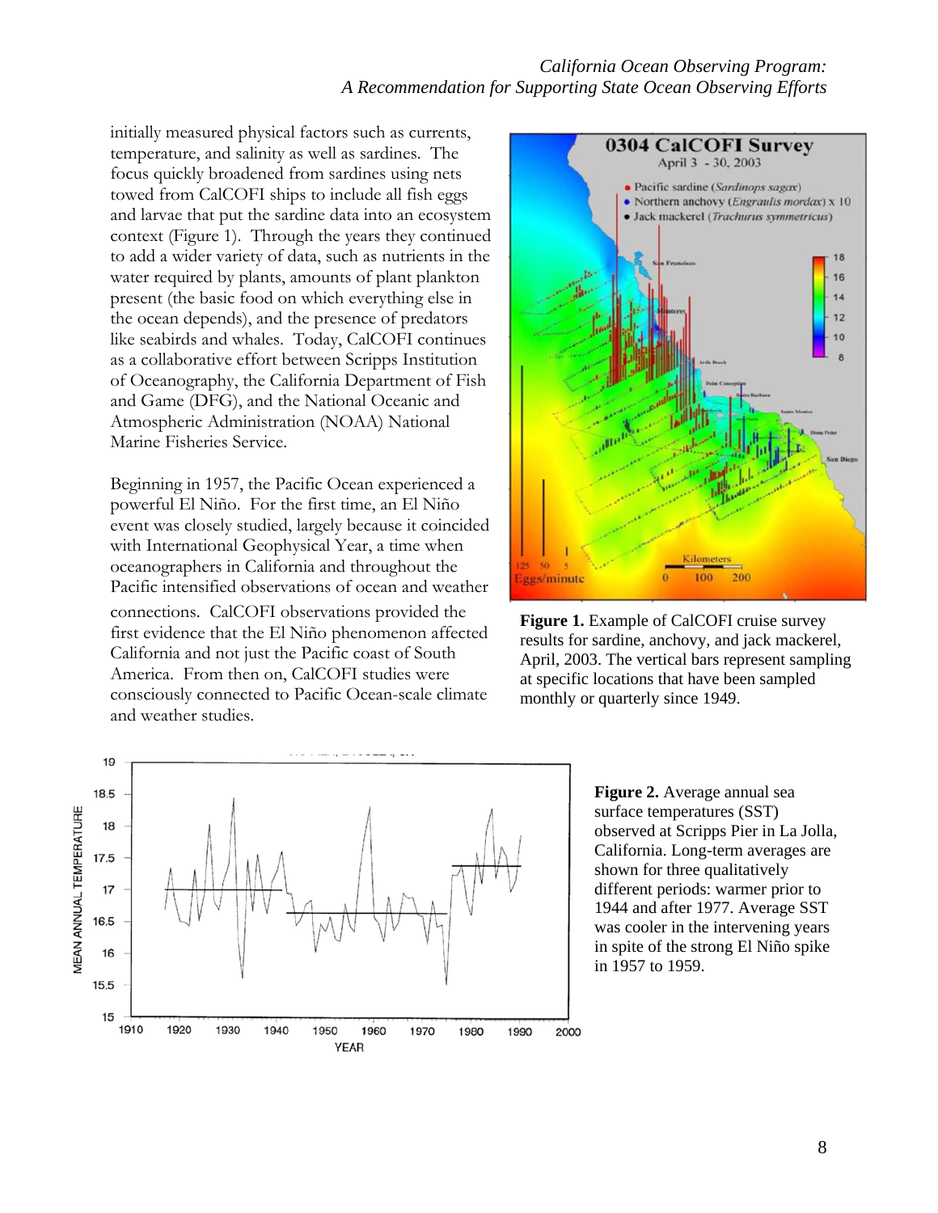initially measured physical factors such as currents, temperature, and salinity as well as sardines. The focus quickly broadened from sardines using nets towed from CalCOFI ships to include all fish eggs and larvae that put the sardine data into an ecosystem context (Figure 1). Through the years they continued to add a wider variety of data, such as nutrients in the water required by plants, amounts of plant plankton present (the basic food on which everything else in the ocean depends), and the presence of predators like seabirds and whales. Today, CalCOFI continues as a collaborative effort between Scripps Institution of Oceanography, the California Department of Fish and Game (DFG), and the National Oceanic and Atmospheric Administration (NOAA) National Marine Fisheries Service.

Beginning in 1957, the Pacific Ocean experienced a powerful El Niño. For the first time, an El Niño event was closely studied, largely because it coincided with International Geophysical Year, a time when oceanographers in California and throughout the Pacific intensified observations of ocean and weather connections. CalCOFI observations provided the first evidence that the El Niño phenomenon affected California and not just the Pacific coast of South America. From then on, CalCOFI studies were consciously connected to Pacific Ocean-scale climate and weather studies.

**Figure 1.** Example of CalCOFI cruise survey results for sardine, anchovy, and jack mackerel, April, 2003. The vertical bars represent sampling at specific locations that have been sampled monthly or quarterly since 1949.

**Figure 2.** Average annual sea surface temperatures (SST) observed at Scripps Pier in La Jolla, California. Long-term averages are shown for three qualitatively different periods: warmer prior to 1944 and after 1977. Average SST was cooler in the intervening years in spite of the strong El Niño spike in 1957 to 1959.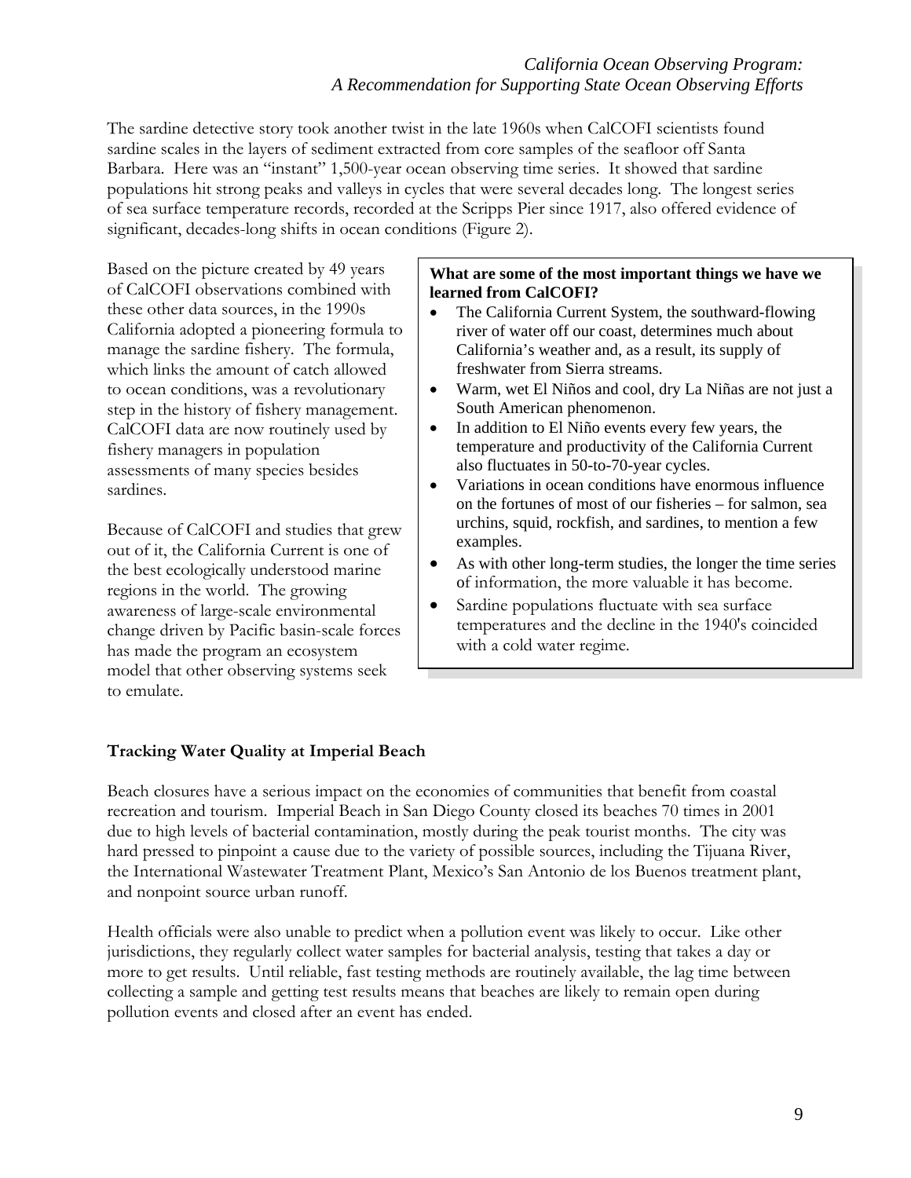The sardine detective story took another twist in the late 1960s when CalCOFI scientists found sardine scales in the layers of sediment extracted from core samples of the seafloor off Santa Barbara. Here was an "instant" 1,500-year ocean observing time series. It showed that sardine populations hit strong peaks and valleys in cycles that were several decades long. The longest series of sea surface temperature records, recorded at the Scripps Pier since 1917, also offered evidence of significant, decades-long shifts in ocean conditions (Figure 2).

Based on the picture created by 49 years of CalCOFI observations combined with these other data sources, in the 1990s California adopted a pioneering formula to manage the sardine fishery. The formula, which links the amount of catch allowed to ocean conditions, was a revolutionary step in the history of fishery management. CalCOFI data are now routinely used by fishery managers in population assessments of many species besides sardines.

Because of CalCOFI and studies that grew out of it, the California Current is one of the best ecologically understood marine regions in the world. The growing awareness of large-scale environmental change driven by Pacific basin-scale forces has made the program an ecosystem model that other observing systems seek to emulate.

**What are some of the most important things we have we learned from CalCOFI?**

- The California Current System, the southward-flowing river of water off our coast, determines much about California's weather and, as a result, its supply of freshwater from Sierra streams.
- Warm, wet El Niños and cool, dry La Niñas are not just a South American phenomenon.
- In addition to El Niño events every few years, the temperature and productivity of the California Current also fluctuates in 50-to-70-year cycles.
- Variations in ocean conditions have enormous influence on the fortunes of most of our fisheries – for salmon, sea urchins, squid, rockfish, and sardines, to mention a few examples.
- As with other long-term studies, the longer the time series of information, the more valuable it has become.
- Sardine populations fluctuate with sea surface temperatures and the decline in the 1940's coincided with a cold water regime.

## Tracking Water Quality at Imperial Beach

Beach closures have a serious impact on the economies of communities that benefit from coastal recreation and tourism. Imperial Beach in San Diego County closed its beaches 70 times in 2001 due to high levels of bacterial contamination, mostly during the peak tourist months. The city was hard pressed to pinpoint a cause due to the variety of possible sources, including the Tijuana River, the International Wastewater Treatment Plant, Mexico's San Antonio de los Buenos treatment plant, and nonpoint source urban runoff.

Health officials were also unable to predict when a pollution event was likely to occur. Like other jurisdictions, they regularly collect water samples for bacterial analysis, testing that takes a day or more to get results. Until reliable, fast testing methods are routinely available, the lag time between collecting a sample and getting test results means that beaches are likely to remain open during pollution events and closed after an event has ended.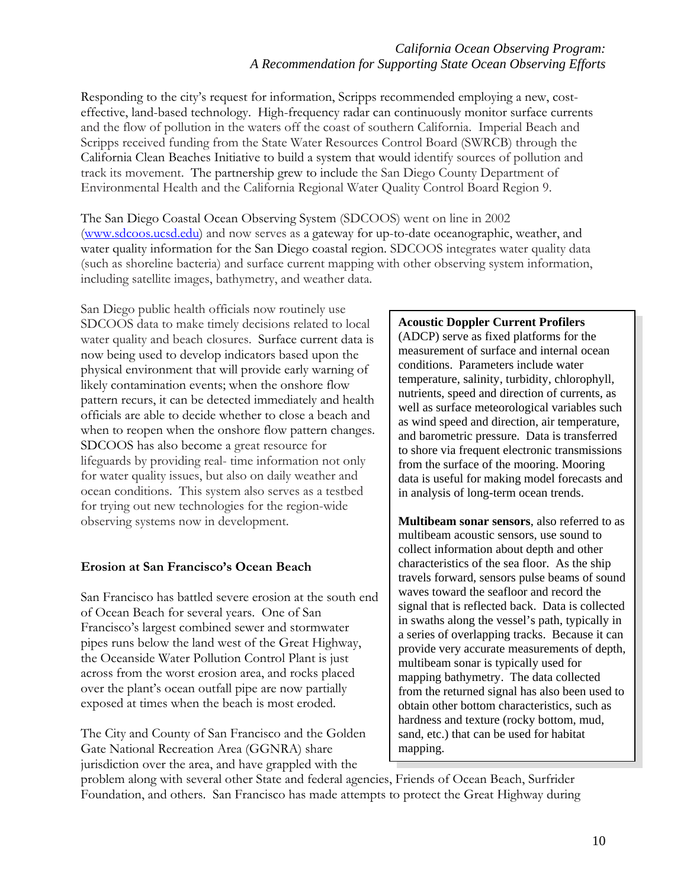Responding to the city's request for information, Scripps recommended employing a new, cost-effective, land-based technology. High-frequency radar can continuously monitor surface currents and the flow of pollution in the waters off the coast of southern California. Imperial Beach and Scripps received funding from the State Water Resources Control Board (SWRCB) through the California Clean Beaches Initiative to build a system that would identify sources of pollution and track its movement. The partnership grew to include the San Diego County Department of Environmental Health and the California Regional Water Quality Control Board Region 9.

The San Diego Coastal Ocean Observing System (SDCOOS) went on line in 2002 (www.sdcoos.ucsd.edu) and now serves as a gateway for up-to-date oceanographic, weather, and water quality information for the San Diego coastal region. SDCOOS integrates water quality data (such as shoreline bacteria) and surface current mapping with other observing system information, including satellite images, bathymetry, and weather data.

San Diego public health officials now routinely use SDCOOS data to make timely decisions related to local water quality and beach closures. Surface current data is now being used to develop indicators based upon the physical environment that will provide early warning of likely contamination events; when the onshore flow pattern recurs, it can be detected immediately and health officials are able to decide whether to close a beach and when to reopen when the onshore flow pattern changes. SDCOOS has also become a great resource for lifeguards by providing real- time information not only for water quality issues, but also on daily weather and ocean conditions. This system also serves as a testbed for trying out new technologies for the region-wide observing systems now in development.

> **Acoustic Doppler Current Profilers** (ADCP) serve as fixed platforms for the measurement of surface and internal ocean conditions. Parameters include water temperature, salinity, turbidity, chlorophyll, nutrients, speed and direction of currents, as well as surface meteorological variables such as wind speed and direction, air temperature, and barometric pressure. Data is transferred to shore via frequent electronic transmissions from the surface of the mooring. Mooring data is useful for making model forecasts and in analysis of long-term ocean trends.
>
> **Multibeam sonar sensors**, also referred to as multibeam acoustic sensors, use sound to collect information about depth and other characteristics of the sea floor. As the ship travels forward, sensors pulse beams of sound waves toward the seafloor and record the signal that is reflected back. Data is collected in swaths along the vessel's path, typically in a series of overlapping tracks. Because it can provide very accurate measurements of depth, multibeam sonar is typically used for mapping bathymetry. The data collected from the returned signal has also been used to obtain other bottom characteristics, such as hardness and texture (rocky bottom, mud, sand, etc.) that can be used for habitat mapping.

### Erosion at San Francisco's Ocean Beach

San Francisco has battled severe erosion at the south end of Ocean Beach for several years. One of San Francisco's largest combined sewer and stormwater pipes runs below the land west of the Great Highway, the Oceanside Water Pollution Control Plant is just across from the worst erosion area, and rocks placed over the plant's ocean outfall pipe are now partially exposed at times when the beach is most eroded.

The City and County of San Francisco and the Golden Gate National Recreation Area (GGNRA) share jurisdiction over the area, and have grappled with the problem along with several other State and federal agencies, Friends of Ocean Beach, Surfrider Foundation, and others. San Francisco has made attempts to protect the Great Highway during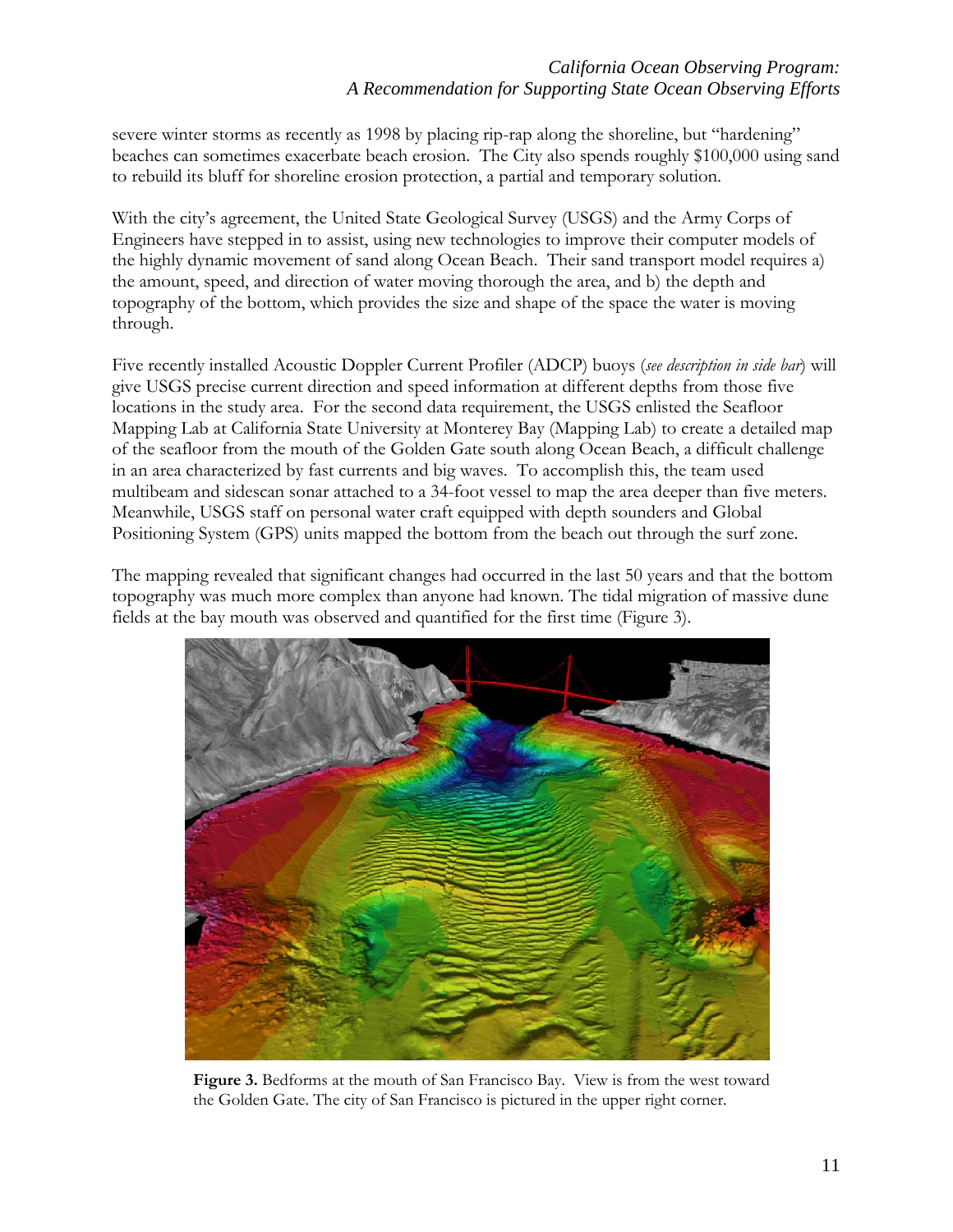severe winter storms as recently as 1998 by placing rip-rap along the shoreline, but "hardening" beaches can sometimes exacerbate beach erosion. The City also spends roughly $100,000 using sand to rebuild its bluff for shoreline erosion protection, a partial and temporary solution.

With the city's agreement, the United State Geological Survey (USGS) and the Army Corps of Engineers have stepped in to assist, using new technologies to improve their computer models of the highly dynamic movement of sand along Ocean Beach. Their sand transport model requires a) the amount, speed, and direction of water moving thorough the area, and b) the depth and topography of the bottom, which provides the size and shape of the space the water is moving through.

Five recently installed Acoustic Doppler Current Profiler (ADCP) buoys (*see description in side bar*) will give USGS precise current direction and speed information at different depths from those five locations in the study area. For the second data requirement, the USGS enlisted the Seafloor Mapping Lab at California State University at Monterey Bay (Mapping Lab) to create a detailed map of the seafloor from the mouth of the Golden Gate south along Ocean Beach, a difficult challenge in an area characterized by fast currents and big waves. To accomplish this, the team used multibeam and sidescan sonar attached to a 34-foot vessel to map the area deeper than five meters. Meanwhile, USGS staff on personal water craft equipped with depth sounders and Global Positioning System (GPS) units mapped the bottom from the beach out through the surf zone.

The mapping revealed that significant changes had occurred in the last 50 years and that the bottom topography was much more complex than anyone had known. The tidal migration of massive dune fields at the bay mouth was observed and quantified for the first time (Figure 3).

**Figure 3.** Bedforms at the mouth of San Francisco Bay. View is from the west toward the Golden Gate. The city of San Francisco is pictured in the upper right corner.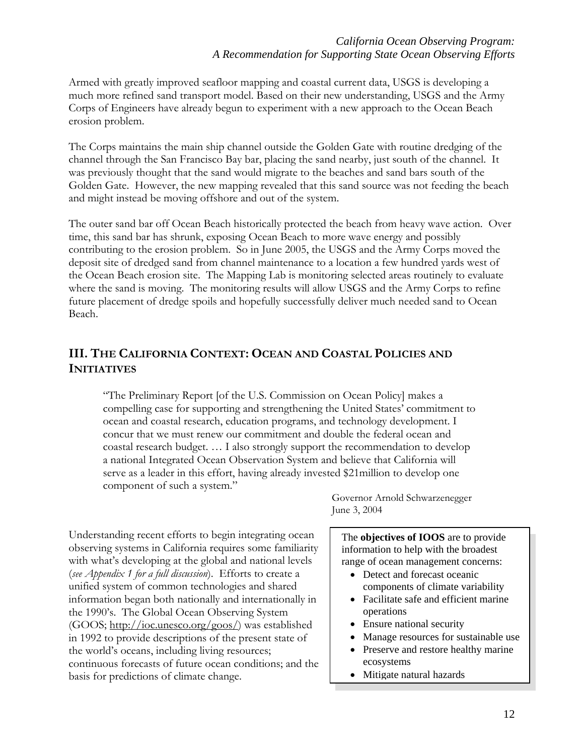Armed with greatly improved seafloor mapping and coastal current data, USGS is developing a much more refined sand transport model. Based on their new understanding, USGS and the Army Corps of Engineers have already begun to experiment with a new approach to the Ocean Beach erosion problem.

The Corps maintains the main ship channel outside the Golden Gate with routine dredging of the channel through the San Francisco Bay bar, placing the sand nearby, just south of the channel. It was previously thought that the sand would migrate to the beaches and sand bars south of the Golden Gate. However, the new mapping revealed that this sand source was not feeding the beach and might instead be moving offshore and out of the system.

The outer sand bar off Ocean Beach historically protected the beach from heavy wave action. Over time, this sand bar has shrunk, exposing Ocean Beach to more wave energy and possibly contributing to the erosion problem. So in June 2005, the USGS and the Army Corps moved the deposit site of dredged sand from channel maintenance to a location a few hundred yards west of the Ocean Beach erosion site. The Mapping Lab is monitoring selected areas routinely to evaluate where the sand is moving. The monitoring results will allow USGS and the Army Corps to refine future placement of dredge spoils and hopefully successfully deliver much needed sand to Ocean Beach.

## III. The California Context: Ocean and Coastal Policies and Initiatives

> "The Preliminary Report [of the U.S. Commission on Ocean Policy] makes a compelling case for supporting and strengthening the United States' commitment to ocean and coastal research, education programs, and technology development. I concur that we must renew our commitment and double the federal ocean and coastal research budget. … I also strongly support the recommendation to develop a national Integrated Ocean Observation System and believe that California will serve as a leader in this effort, having already invested $21million to develop one component of such a system."
>
> Governor Arnold Schwarzenegger
> June 3, 2004

Understanding recent efforts to begin integrating ocean observing systems in California requires some familiarity with what's developing at the global and national levels (*see Appendix 1 for a full discussion*). Efforts to create a unified system of common technologies and shared information began both nationally and internationally in the 1990's. The Global Ocean Observing System (GOOS; http://ioc.unesco.org/goos/) was established in 1992 to provide descriptions of the present state of the world's oceans, including living resources; continuous forecasts of future ocean conditions; and the basis for predictions of climate change.

The **objectives of IOOS** are to provide information to help with the broadest range of ocean management concerns:

- Detect and forecast oceanic components of climate variability
- Facilitate safe and efficient marine operations
- Ensure national security
- Manage resources for sustainable use
- Preserve and restore healthy marine ecosystems
- Mitigate natural hazards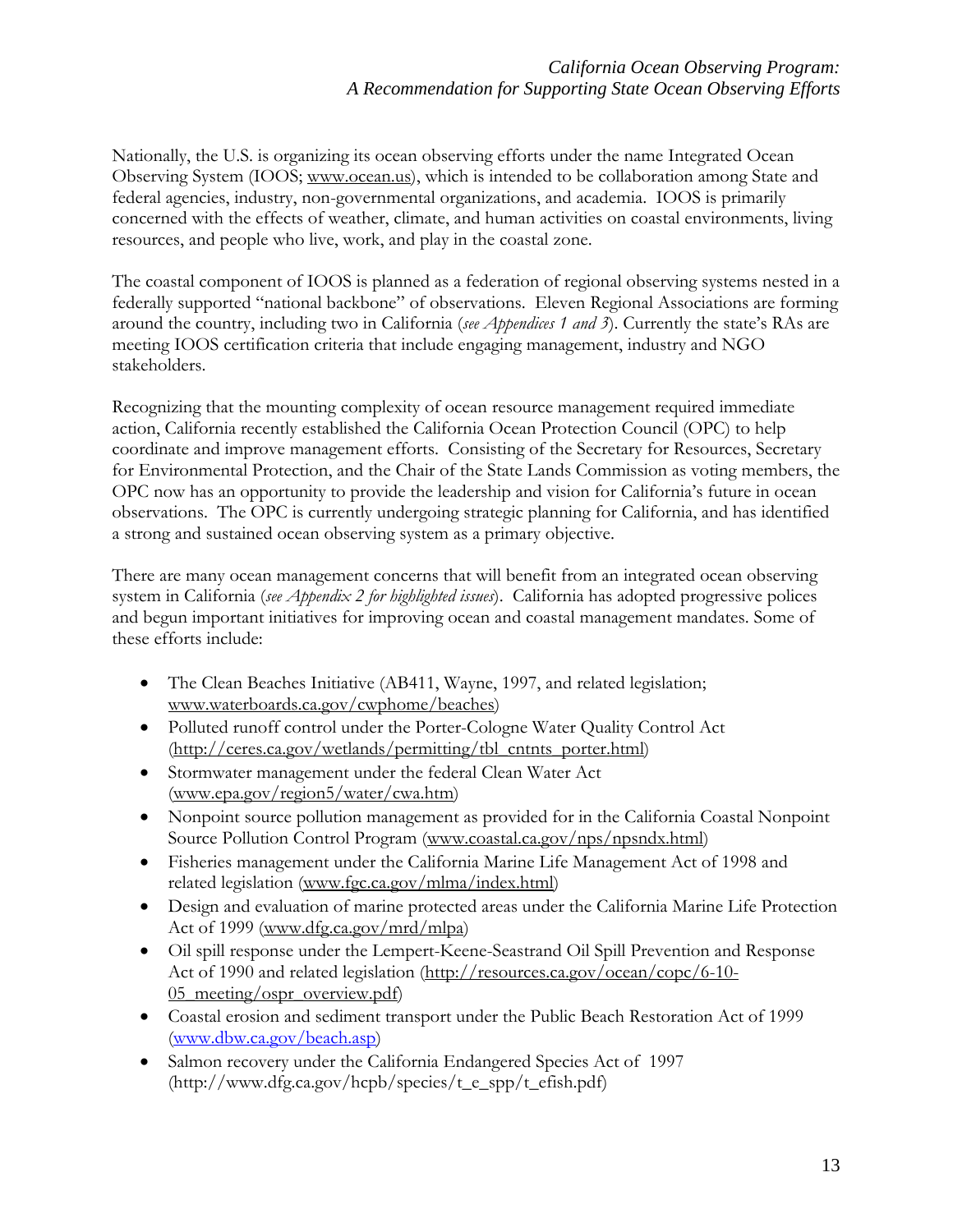Nationally, the U.S. is organizing its ocean observing efforts under the name Integrated Ocean Observing System (IOOS; www.ocean.us), which is intended to be collaboration among State and federal agencies, industry, non-governmental organizations, and academia. IOOS is primarily concerned with the effects of weather, climate, and human activities on coastal environments, living resources, and people who live, work, and play in the coastal zone.

The coastal component of IOOS is planned as a federation of regional observing systems nested in a federally supported "national backbone" of observations. Eleven Regional Associations are forming around the country, including two in California (*see Appendices 1 and 3*). Currently the state's RAs are meeting IOOS certification criteria that include engaging management, industry and NGO stakeholders.

Recognizing that the mounting complexity of ocean resource management required immediate action, California recently established the California Ocean Protection Council (OPC) to help coordinate and improve management efforts. Consisting of the Secretary for Resources, Secretary for Environmental Protection, and the Chair of the State Lands Commission as voting members, the OPC now has an opportunity to provide the leadership and vision for California's future in ocean observations. The OPC is currently undergoing strategic planning for California, and has identified a strong and sustained ocean observing system as a primary objective.

There are many ocean management concerns that will benefit from an integrated ocean observing system in California (*see Appendix 2 for highlighted issues*). California has adopted progressive polices and begun important initiatives for improving ocean and coastal management mandates. Some of these efforts include:

- The Clean Beaches Initiative (AB411, Wayne, 1997, and related legislation; www.waterboards.ca.gov/cwphome/beaches)
- Polluted runoff control under the Porter-Cologne Water Quality Control Act (http://ceres.ca.gov/wetlands/permitting/tbl_cntnts_porter.html)
- Stormwater management under the federal Clean Water Act (www.epa.gov/region5/water/cwa.htm)
- Nonpoint source pollution management as provided for in the California Coastal Nonpoint Source Pollution Control Program (www.coastal.ca.gov/nps/npsndx.html)
- Fisheries management under the California Marine Life Management Act of 1998 and related legislation (www.fgc.ca.gov/mlma/index.html)
- Design and evaluation of marine protected areas under the California Marine Life Protection Act of 1999 (www.dfg.ca.gov/mrd/mlpa)
- Oil spill response under the Lempert-Keene-Seastrand Oil Spill Prevention and Response Act of 1990 and related legislation (http://resources.ca.gov/ocean/copc/6-10-05_meeting/ospr_overview.pdf)
- Coastal erosion and sediment transport under the Public Beach Restoration Act of 1999 (www.dbw.ca.gov/beach.asp)
- Salmon recovery under the California Endangered Species Act of 1997 (http://www.dfg.ca.gov/hcpb/species/t_e_spp/t_efish.pdf)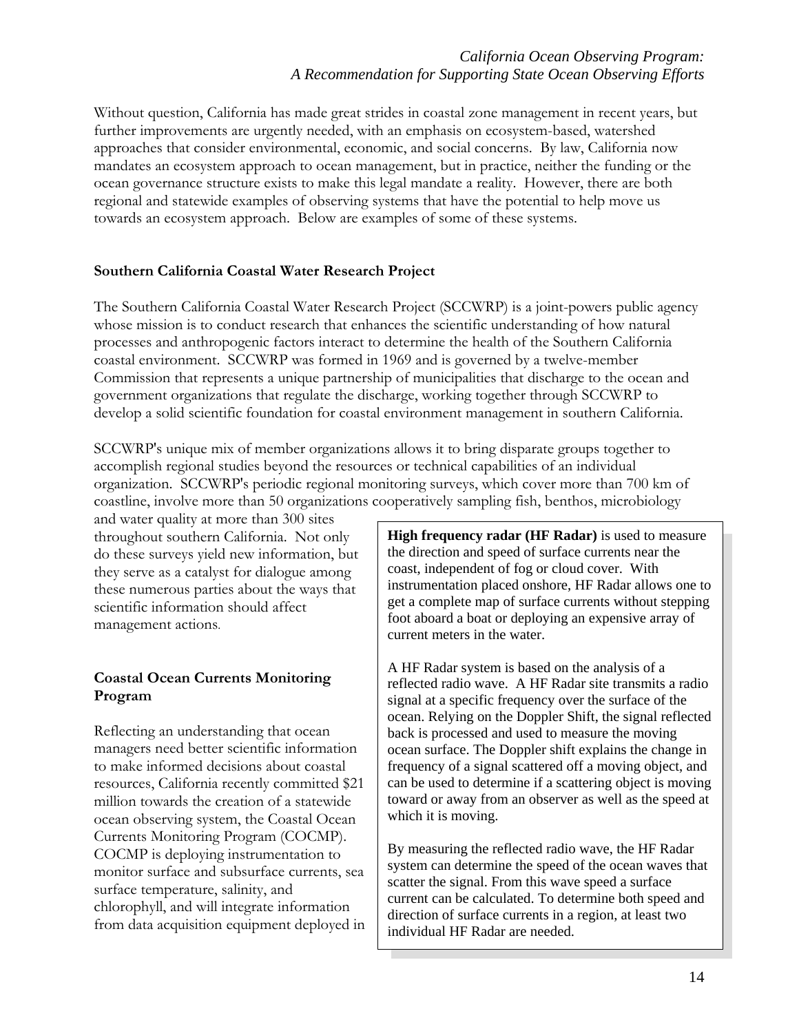Without question, California has made great strides in coastal zone management in recent years, but further improvements are urgently needed, with an emphasis on ecosystem-based, watershed approaches that consider environmental, economic, and social concerns. By law, California now mandates an ecosystem approach to ocean management, but in practice, neither the funding or the ocean governance structure exists to make this legal mandate a reality. However, there are both regional and statewide examples of observing systems that have the potential to help move us towards an ecosystem approach. Below are examples of some of these systems.

### Southern California Coastal Water Research Project

The Southern California Coastal Water Research Project (SCCWRP) is a joint-powers public agency whose mission is to conduct research that enhances the scientific understanding of how natural processes and anthropogenic factors interact to determine the health of the Southern California coastal environment. SCCWRP was formed in 1969 and is governed by a twelve-member Commission that represents a unique partnership of municipalities that discharge to the ocean and government organizations that regulate the discharge, working together through SCCWRP to develop a solid scientific foundation for coastal environment management in southern California.

SCCWRP's unique mix of member organizations allows it to bring disparate groups together to accomplish regional studies beyond the resources or technical capabilities of an individual organization. SCCWRP's periodic regional monitoring surveys, which cover more than 700 km of coastline, involve more than 50 organizations cooperatively sampling fish, benthos, microbiology and water quality at more than 300 sites throughout southern California. Not only do these surveys yield new information, but they serve as a catalyst for dialogue among these numerous parties about the ways that scientific information should affect management actions.

### Coastal Ocean Currents Monitoring Program

Reflecting an understanding that ocean managers need better scientific information to make informed decisions about coastal resources, California recently committed $21 million towards the creation of a statewide ocean observing system, the Coastal Ocean Currents Monitoring Program (COCMP). COCMP is deploying instrumentation to monitor surface and subsurface currents, sea surface temperature, salinity, and chlorophyll, and will integrate information from data acquisition equipment deployed in

**High frequency radar (HF Radar)** is used to measure the direction and speed of surface currents near the coast, independent of fog or cloud cover. With instrumentation placed onshore, HF Radar allows one to get a complete map of surface currents without stepping foot aboard a boat or deploying an expensive array of current meters in the water.

A HF Radar system is based on the analysis of a reflected radio wave. A HF Radar site transmits a radio signal at a specific frequency over the surface of the ocean. Relying on the Doppler Shift, the signal reflected back is processed and used to measure the moving ocean surface. The Doppler shift explains the change in frequency of a signal scattered off a moving object, and can be used to determine if a scattering object is moving toward or away from an observer as well as the speed at which it is moving.

By measuring the reflected radio wave, the HF Radar system can determine the speed of the ocean waves that scatter the signal. From this wave speed a surface current can be calculated. To determine both speed and direction of surface currents in a region, at least two individual HF Radar are needed.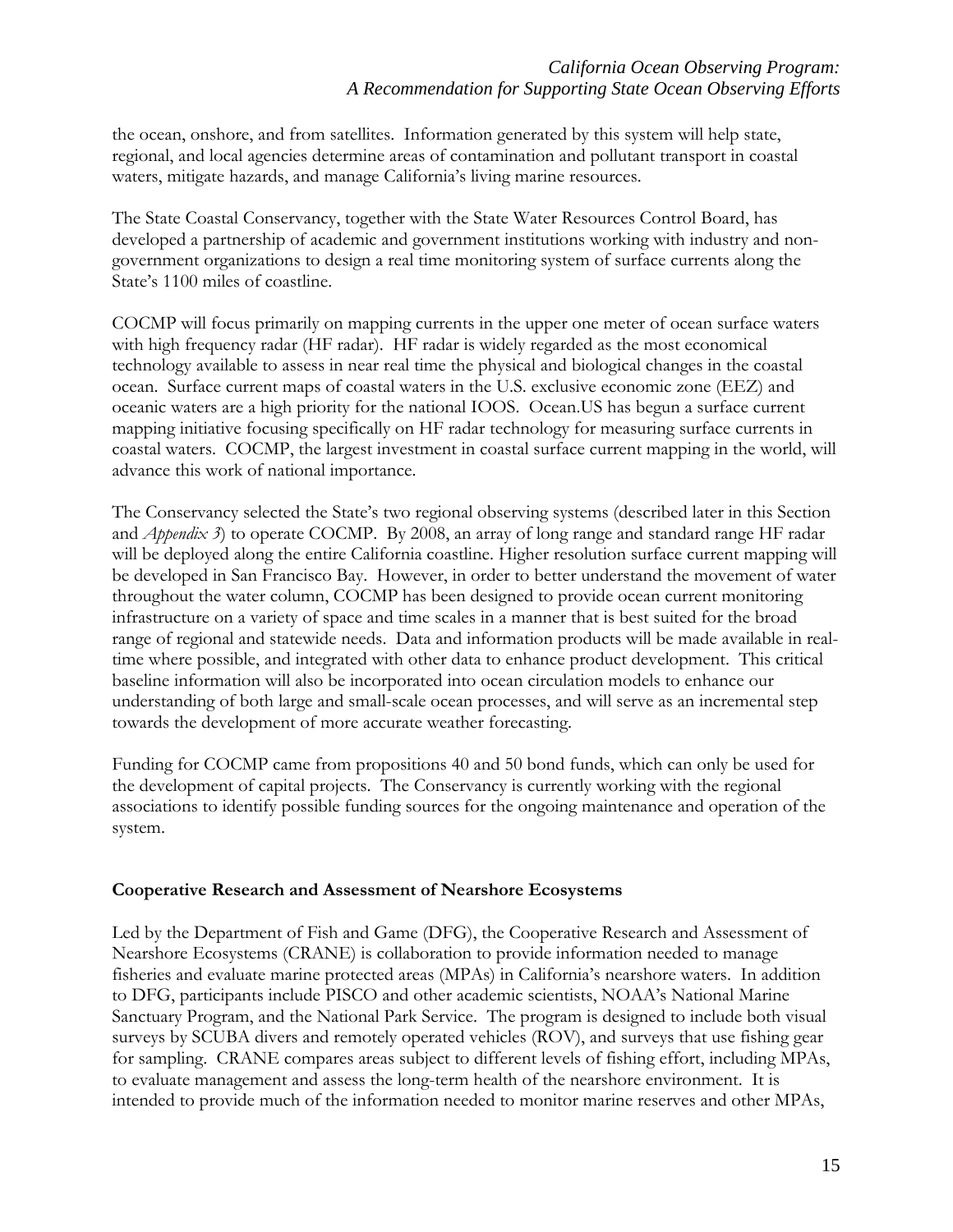the ocean, onshore, and from satellites. Information generated by this system will help state, regional, and local agencies determine areas of contamination and pollutant transport in coastal waters, mitigate hazards, and manage California's living marine resources.

The State Coastal Conservancy, together with the State Water Resources Control Board, has developed a partnership of academic and government institutions working with industry and non-government organizations to design a real time monitoring system of surface currents along the State's 1100 miles of coastline.

COCMP will focus primarily on mapping currents in the upper one meter of ocean surface waters with high frequency radar (HF radar). HF radar is widely regarded as the most economical technology available to assess in near real time the physical and biological changes in the coastal ocean. Surface current maps of coastal waters in the U.S. exclusive economic zone (EEZ) and oceanic waters are a high priority for the national IOOS. Ocean.US has begun a surface current mapping initiative focusing specifically on HF radar technology for measuring surface currents in coastal waters. COCMP, the largest investment in coastal surface current mapping in the world, will advance this work of national importance.

The Conservancy selected the State's two regional observing systems (described later in this Section and *Appendix 3*) to operate COCMP. By 2008, an array of long range and standard range HF radar will be deployed along the entire California coastline. Higher resolution surface current mapping will be developed in San Francisco Bay. However, in order to better understand the movement of water throughout the water column, COCMP has been designed to provide ocean current monitoring infrastructure on a variety of space and time scales in a manner that is best suited for the broad range of regional and statewide needs. Data and information products will be made available in real-time where possible, and integrated with other data to enhance product development. This critical baseline information will also be incorporated into ocean circulation models to enhance our understanding of both large and small-scale ocean processes, and will serve as an incremental step towards the development of more accurate weather forecasting.

Funding for COCMP came from propositions 40 and 50 bond funds, which can only be used for the development of capital projects. The Conservancy is currently working with the regional associations to identify possible funding sources for the ongoing maintenance and operation of the system.

**Cooperative Research and Assessment of Nearshore Ecosystems**

Led by the Department of Fish and Game (DFG), the Cooperative Research and Assessment of Nearshore Ecosystems (CRANE) is collaboration to provide information needed to manage fisheries and evaluate marine protected areas (MPAs) in California's nearshore waters. In addition to DFG, participants include PISCO and other academic scientists, NOAA's National Marine Sanctuary Program, and the National Park Service. The program is designed to include both visual surveys by SCUBA divers and remotely operated vehicles (ROV), and surveys that use fishing gear for sampling. CRANE compares areas subject to different levels of fishing effort, including MPAs, to evaluate management and assess the long-term health of the nearshore environment. It is intended to provide much of the information needed to monitor marine reserves and other MPAs,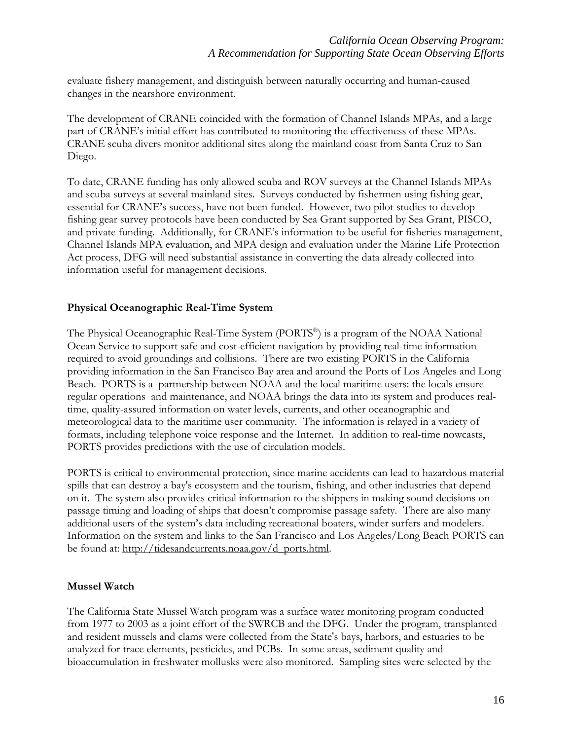evaluate fishery management, and distinguish between naturally occurring and human-caused changes in the nearshore environment.

The development of CRANE coincided with the formation of Channel Islands MPAs, and a large part of CRANE's initial effort has contributed to monitoring the effectiveness of these MPAs. CRANE scuba divers monitor additional sites along the mainland coast from Santa Cruz to San Diego.

To date, CRANE funding has only allowed scuba and ROV surveys at the Channel Islands MPAs and scuba surveys at several mainland sites. Surveys conducted by fishermen using fishing gear, essential for CRANE's success, have not been funded. However, two pilot studies to develop fishing gear survey protocols have been conducted by Sea Grant supported by Sea Grant, PISCO, and private funding. Additionally, for CRANE's information to be useful for fisheries management, Channel Islands MPA evaluation, and MPA design and evaluation under the Marine Life Protection Act process, DFG will need substantial assistance in converting the data already collected into information useful for management decisions.

### Physical Oceanographic Real-Time System

The Physical Oceanographic Real-Time System (PORTS®) is a program of the NOAA National Ocean Service to support safe and cost-efficient navigation by providing real-time information required to avoid groundings and collisions. There are two existing PORTS in the California providing information in the San Francisco Bay area and around the Ports of Los Angeles and Long Beach. PORTS is a partnership between NOAA and the local maritime users: the locals ensure regular operations and maintenance, and NOAA brings the data into its system and produces real-time, quality-assured information on water levels, currents, and other oceanographic and meteorological data to the maritime user community. The information is relayed in a variety of formats, including telephone voice response and the Internet. In addition to real-time nowcasts, PORTS provides predictions with the use of circulation models.

PORTS is critical to environmental protection, since marine accidents can lead to hazardous material spills that can destroy a bay's ecosystem and the tourism, fishing, and other industries that depend on it. The system also provides critical information to the shippers in making sound decisions on passage timing and loading of ships that doesn't compromise passage safety. There are also many additional users of the system's data including recreational boaters, winder surfers and modelers. Information on the system and links to the San Francisco and Los Angeles/Long Beach PORTS can be found at: http://tidesandcurrents.noaa.gov/d_ports.html.

### Mussel Watch

The California State Mussel Watch program was a surface water monitoring program conducted from 1977 to 2003 as a joint effort of the SWRCB and the DFG. Under the program, transplanted and resident mussels and clams were collected from the State's bays, harbors, and estuaries to be analyzed for trace elements, pesticides, and PCBs. In some areas, sediment quality and bioaccumulation in freshwater mollusks were also monitored. Sampling sites were selected by the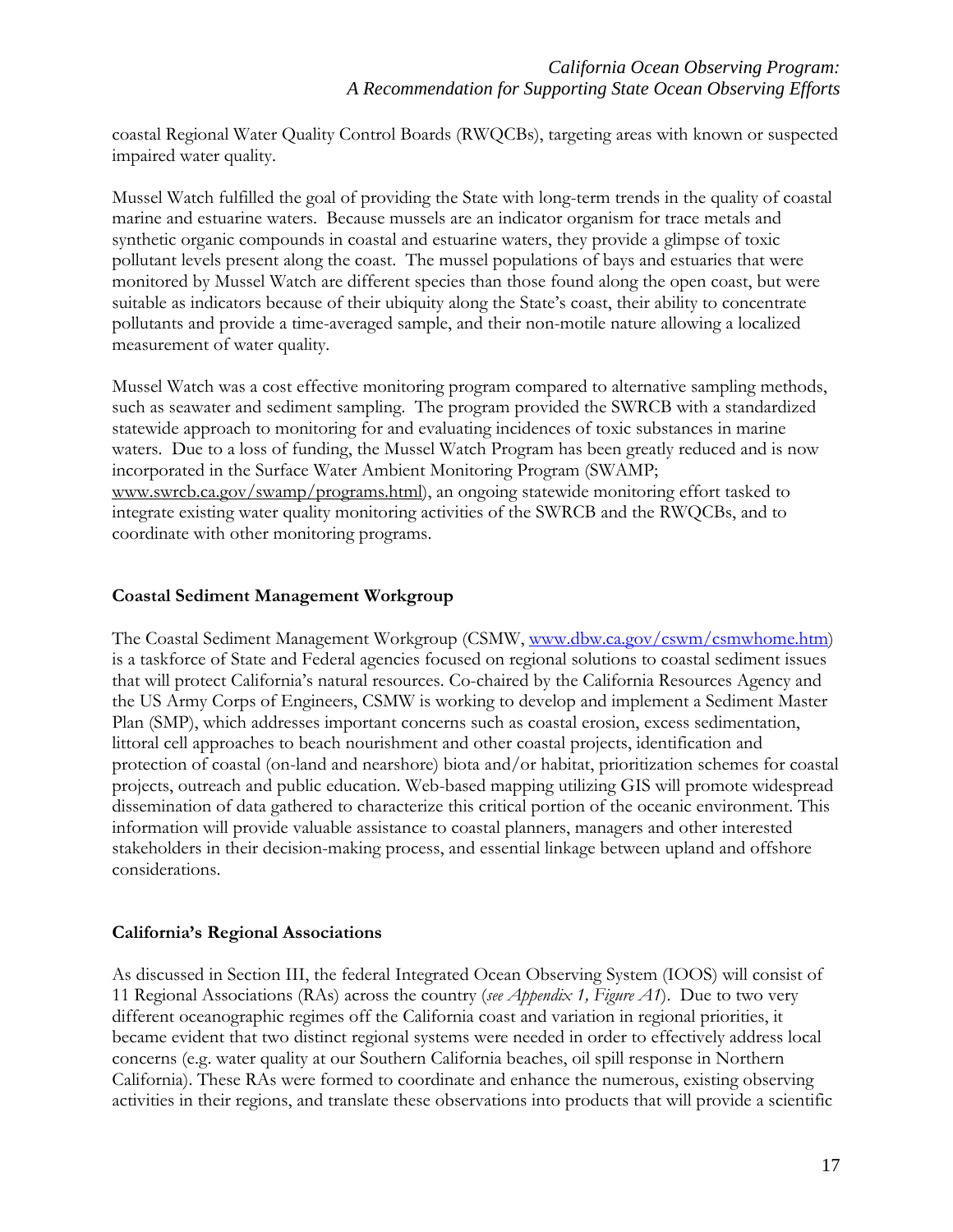coastal Regional Water Quality Control Boards (RWQCBs), targeting areas with known or suspected impaired water quality.

Mussel Watch fulfilled the goal of providing the State with long-term trends in the quality of coastal marine and estuarine waters. Because mussels are an indicator organism for trace metals and synthetic organic compounds in coastal and estuarine waters, they provide a glimpse of toxic pollutant levels present along the coast. The mussel populations of bays and estuaries that were monitored by Mussel Watch are different species than those found along the open coast, but were suitable as indicators because of their ubiquity along the State's coast, their ability to concentrate pollutants and provide a time-averaged sample, and their non-motile nature allowing a localized measurement of water quality.

Mussel Watch was a cost effective monitoring program compared to alternative sampling methods, such as seawater and sediment sampling. The program provided the SWRCB with a standardized statewide approach to monitoring for and evaluating incidences of toxic substances in marine waters. Due to a loss of funding, the Mussel Watch Program has been greatly reduced and is now incorporated in the Surface Water Ambient Monitoring Program (SWAMP; www.swrcb.ca.gov/swamp/programs.html), an ongoing statewide monitoring effort tasked to integrate existing water quality monitoring activities of the SWRCB and the RWQCBs, and to coordinate with other monitoring programs.

**Coastal Sediment Management Workgroup**

The Coastal Sediment Management Workgroup (CSMW, www.dbw.ca.gov/cswm/csmwhome.htm) is a taskforce of State and Federal agencies focused on regional solutions to coastal sediment issues that will protect California's natural resources. Co-chaired by the California Resources Agency and the US Army Corps of Engineers, CSMW is working to develop and implement a Sediment Master Plan (SMP), which addresses important concerns such as coastal erosion, excess sedimentation, littoral cell approaches to beach nourishment and other coastal projects, identification and protection of coastal (on-land and nearshore) biota and/or habitat, prioritization schemes for coastal projects, outreach and public education. Web-based mapping utilizing GIS will promote widespread dissemination of data gathered to characterize this critical portion of the oceanic environment. This information will provide valuable assistance to coastal planners, managers and other interested stakeholders in their decision-making process, and essential linkage between upland and offshore considerations.

**California's Regional Associations**

As discussed in Section III, the federal Integrated Ocean Observing System (IOOS) will consist of 11 Regional Associations (RAs) across the country (*see Appendix 1, Figure A1*). Due to two very different oceanographic regimes off the California coast and variation in regional priorities, it became evident that two distinct regional systems were needed in order to effectively address local concerns (e.g. water quality at our Southern California beaches, oil spill response in Northern California). These RAs were formed to coordinate and enhance the numerous, existing observing activities in their regions, and translate these observations into products that will provide a scientific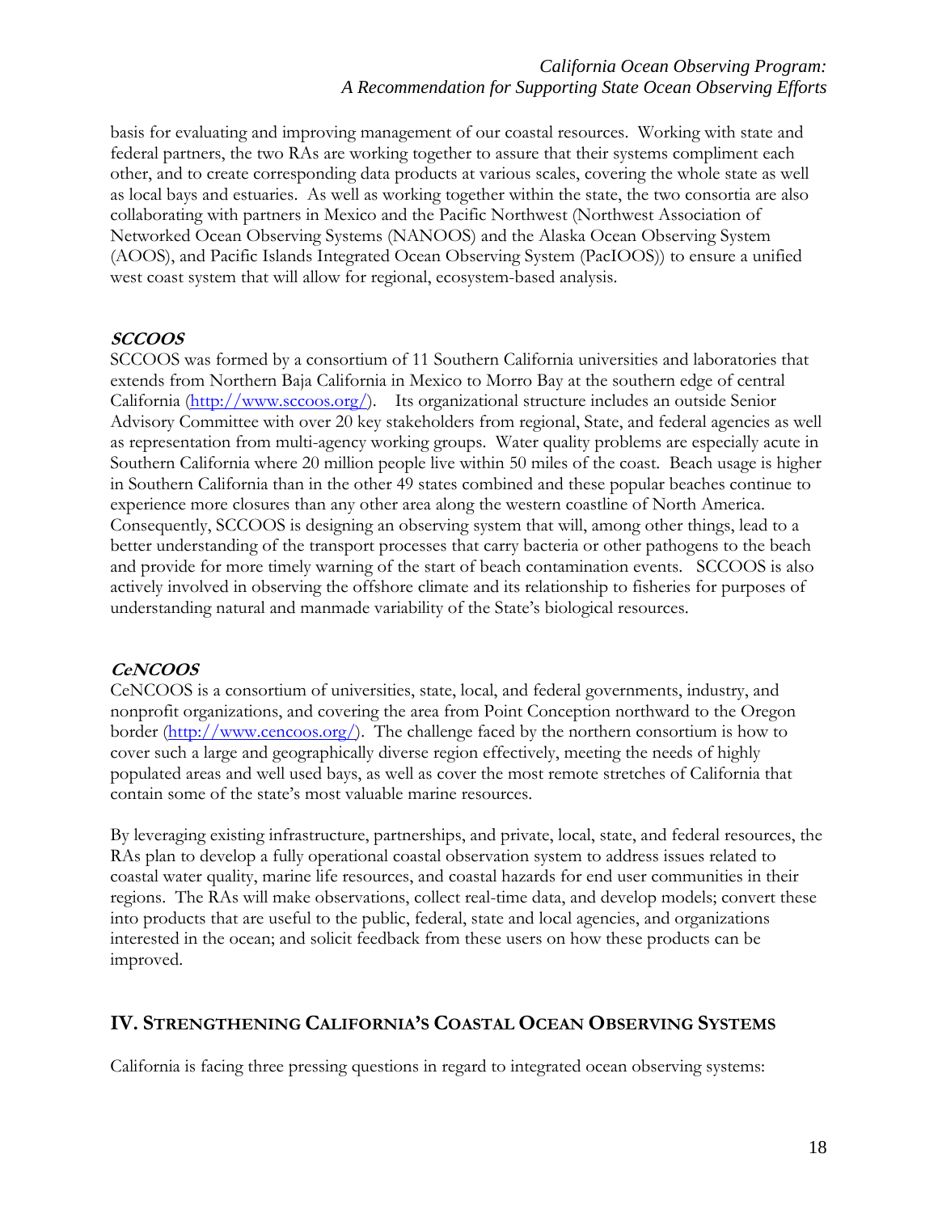basis for evaluating and improving management of our coastal resources. Working with state and federal partners, the two RAs are working together to assure that their systems compliment each other, and to create corresponding data products at various scales, covering the whole state as well as local bays and estuaries. As well as working together within the state, the two consortia are also collaborating with partners in Mexico and the Pacific Northwest (Northwest Association of Networked Ocean Observing Systems (NANOOS) and the Alaska Ocean Observing System (AOOS), and Pacific Islands Integrated Ocean Observing System (PacIOOS)) to ensure a unified west coast system that will allow for regional, ecosystem-based analysis.

### *SCCOOS*

SCCOOS was formed by a consortium of 11 Southern California universities and laboratories that extends from Northern Baja California in Mexico to Morro Bay at the southern edge of central California (http://www.sccoos.org/). Its organizational structure includes an outside Senior Advisory Committee with over 20 key stakeholders from regional, State, and federal agencies as well as representation from multi-agency working groups. Water quality problems are especially acute in Southern California where 20 million people live within 50 miles of the coast. Beach usage is higher in Southern California than in the other 49 states combined and these popular beaches continue to experience more closures than any other area along the western coastline of North America. Consequently, SCCOOS is designing an observing system that will, among other things, lead to a better understanding of the transport processes that carry bacteria or other pathogens to the beach and provide for more timely warning of the start of beach contamination events. SCCOOS is also actively involved in observing the offshore climate and its relationship to fisheries for purposes of understanding natural and manmade variability of the State's biological resources.

### *CeNCOOS*

CeNCOOS is a consortium of universities, state, local, and federal governments, industry, and nonprofit organizations, and covering the area from Point Conception northward to the Oregon border (http://www.cencoos.org/). The challenge faced by the northern consortium is how to cover such a large and geographically diverse region effectively, meeting the needs of highly populated areas and well used bays, as well as cover the most remote stretches of California that contain some of the state's most valuable marine resources.

By leveraging existing infrastructure, partnerships, and private, local, state, and federal resources, the RAs plan to develop a fully operational coastal observation system to address issues related to coastal water quality, marine life resources, and coastal hazards for end user communities in their regions. The RAs will make observations, collect real-time data, and develop models; convert these into products that are useful to the public, federal, state and local agencies, and organizations interested in the ocean; and solicit feedback from these users on how these products can be improved.

## IV. STRENGTHENING CALIFORNIA'S COASTAL OCEAN OBSERVING SYSTEMS

California is facing three pressing questions in regard to integrated ocean observing systems: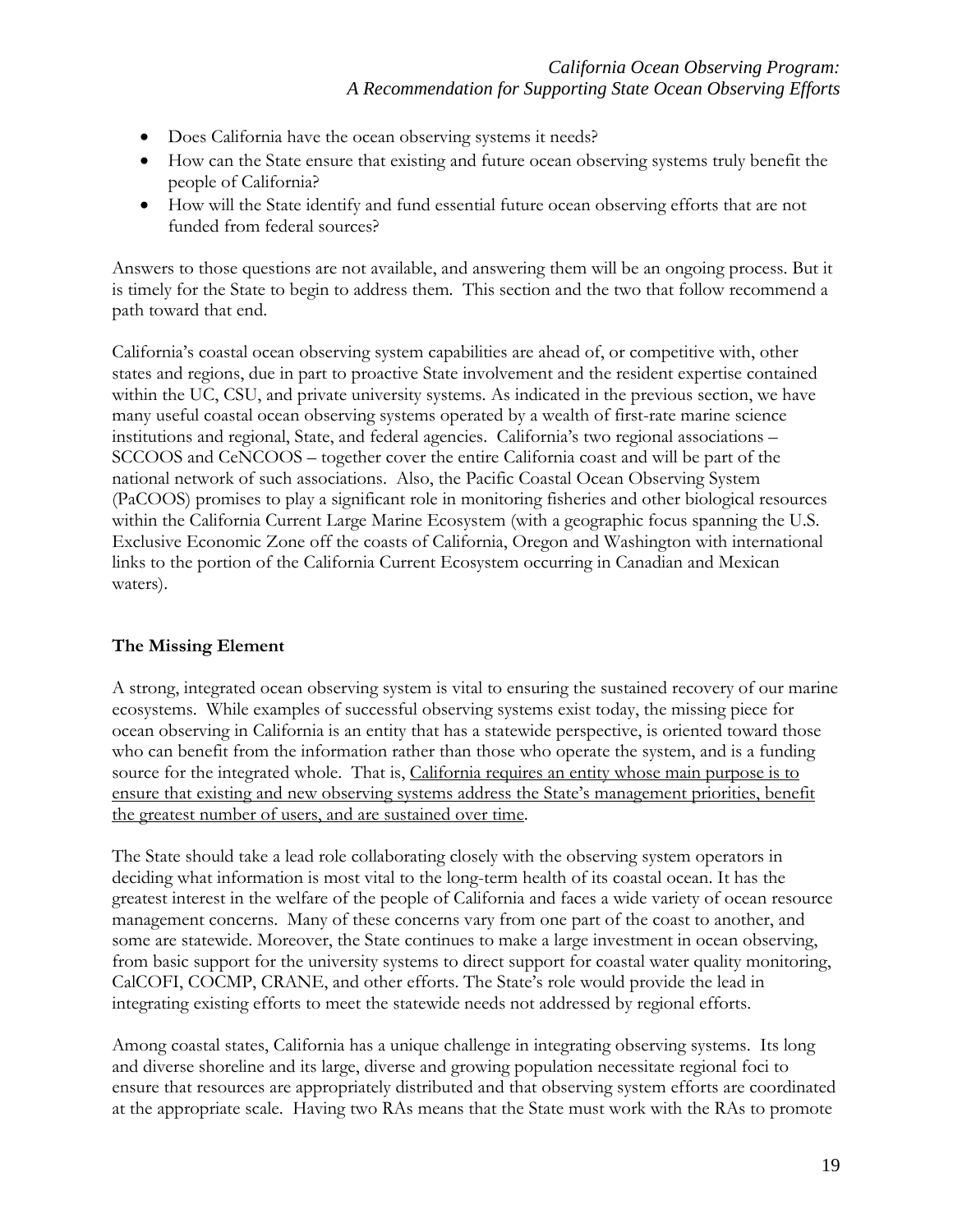- Does California have the ocean observing systems it needs?
- How can the State ensure that existing and future ocean observing systems truly benefit the people of California?
- How will the State identify and fund essential future ocean observing efforts that are not funded from federal sources?

Answers to those questions are not available, and answering them will be an ongoing process. But it is timely for the State to begin to address them. This section and the two that follow recommend a path toward that end.

California's coastal ocean observing system capabilities are ahead of, or competitive with, other states and regions, due in part to proactive State involvement and the resident expertise contained within the UC, CSU, and private university systems. As indicated in the previous section, we have many useful coastal ocean observing systems operated by a wealth of first-rate marine science institutions and regional, State, and federal agencies. California's two regional associations – SCCOOS and CeNCOOS – together cover the entire California coast and will be part of the national network of such associations. Also, the Pacific Coastal Ocean Observing System (PaCOOS) promises to play a significant role in monitoring fisheries and other biological resources within the California Current Large Marine Ecosystem (with a geographic focus spanning the U.S. Exclusive Economic Zone off the coasts of California, Oregon and Washington with international links to the portion of the California Current Ecosystem occurring in Canadian and Mexican waters).

**The Missing Element**

A strong, integrated ocean observing system is vital to ensuring the sustained recovery of our marine ecosystems. While examples of successful observing systems exist today, the missing piece for ocean observing in California is an entity that has a statewide perspective, is oriented toward those who can benefit from the information rather than those who operate the system, and is a funding source for the integrated whole. That is, <u>California requires an entity whose main purpose is to ensure that existing and new observing systems address the State's management priorities, benefit the greatest number of users, and are sustained over time</u>.

The State should take a lead role collaborating closely with the observing system operators in deciding what information is most vital to the long-term health of its coastal ocean. It has the greatest interest in the welfare of the people of California and faces a wide variety of ocean resource management concerns. Many of these concerns vary from one part of the coast to another, and some are statewide. Moreover, the State continues to make a large investment in ocean observing, from basic support for the university systems to direct support for coastal water quality monitoring, CalCOFI, COCMP, CRANE, and other efforts. The State's role would provide the lead in integrating existing efforts to meet the statewide needs not addressed by regional efforts.

Among coastal states, California has a unique challenge in integrating observing systems. Its long and diverse shoreline and its large, diverse and growing population necessitate regional foci to ensure that resources are appropriately distributed and that observing system efforts are coordinated at the appropriate scale. Having two RAs means that the State must work with the RAs to promote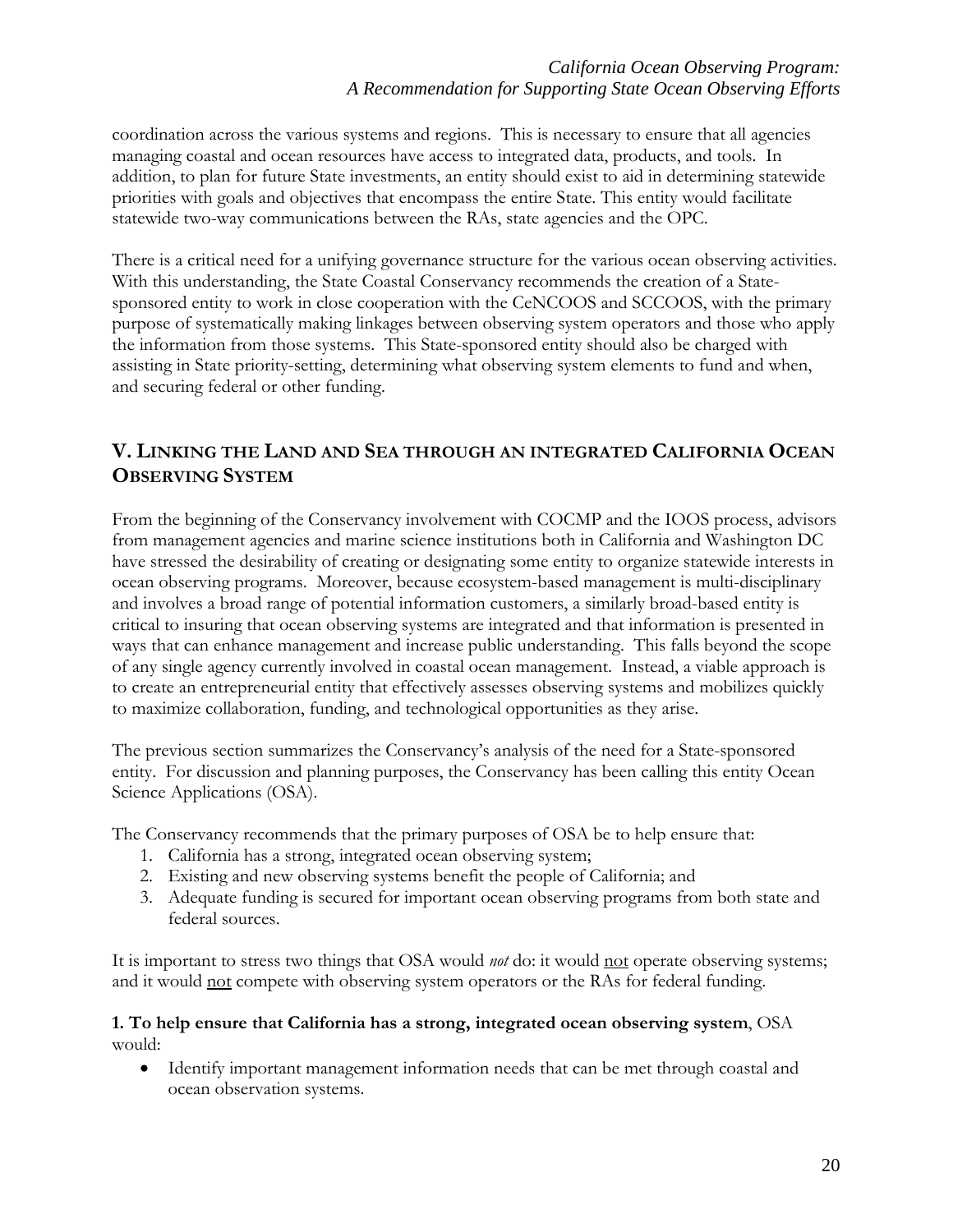coordination across the various systems and regions. This is necessary to ensure that all agencies managing coastal and ocean resources have access to integrated data, products, and tools. In addition, to plan for future State investments, an entity should exist to aid in determining statewide priorities with goals and objectives that encompass the entire State. This entity would facilitate statewide two-way communications between the RAs, state agencies and the OPC.

There is a critical need for a unifying governance structure for the various ocean observing activities. With this understanding, the State Coastal Conservancy recommends the creation of a State-sponsored entity to work in close cooperation with the CeNCOOS and SCCOOS, with the primary purpose of systematically making linkages between observing system operators and those who apply the information from those systems. This State-sponsored entity should also be charged with assisting in State priority-setting, determining what observing system elements to fund and when, and securing federal or other funding.

## V. Linking the Land and Sea through an integrated California Ocean Observing System

From the beginning of the Conservancy involvement with COCMP and the IOOS process, advisors from management agencies and marine science institutions both in California and Washington DC have stressed the desirability of creating or designating some entity to organize statewide interests in ocean observing programs. Moreover, because ecosystem-based management is multi-disciplinary and involves a broad range of potential information customers, a similarly broad-based entity is critical to insuring that ocean observing systems are integrated and that information is presented in ways that can enhance management and increase public understanding. This falls beyond the scope of any single agency currently involved in coastal ocean management. Instead, a viable approach is to create an entrepreneurial entity that effectively assesses observing systems and mobilizes quickly to maximize collaboration, funding, and technological opportunities as they arise.

The previous section summarizes the Conservancy's analysis of the need for a State-sponsored entity. For discussion and planning purposes, the Conservancy has been calling this entity Ocean Science Applications (OSA).

The Conservancy recommends that the primary purposes of OSA be to help ensure that:

1. California has a strong, integrated ocean observing system;
2. Existing and new observing systems benefit the people of California; and
3. Adequate funding is secured for important ocean observing programs from both state and federal sources.

It is important to stress two things that OSA would *not* do: it would not operate observing systems; and it would not compete with observing system operators or the RAs for federal funding.

**1. To help ensure that California has a strong, integrated ocean observing system**, OSA would:

- Identify important management information needs that can be met through coastal and ocean observation systems.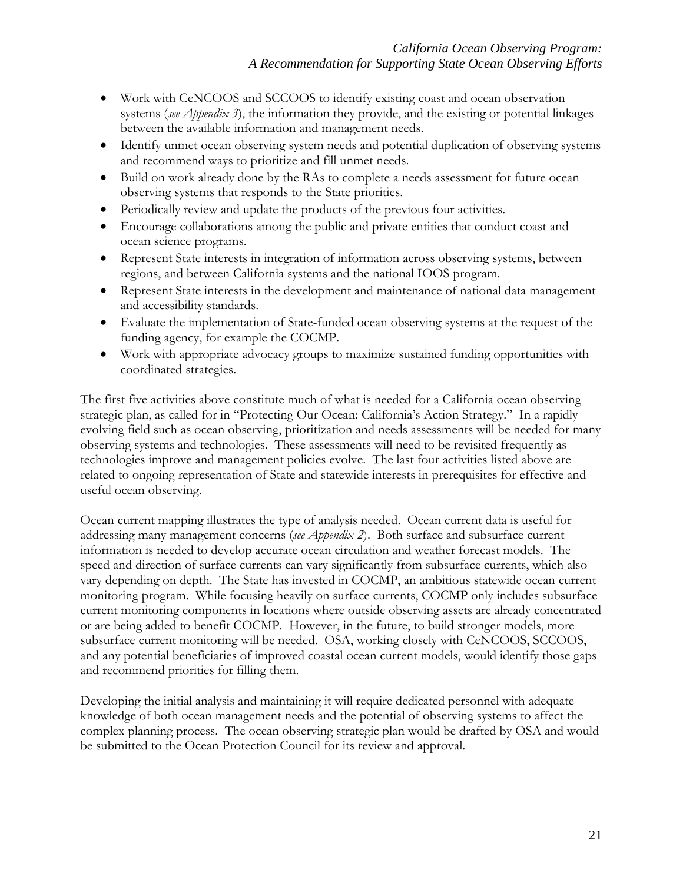- Work with CeNCOOS and SCCOOS to identify existing coast and ocean observation systems (*see Appendix 3*), the information they provide, and the existing or potential linkages between the available information and management needs.
- Identify unmet ocean observing system needs and potential duplication of observing systems and recommend ways to prioritize and fill unmet needs.
- Build on work already done by the RAs to complete a needs assessment for future ocean observing systems that responds to the State priorities.
- Periodically review and update the products of the previous four activities.
- Encourage collaborations among the public and private entities that conduct coast and ocean science programs.
- Represent State interests in integration of information across observing systems, between regions, and between California systems and the national IOOS program.
- Represent State interests in the development and maintenance of national data management and accessibility standards.
- Evaluate the implementation of State-funded ocean observing systems at the request of the funding agency, for example the COCMP.
- Work with appropriate advocacy groups to maximize sustained funding opportunities with coordinated strategies.

The first five activities above constitute much of what is needed for a California ocean observing strategic plan, as called for in "Protecting Our Ocean: California's Action Strategy." In a rapidly evolving field such as ocean observing, prioritization and needs assessments will be needed for many observing systems and technologies. These assessments will need to be revisited frequently as technologies improve and management policies evolve. The last four activities listed above are related to ongoing representation of State and statewide interests in prerequisites for effective and useful ocean observing.

Ocean current mapping illustrates the type of analysis needed. Ocean current data is useful for addressing many management concerns (*see Appendix 2*). Both surface and subsurface current information is needed to develop accurate ocean circulation and weather forecast models. The speed and direction of surface currents can vary significantly from subsurface currents, which also vary depending on depth. The State has invested in COCMP, an ambitious statewide ocean current monitoring program. While focusing heavily on surface currents, COCMP only includes subsurface current monitoring components in locations where outside observing assets are already concentrated or are being added to benefit COCMP. However, in the future, to build stronger models, more subsurface current monitoring will be needed. OSA, working closely with CeNCOOS, SCCOOS, and any potential beneficiaries of improved coastal ocean current models, would identify those gaps and recommend priorities for filling them.

Developing the initial analysis and maintaining it will require dedicated personnel with adequate knowledge of both ocean management needs and the potential of observing systems to affect the complex planning process. The ocean observing strategic plan would be drafted by OSA and would be submitted to the Ocean Protection Council for its review and approval.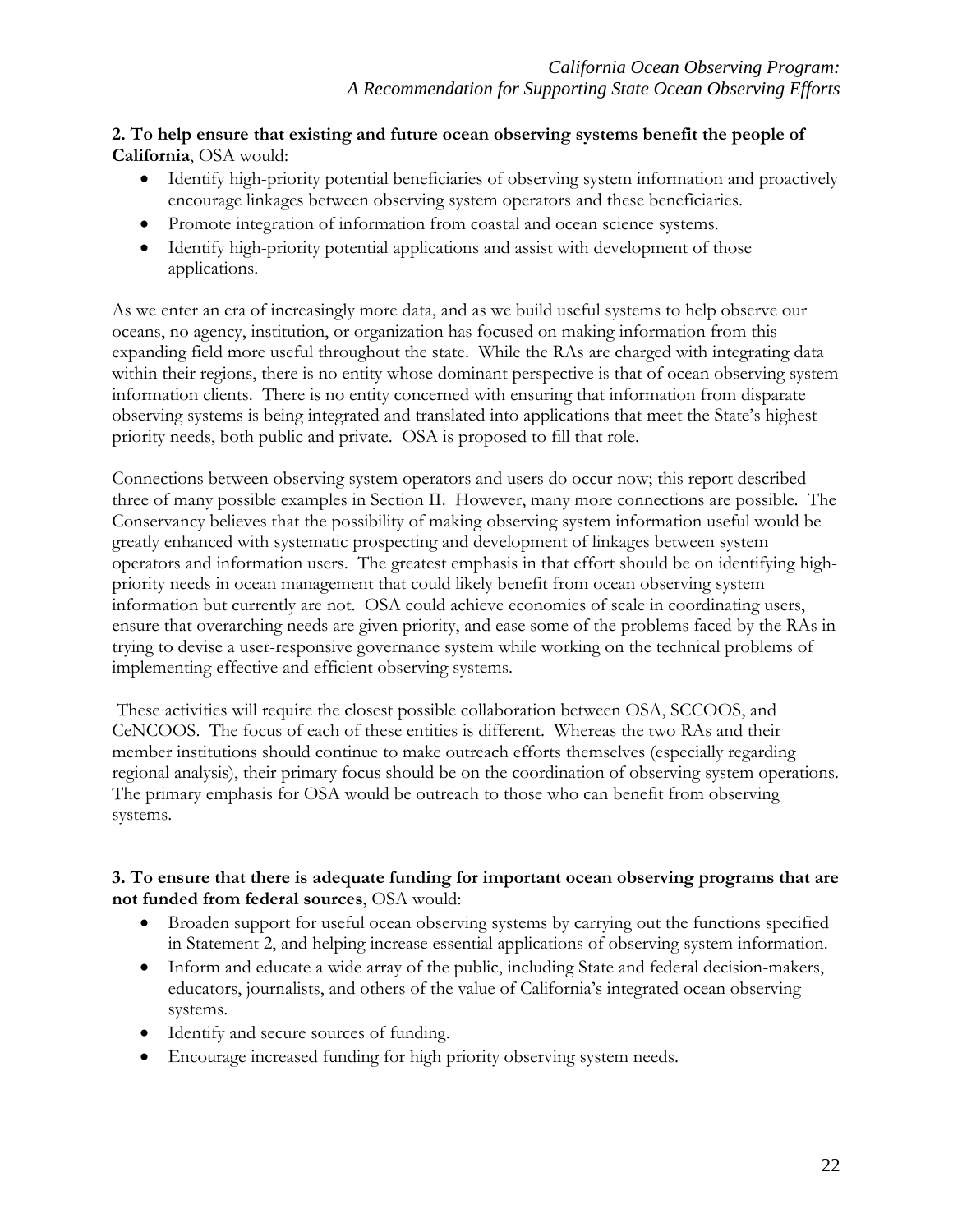**2. To help ensure that existing and future ocean observing systems benefit the people of California**, OSA would:

- Identify high-priority potential beneficiaries of observing system information and proactively encourage linkages between observing system operators and these beneficiaries.
- Promote integration of information from coastal and ocean science systems.
- Identify high-priority potential applications and assist with development of those applications.

As we enter an era of increasingly more data, and as we build useful systems to help observe our oceans, no agency, institution, or organization has focused on making information from this expanding field more useful throughout the state. While the RAs are charged with integrating data within their regions, there is no entity whose dominant perspective is that of ocean observing system information clients. There is no entity concerned with ensuring that information from disparate observing systems is being integrated and translated into applications that meet the State's highest priority needs, both public and private. OSA is proposed to fill that role.

Connections between observing system operators and users do occur now; this report described three of many possible examples in Section II. However, many more connections are possible. The Conservancy believes that the possibility of making observing system information useful would be greatly enhanced with systematic prospecting and development of linkages between system operators and information users. The greatest emphasis in that effort should be on identifying high-priority needs in ocean management that could likely benefit from ocean observing system information but currently are not. OSA could achieve economies of scale in coordinating users, ensure that overarching needs are given priority, and ease some of the problems faced by the RAs in trying to devise a user-responsive governance system while working on the technical problems of implementing effective and efficient observing systems.

These activities will require the closest possible collaboration between OSA, SCCOOS, and CeNCOOS. The focus of each of these entities is different. Whereas the two RAs and their member institutions should continue to make outreach efforts themselves (especially regarding regional analysis), their primary focus should be on the coordination of observing system operations. The primary emphasis for OSA would be outreach to those who can benefit from observing systems.

**3. To ensure that there is adequate funding for important ocean observing programs that are not funded from federal sources**, OSA would:

- Broaden support for useful ocean observing systems by carrying out the functions specified in Statement 2, and helping increase essential applications of observing system information.
- Inform and educate a wide array of the public, including State and federal decision-makers, educators, journalists, and others of the value of California's integrated ocean observing systems.
- Identify and secure sources of funding.
- Encourage increased funding for high priority observing system needs.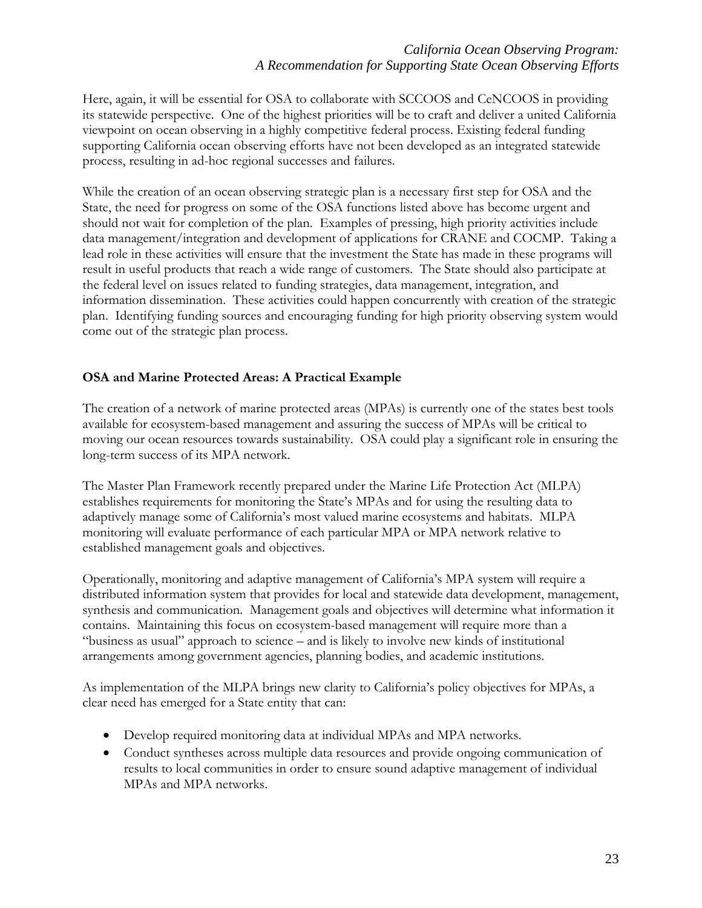Here, again, it will be essential for OSA to collaborate with SCCOOS and CeNCOOS in providing its statewide perspective. One of the highest priorities will be to craft and deliver a united California viewpoint on ocean observing in a highly competitive federal process. Existing federal funding supporting California ocean observing efforts have not been developed as an integrated statewide process, resulting in ad-hoc regional successes and failures.

While the creation of an ocean observing strategic plan is a necessary first step for OSA and the State, the need for progress on some of the OSA functions listed above has become urgent and should not wait for completion of the plan. Examples of pressing, high priority activities include data management/integration and development of applications for CRANE and COCMP. Taking a lead role in these activities will ensure that the investment the State has made in these programs will result in useful products that reach a wide range of customers. The State should also participate at the federal level on issues related to funding strategies, data management, integration, and information dissemination. These activities could happen concurrently with creation of the strategic plan. Identifying funding sources and encouraging funding for high priority observing system would come out of the strategic plan process.

## OSA and Marine Protected Areas: A Practical Example

The creation of a network of marine protected areas (MPAs) is currently one of the states best tools available for ecosystem-based management and assuring the success of MPAs will be critical to moving our ocean resources towards sustainability. OSA could play a significant role in ensuring the long-term success of its MPA network.

The Master Plan Framework recently prepared under the Marine Life Protection Act (MLPA) establishes requirements for monitoring the State's MPAs and for using the resulting data to adaptively manage some of California's most valued marine ecosystems and habitats. MLPA monitoring will evaluate performance of each particular MPA or MPA network relative to established management goals and objectives.

Operationally, monitoring and adaptive management of California's MPA system will require a distributed information system that provides for local and statewide data development, management, synthesis and communication. Management goals and objectives will determine what information it contains. Maintaining this focus on ecosystem-based management will require more than a "business as usual" approach to science – and is likely to involve new kinds of institutional arrangements among government agencies, planning bodies, and academic institutions.

As implementation of the MLPA brings new clarity to California's policy objectives for MPAs, a clear need has emerged for a State entity that can:

- Develop required monitoring data at individual MPAs and MPA networks.
- Conduct syntheses across multiple data resources and provide ongoing communication of results to local communities in order to ensure sound adaptive management of individual MPAs and MPA networks.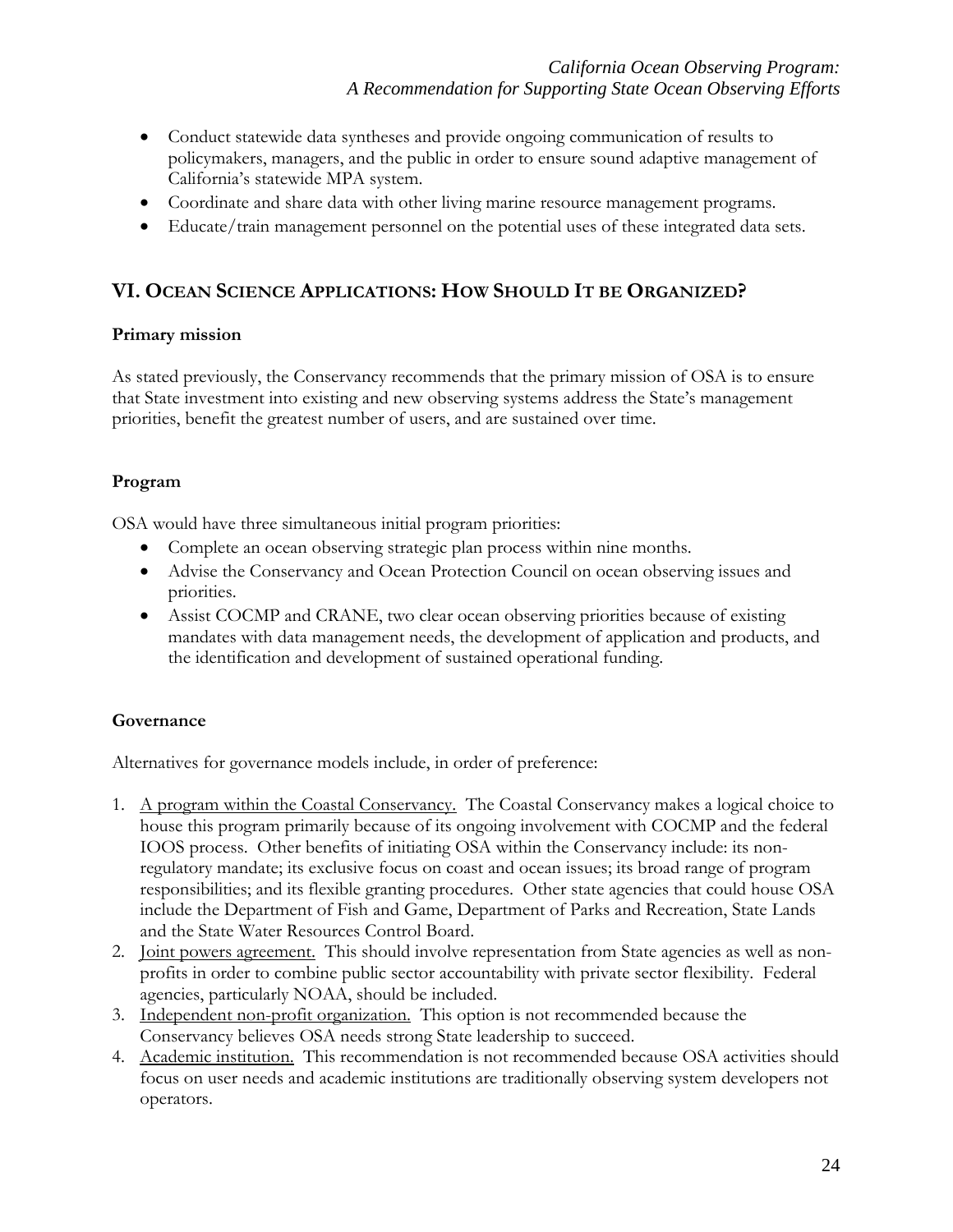- Conduct statewide data syntheses and provide ongoing communication of results to policymakers, managers, and the public in order to ensure sound adaptive management of California's statewide MPA system.
- Coordinate and share data with other living marine resource management programs.
- Educate/train management personnel on the potential uses of these integrated data sets.

## VI. Ocean Science Applications: How Should It be Organized?

**Primary mission**

As stated previously, the Conservancy recommends that the primary mission of OSA is to ensure that State investment into existing and new observing systems address the State's management priorities, benefit the greatest number of users, and are sustained over time.

**Program**

OSA would have three simultaneous initial program priorities:

- Complete an ocean observing strategic plan process within nine months.
- Advise the Conservancy and Ocean Protection Council on ocean observing issues and priorities.
- Assist COCMP and CRANE, two clear ocean observing priorities because of existing mandates with data management needs, the development of application and products, and the identification and development of sustained operational funding.

**Governance**

Alternatives for governance models include, in order of preference:

1. A program within the Coastal Conservancy. The Coastal Conservancy makes a logical choice to house this program primarily because of its ongoing involvement with COCMP and the federal IOOS process. Other benefits of initiating OSA within the Conservancy include: its non-regulatory mandate; its exclusive focus on coast and ocean issues; its broad range of program responsibilities; and its flexible granting procedures. Other state agencies that could house OSA include the Department of Fish and Game, Department of Parks and Recreation, State Lands and the State Water Resources Control Board.
2. Joint powers agreement. This should involve representation from State agencies as well as non-profits in order to combine public sector accountability with private sector flexibility. Federal agencies, particularly NOAA, should be included.
3. Independent non-profit organization. This option is not recommended because the Conservancy believes OSA needs strong State leadership to succeed.
4. Academic institution. This recommendation is not recommended because OSA activities should focus on user needs and academic institutions are traditionally observing system developers not operators.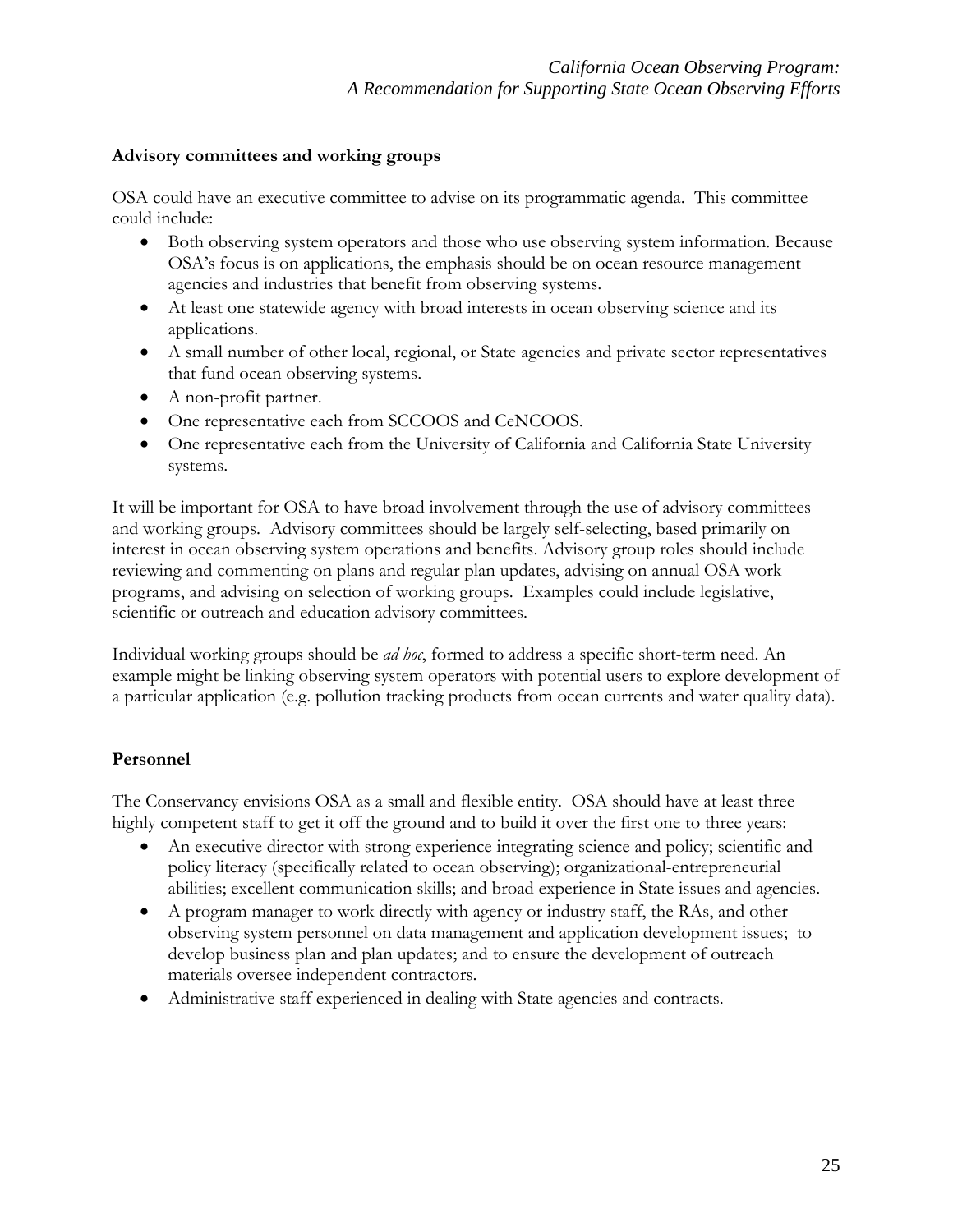### Advisory committees and working groups

OSA could have an executive committee to advise on its programmatic agenda. This committee could include:

- Both observing system operators and those who use observing system information. Because OSA's focus is on applications, the emphasis should be on ocean resource management agencies and industries that benefit from observing systems.
- At least one statewide agency with broad interests in ocean observing science and its applications.
- A small number of other local, regional, or State agencies and private sector representatives that fund ocean observing systems.
- A non-profit partner.
- One representative each from SCCOOS and CeNCOOS.
- One representative each from the University of California and California State University systems.

It will be important for OSA to have broad involvement through the use of advisory committees and working groups. Advisory committees should be largely self-selecting, based primarily on interest in ocean observing system operations and benefits. Advisory group roles should include reviewing and commenting on plans and regular plan updates, advising on annual OSA work programs, and advising on selection of working groups. Examples could include legislative, scientific or outreach and education advisory committees.

Individual working groups should be *ad hoc*, formed to address a specific short-term need. An example might be linking observing system operators with potential users to explore development of a particular application (e.g. pollution tracking products from ocean currents and water quality data).

### Personnel

The Conservancy envisions OSA as a small and flexible entity. OSA should have at least three highly competent staff to get it off the ground and to build it over the first one to three years:

- An executive director with strong experience integrating science and policy; scientific and policy literacy (specifically related to ocean observing); organizational-entrepreneurial abilities; excellent communication skills; and broad experience in State issues and agencies.
- A program manager to work directly with agency or industry staff, the RAs, and other observing system personnel on data management and application development issues; to develop business plan and plan updates; and to ensure the development of outreach materials oversee independent contractors.
- Administrative staff experienced in dealing with State agencies and contracts.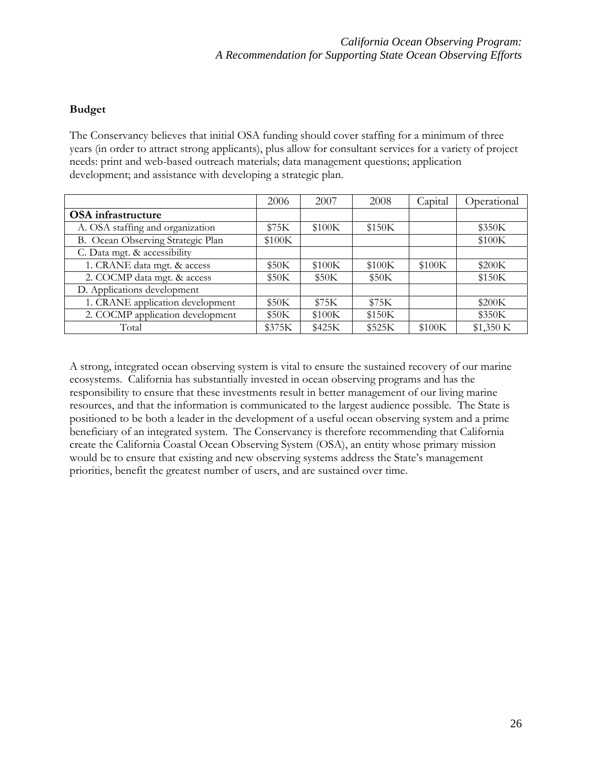## Budget

The Conservancy believes that initial OSA funding should cover staffing for a minimum of three years (in order to attract strong applicants), plus allow for consultant services for a variety of project needs: print and web-based outreach materials; data management questions; application development; and assistance with developing a strategic plan.

| | 2006 | 2007 | 2008 | Capital | Operational |
|---|---|---|---|---|---|
| **OSA infrastructure** | | | | | |
| A. OSA staffing and organization | $75K | $100K | $150K | | $350K |
| B. Ocean Observing Strategic Plan | $100K | | | | $100K |
| C. Data mgt. & accessibility | | | | | |
| 1. CRANE data mgt. & access | $50K | $100K | $100K | $100K | $200K |
| 2. COCMP data mgt. & access | $50K | $50K | $50K | | $150K |
| D. Applications development | | | | | |
| 1. CRANE application development | $50K | $75K | $75K | | $200K |
| 2. COCMP application development | $50K | $100K | $150K | | $350K |
| Total | $375K | $425K | $525K | $100K | $1,350 K |

A strong, integrated ocean observing system is vital to ensure the sustained recovery of our marine ecosystems. California has substantially invested in ocean observing programs and has the responsibility to ensure that these investments result in better management of our living marine resources, and that the information is communicated to the largest audience possible. The State is positioned to be both a leader in the development of a useful ocean observing system and a prime beneficiary of an integrated system. The Conservancy is therefore recommending that California create the California Coastal Ocean Observing System (OSA), an entity whose primary mission would be to ensure that existing and new observing systems address the State's management priorities, benefit the greatest number of users, and are sustained over time.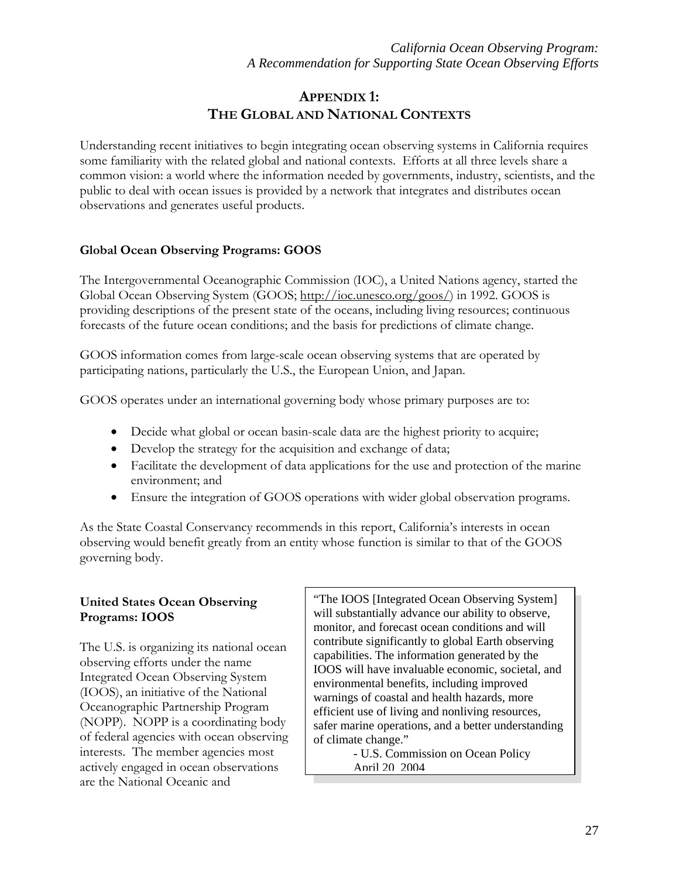# APPENDIX 1: THE GLOBAL AND NATIONAL CONTEXTS

Understanding recent initiatives to begin integrating ocean observing systems in California requires some familiarity with the related global and national contexts. Efforts at all three levels share a common vision: a world where the information needed by governments, industry, scientists, and the public to deal with ocean issues is provided by a network that integrates and distributes ocean observations and generates useful products.

### Global Ocean Observing Programs: GOOS

The Intergovernmental Oceanographic Commission (IOC), a United Nations agency, started the Global Ocean Observing System (GOOS; http://ioc.unesco.org/goos/) in 1992. GOOS is providing descriptions of the present state of the oceans, including living resources; continuous forecasts of the future ocean conditions; and the basis for predictions of climate change.

GOOS information comes from large-scale ocean observing systems that are operated by participating nations, particularly the U.S., the European Union, and Japan.

GOOS operates under an international governing body whose primary purposes are to:

- Decide what global or ocean basin-scale data are the highest priority to acquire;
- Develop the strategy for the acquisition and exchange of data;
- Facilitate the development of data applications for the use and protection of the marine environment; and
- Ensure the integration of GOOS operations with wider global observation programs.

As the State Coastal Conservancy recommends in this report, California's interests in ocean observing would benefit greatly from an entity whose function is similar to that of the GOOS governing body.

### United States Ocean Observing Programs: IOOS

> "The IOOS [Integrated Ocean Observing System] will substantially advance our ability to observe, monitor, and forecast ocean conditions and will contribute significantly to global Earth observing capabilities. The information generated by the IOOS will have invaluable economic, societal, and environmental benefits, including improved warnings of coastal and health hazards, more efficient use of living and nonliving resources, safer marine operations, and a better understanding of climate change."
>
> - U.S. Commission on Ocean Policy
> April 20, 2004

The U.S. is organizing its national ocean observing efforts under the name Integrated Ocean Observing System (IOOS), an initiative of the National Oceanographic Partnership Program (NOPP). NOPP is a coordinating body of federal agencies with ocean observing interests. The member agencies most actively engaged in ocean observations are the National Oceanic and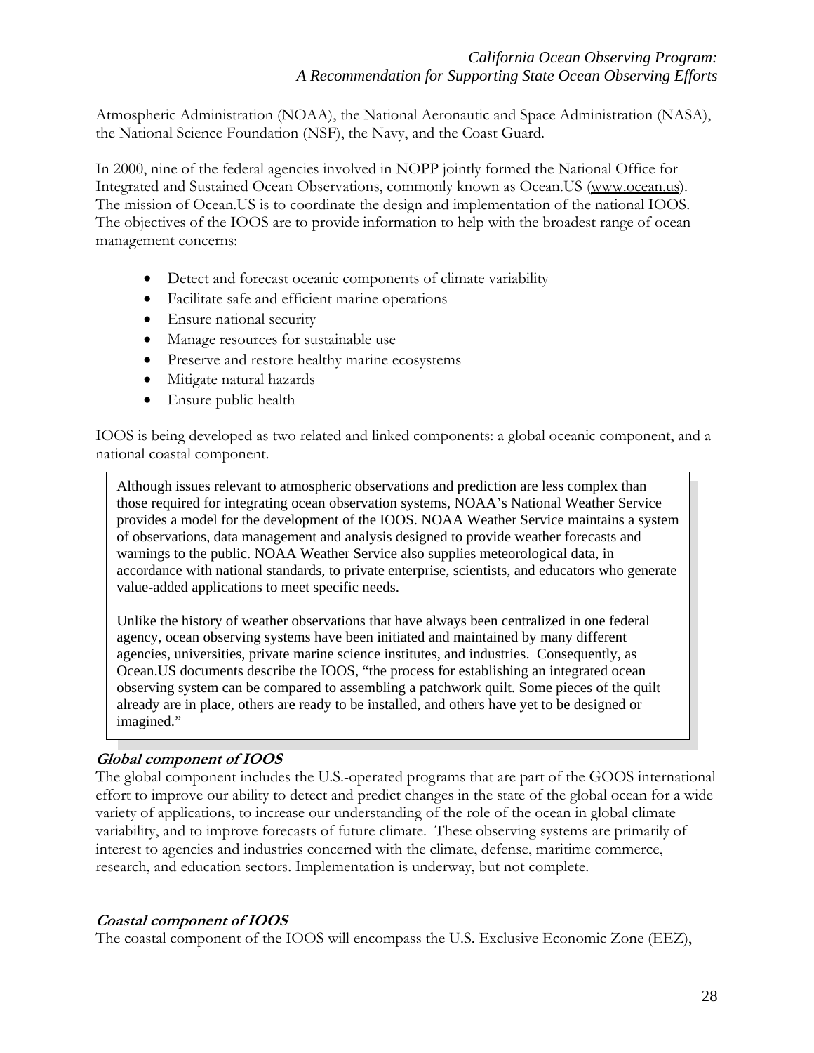Atmospheric Administration (NOAA), the National Aeronautic and Space Administration (NASA), the National Science Foundation (NSF), the Navy, and the Coast Guard.

In 2000, nine of the federal agencies involved in NOPP jointly formed the National Office for Integrated and Sustained Ocean Observations, commonly known as Ocean.US (www.ocean.us). The mission of Ocean.US is to coordinate the design and implementation of the national IOOS. The objectives of the IOOS are to provide information to help with the broadest range of ocean management concerns:

- Detect and forecast oceanic components of climate variability
- Facilitate safe and efficient marine operations
- Ensure national security
- Manage resources for sustainable use
- Preserve and restore healthy marine ecosystems
- Mitigate natural hazards
- Ensure public health

IOOS is being developed as two related and linked components: a global oceanic component, and a national coastal component.

> Although issues relevant to atmospheric observations and prediction are less complex than those required for integrating ocean observation systems, NOAA's National Weather Service provides a model for the development of the IOOS. NOAA Weather Service maintains a system of observations, data management and analysis designed to provide weather forecasts and warnings to the public. NOAA Weather Service also supplies meteorological data, in accordance with national standards, to private enterprise, scientists, and educators who generate value-added applications to meet specific needs.
>
> Unlike the history of weather observations that have always been centralized in one federal agency, ocean observing systems have been initiated and maintained by many different agencies, universities, private marine science institutes, and industries. Consequently, as Ocean.US documents describe the IOOS, "the process for establishing an integrated ocean observing system can be compared to assembling a patchwork quilt. Some pieces of the quilt already are in place, others are ready to be installed, and others have yet to be designed or imagined."

***Global component of IOOS***

The global component includes the U.S.-operated programs that are part of the GOOS international effort to improve our ability to detect and predict changes in the state of the global ocean for a wide variety of applications, to increase our understanding of the role of the ocean in global climate variability, and to improve forecasts of future climate. These observing systems are primarily of interest to agencies and industries concerned with the climate, defense, maritime commerce, research, and education sectors. Implementation is underway, but not complete.

***Coastal component of IOOS***

The coastal component of the IOOS will encompass the U.S. Exclusive Economic Zone (EEZ),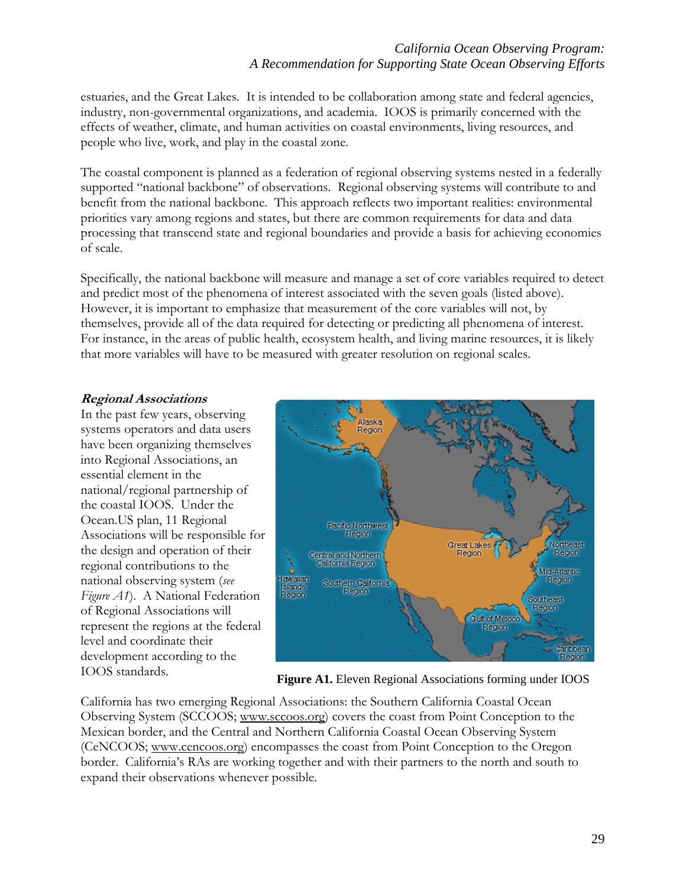estuaries, and the Great Lakes. It is intended to be collaboration among state and federal agencies, industry, non-governmental organizations, and academia. IOOS is primarily concerned with the effects of weather, climate, and human activities on coastal environments, living resources, and people who live, work, and play in the coastal zone.

The coastal component is planned as a federation of regional observing systems nested in a federally supported "national backbone" of observations. Regional observing systems will contribute to and benefit from the national backbone. This approach reflects two important realities: environmental priorities vary among regions and states, but there are common requirements for data and data processing that transcend state and regional boundaries and provide a basis for achieving economies of scale.

Specifically, the national backbone will measure and manage a set of core variables required to detect and predict most of the phenomena of interest associated with the seven goals (listed above). However, it is important to emphasize that measurement of the core variables will not, by themselves, provide all of the data required for detecting or predicting all phenomena of interest. For instance, in the areas of public health, ecosystem health, and living marine resources, it is likely that more variables will have to be measured with greater resolution on regional scales.

***Regional Associations***

In the past few years, observing systems operators and data users have been organizing themselves into Regional Associations, an essential element in the national/regional partnership of the coastal IOOS. Under the Ocean.US plan, 11 Regional Associations will be responsible for the design and operation of their regional contributions to the national observing system (*see Figure A1*). A National Federation of Regional Associations will represent the regions at the federal level and coordinate their development according to the IOOS standards.

**Figure A1.** Eleven Regional Associations forming under IOOS

California has two emerging Regional Associations: the Southern California Coastal Ocean Observing System (SCCOOS; www.sccoos.org) covers the coast from Point Conception to the Mexican border, and the Central and Northern California Coastal Ocean Observing System (CeNCOOS; www.cencoos.org) encompasses the coast from Point Conception to the Oregon border. California's RAs are working together and with their partners to the north and south to expand their observations whenever possible.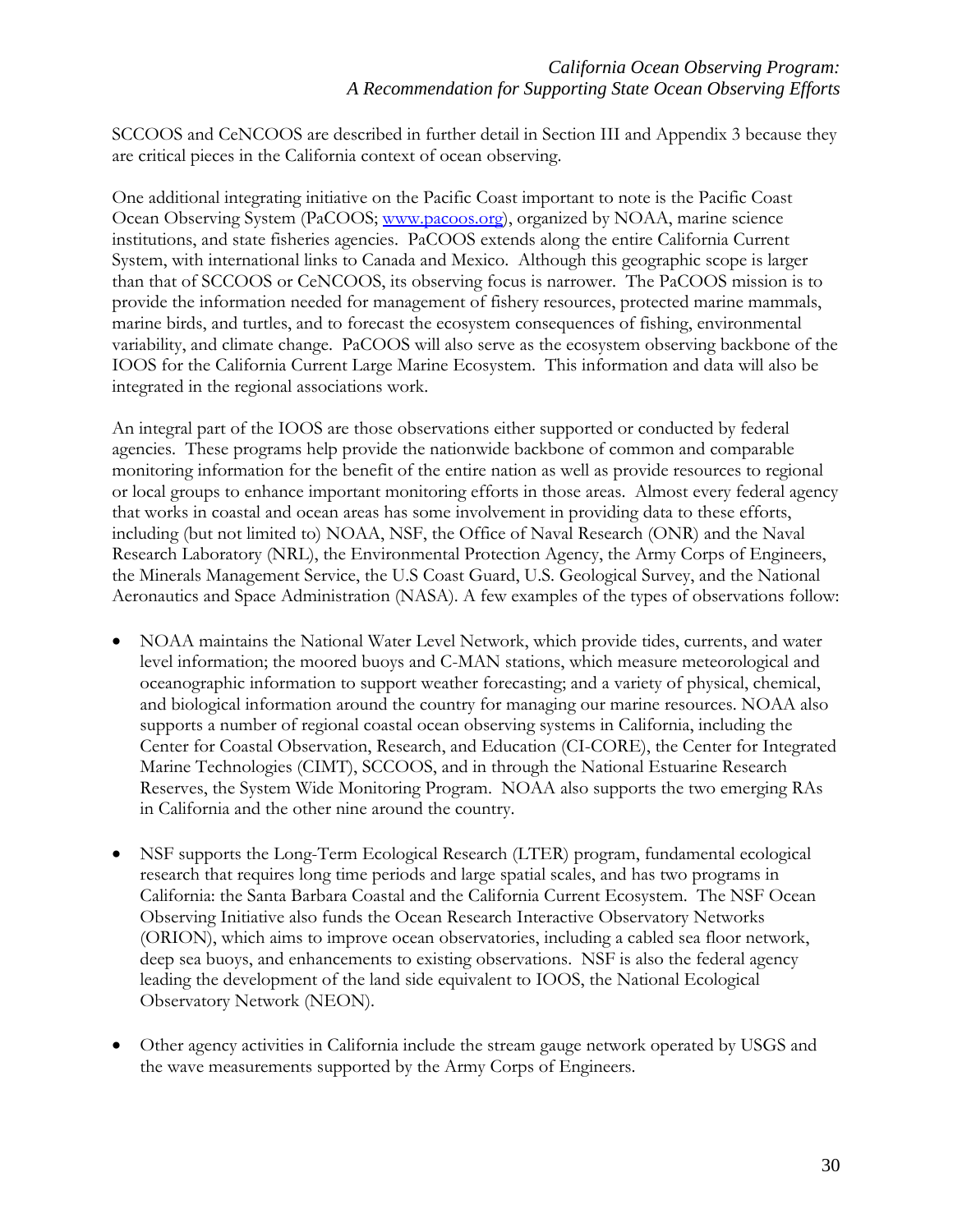SCCOOS and CeNCOOS are described in further detail in Section III and Appendix 3 because they are critical pieces in the California context of ocean observing.

One additional integrating initiative on the Pacific Coast important to note is the Pacific Coast Ocean Observing System (PaCOOS; www.pacoos.org), organized by NOAA, marine science institutions, and state fisheries agencies. PaCOOS extends along the entire California Current System, with international links to Canada and Mexico. Although this geographic scope is larger than that of SCCOOS or CeNCOOS, its observing focus is narrower. The PaCOOS mission is to provide the information needed for management of fishery resources, protected marine mammals, marine birds, and turtles, and to forecast the ecosystem consequences of fishing, environmental variability, and climate change. PaCOOS will also serve as the ecosystem observing backbone of the IOOS for the California Current Large Marine Ecosystem. This information and data will also be integrated in the regional associations work.

An integral part of the IOOS are those observations either supported or conducted by federal agencies. These programs help provide the nationwide backbone of common and comparable monitoring information for the benefit of the entire nation as well as provide resources to regional or local groups to enhance important monitoring efforts in those areas. Almost every federal agency that works in coastal and ocean areas has some involvement in providing data to these efforts, including (but not limited to) NOAA, NSF, the Office of Naval Research (ONR) and the Naval Research Laboratory (NRL), the Environmental Protection Agency, the Army Corps of Engineers, the Minerals Management Service, the U.S Coast Guard, U.S. Geological Survey, and the National Aeronautics and Space Administration (NASA). A few examples of the types of observations follow:

- NOAA maintains the National Water Level Network, which provide tides, currents, and water level information; the moored buoys and C-MAN stations, which measure meteorological and oceanographic information to support weather forecasting; and a variety of physical, chemical, and biological information around the country for managing our marine resources. NOAA also supports a number of regional coastal ocean observing systems in California, including the Center for Coastal Observation, Research, and Education (CI-CORE), the Center for Integrated Marine Technologies (CIMT), SCCOOS, and in through the National Estuarine Research Reserves, the System Wide Monitoring Program. NOAA also supports the two emerging RAs in California and the other nine around the country.

- NSF supports the Long-Term Ecological Research (LTER) program, fundamental ecological research that requires long time periods and large spatial scales, and has two programs in California: the Santa Barbara Coastal and the California Current Ecosystem. The NSF Ocean Observing Initiative also funds the Ocean Research Interactive Observatory Networks (ORION), which aims to improve ocean observatories, including a cabled sea floor network, deep sea buoys, and enhancements to existing observations. NSF is also the federal agency leading the development of the land side equivalent to IOOS, the National Ecological Observatory Network (NEON).

- Other agency activities in California include the stream gauge network operated by USGS and the wave measurements supported by the Army Corps of Engineers.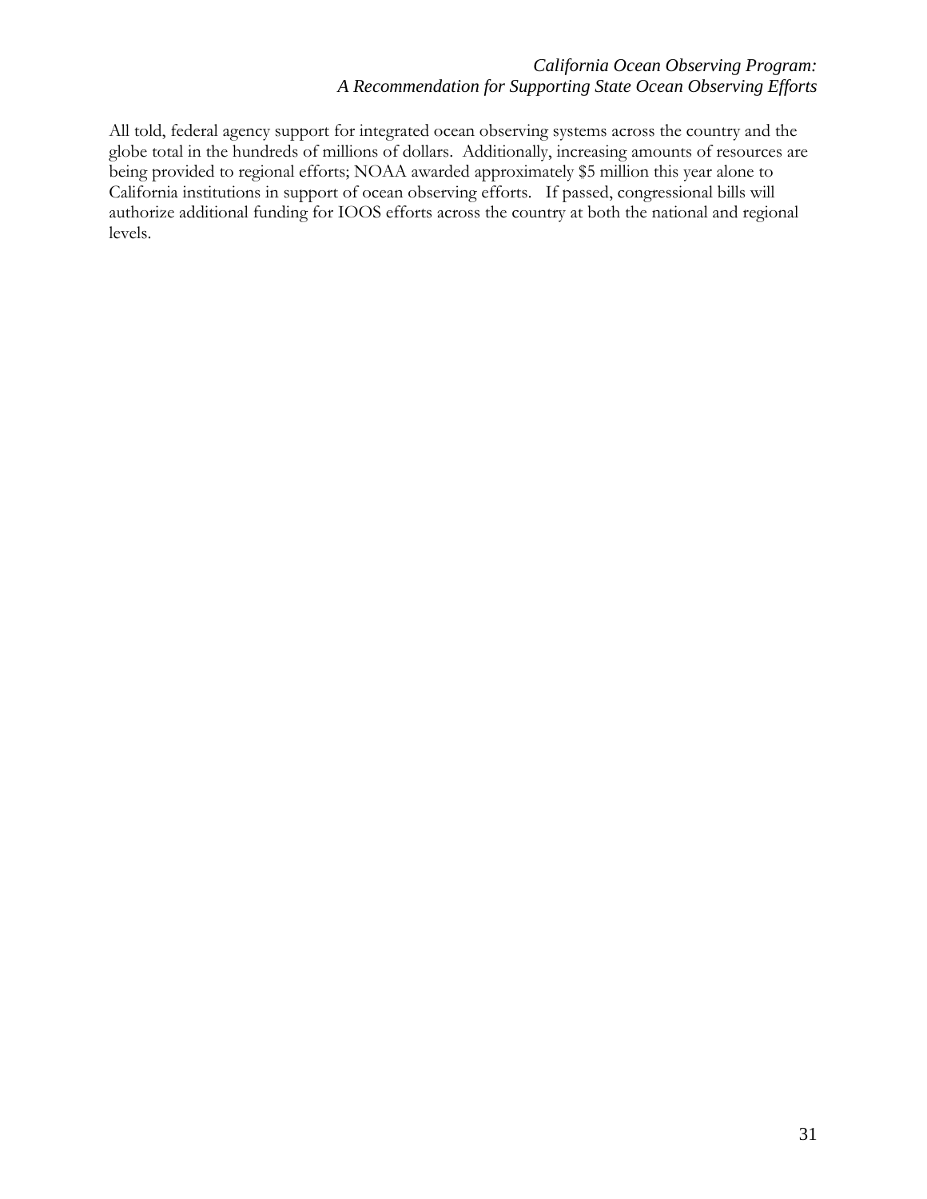All told, federal agency support for integrated ocean observing systems across the country and the globe total in the hundreds of millions of dollars. Additionally, increasing amounts of resources are being provided to regional efforts; NOAA awarded approximately $5 million this year alone to California institutions in support of ocean observing efforts. If passed, congressional bills will authorize additional funding for IOOS efforts across the country at both the national and regional levels.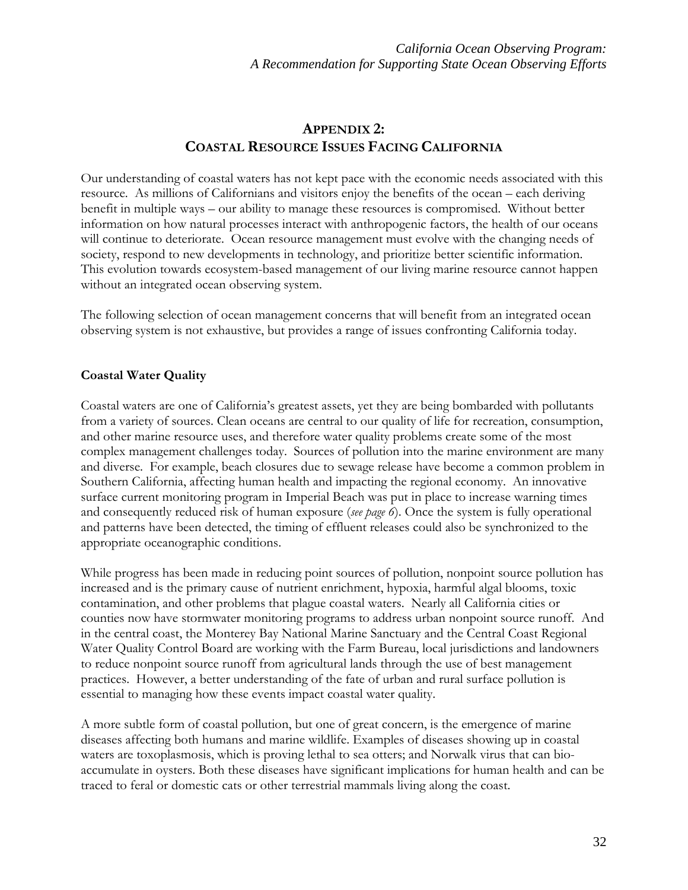## APPENDIX 2:
## COASTAL RESOURCE ISSUES FACING CALIFORNIA

Our understanding of coastal waters has not kept pace with the economic needs associated with this resource. As millions of Californians and visitors enjoy the benefits of the ocean – each deriving benefit in multiple ways – our ability to manage these resources is compromised. Without better information on how natural processes interact with anthropogenic factors, the health of our oceans will continue to deteriorate. Ocean resource management must evolve with the changing needs of society, respond to new developments in technology, and prioritize better scientific information. This evolution towards ecosystem-based management of our living marine resource cannot happen without an integrated ocean observing system.

The following selection of ocean management concerns that will benefit from an integrated ocean observing system is not exhaustive, but provides a range of issues confronting California today.

**Coastal Water Quality**

Coastal waters are one of California's greatest assets, yet they are being bombarded with pollutants from a variety of sources. Clean oceans are central to our quality of life for recreation, consumption, and other marine resource uses, and therefore water quality problems create some of the most complex management challenges today. Sources of pollution into the marine environment are many and diverse. For example, beach closures due to sewage release have become a common problem in Southern California, affecting human health and impacting the regional economy. An innovative surface current monitoring program in Imperial Beach was put in place to increase warning times and consequently reduced risk of human exposure (*see page 6*). Once the system is fully operational and patterns have been detected, the timing of effluent releases could also be synchronized to the appropriate oceanographic conditions.

While progress has been made in reducing point sources of pollution, nonpoint source pollution has increased and is the primary cause of nutrient enrichment, hypoxia, harmful algal blooms, toxic contamination, and other problems that plague coastal waters. Nearly all California cities or counties now have stormwater monitoring programs to address urban nonpoint source runoff. And in the central coast, the Monterey Bay National Marine Sanctuary and the Central Coast Regional Water Quality Control Board are working with the Farm Bureau, local jurisdictions and landowners to reduce nonpoint source runoff from agricultural lands through the use of best management practices. However, a better understanding of the fate of urban and rural surface pollution is essential to managing how these events impact coastal water quality.

A more subtle form of coastal pollution, but one of great concern, is the emergence of marine diseases affecting both humans and marine wildlife. Examples of diseases showing up in coastal waters are toxoplasmosis, which is proving lethal to sea otters; and Norwalk virus that can bio-accumulate in oysters. Both these diseases have significant implications for human health and can be traced to feral or domestic cats or other terrestrial mammals living along the coast.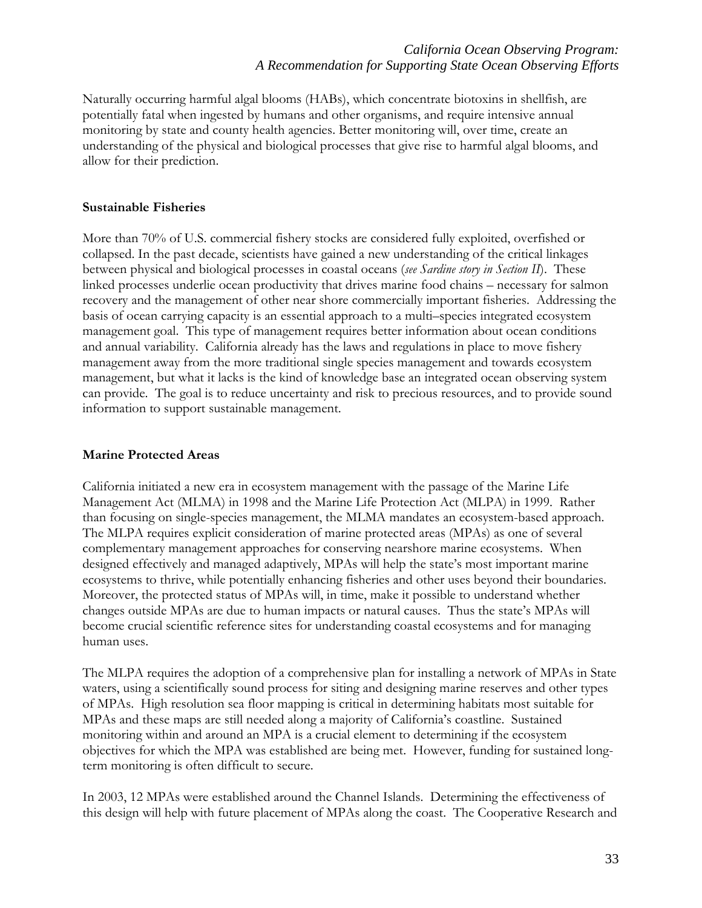Naturally occurring harmful algal blooms (HABs), which concentrate biotoxins in shellfish, are potentially fatal when ingested by humans and other organisms, and require intensive annual monitoring by state and county health agencies. Better monitoring will, over time, create an understanding of the physical and biological processes that give rise to harmful algal blooms, and allow for their prediction.

**Sustainable Fisheries**

More than 70% of U.S. commercial fishery stocks are considered fully exploited, overfished or collapsed. In the past decade, scientists have gained a new understanding of the critical linkages between physical and biological processes in coastal oceans (*see Sardine story in Section II*). These linked processes underlie ocean productivity that drives marine food chains – necessary for salmon recovery and the management of other near shore commercially important fisheries. Addressing the basis of ocean carrying capacity is an essential approach to a multi–species integrated ecosystem management goal. This type of management requires better information about ocean conditions and annual variability. California already has the laws and regulations in place to move fishery management away from the more traditional single species management and towards ecosystem management, but what it lacks is the kind of knowledge base an integrated ocean observing system can provide. The goal is to reduce uncertainty and risk to precious resources, and to provide sound information to support sustainable management.

**Marine Protected Areas**

California initiated a new era in ecosystem management with the passage of the Marine Life Management Act (MLMA) in 1998 and the Marine Life Protection Act (MLPA) in 1999. Rather than focusing on single-species management, the MLMA mandates an ecosystem-based approach. The MLPA requires explicit consideration of marine protected areas (MPAs) as one of several complementary management approaches for conserving nearshore marine ecosystems. When designed effectively and managed adaptively, MPAs will help the state's most important marine ecosystems to thrive, while potentially enhancing fisheries and other uses beyond their boundaries. Moreover, the protected status of MPAs will, in time, make it possible to understand whether changes outside MPAs are due to human impacts or natural causes. Thus the state's MPAs will become crucial scientific reference sites for understanding coastal ecosystems and for managing human uses.

The MLPA requires the adoption of a comprehensive plan for installing a network of MPAs in State waters, using a scientifically sound process for siting and designing marine reserves and other types of MPAs. High resolution sea floor mapping is critical in determining habitats most suitable for MPAs and these maps are still needed along a majority of California's coastline. Sustained monitoring within and around an MPA is a crucial element to determining if the ecosystem objectives for which the MPA was established are being met. However, funding for sustained long-term monitoring is often difficult to secure.

In 2003, 12 MPAs were established around the Channel Islands. Determining the effectiveness of this design will help with future placement of MPAs along the coast. The Cooperative Research and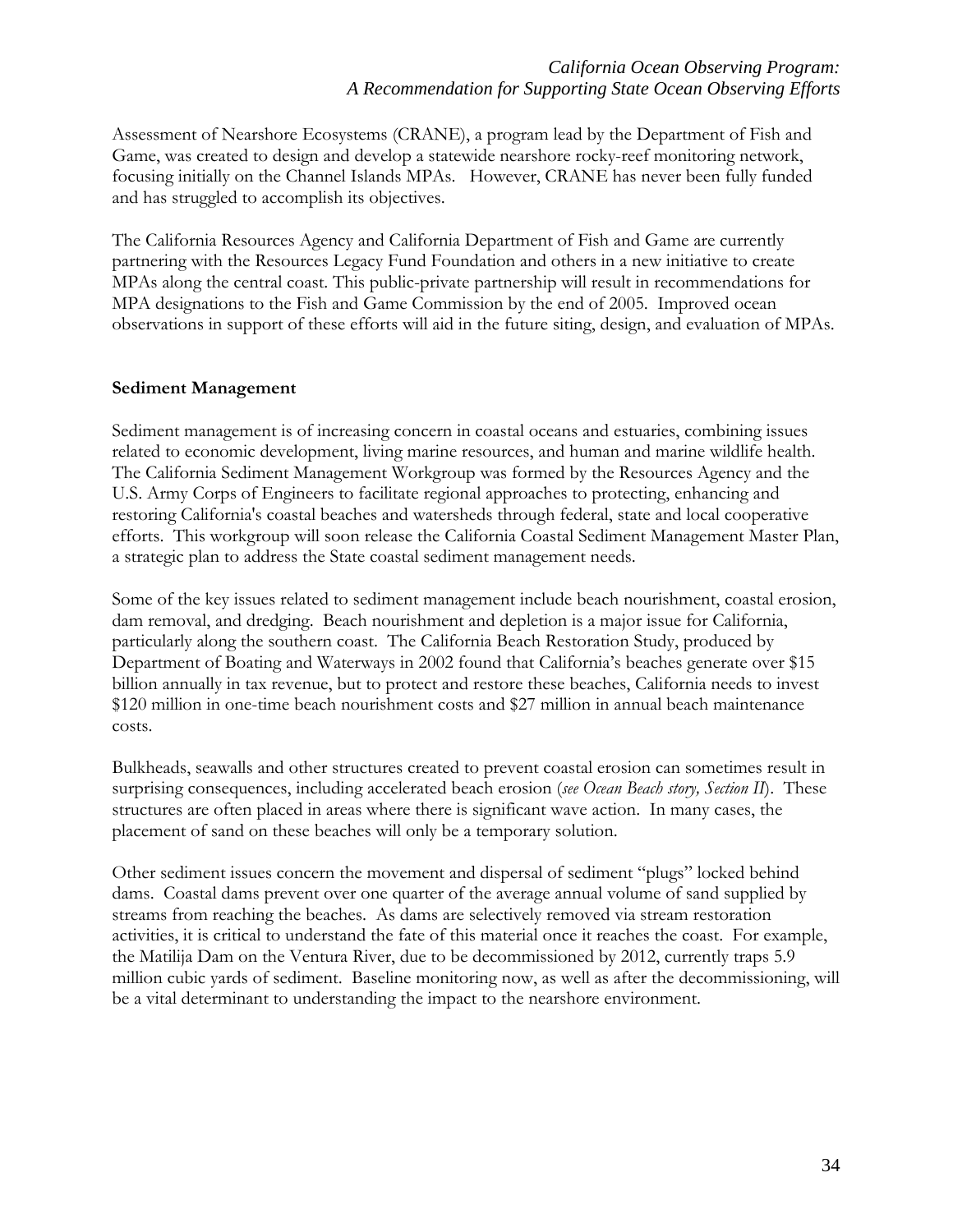Assessment of Nearshore Ecosystems (CRANE), a program lead by the Department of Fish and Game, was created to design and develop a statewide nearshore rocky-reef monitoring network, focusing initially on the Channel Islands MPAs. However, CRANE has never been fully funded and has struggled to accomplish its objectives.

The California Resources Agency and California Department of Fish and Game are currently partnering with the Resources Legacy Fund Foundation and others in a new initiative to create MPAs along the central coast. This public-private partnership will result in recommendations for MPA designations to the Fish and Game Commission by the end of 2005. Improved ocean observations in support of these efforts will aid in the future siting, design, and evaluation of MPAs.

**Sediment Management**

Sediment management is of increasing concern in coastal oceans and estuaries, combining issues related to economic development, living marine resources, and human and marine wildlife health. The California Sediment Management Workgroup was formed by the Resources Agency and the U.S. Army Corps of Engineers to facilitate regional approaches to protecting, enhancing and restoring California's coastal beaches and watersheds through federal, state and local cooperative efforts. This workgroup will soon release the California Coastal Sediment Management Master Plan, a strategic plan to address the State coastal sediment management needs.

Some of the key issues related to sediment management include beach nourishment, coastal erosion, dam removal, and dredging. Beach nourishment and depletion is a major issue for California, particularly along the southern coast. The California Beach Restoration Study, produced by Department of Boating and Waterways in 2002 found that California's beaches generate over $15 billion annually in tax revenue, but to protect and restore these beaches, California needs to invest $120 million in one-time beach nourishment costs and $27 million in annual beach maintenance costs.

Bulkheads, seawalls and other structures created to prevent coastal erosion can sometimes result in surprising consequences, including accelerated beach erosion (*see Ocean Beach story, Section II*). These structures are often placed in areas where there is significant wave action. In many cases, the placement of sand on these beaches will only be a temporary solution.

Other sediment issues concern the movement and dispersal of sediment "plugs" locked behind dams. Coastal dams prevent over one quarter of the average annual volume of sand supplied by streams from reaching the beaches. As dams are selectively removed via stream restoration activities, it is critical to understand the fate of this material once it reaches the coast. For example, the Matilija Dam on the Ventura River, due to be decommissioned by 2012, currently traps 5.9 million cubic yards of sediment. Baseline monitoring now, as well as after the decommissioning, will be a vital determinant to understanding the impact to the nearshore environment.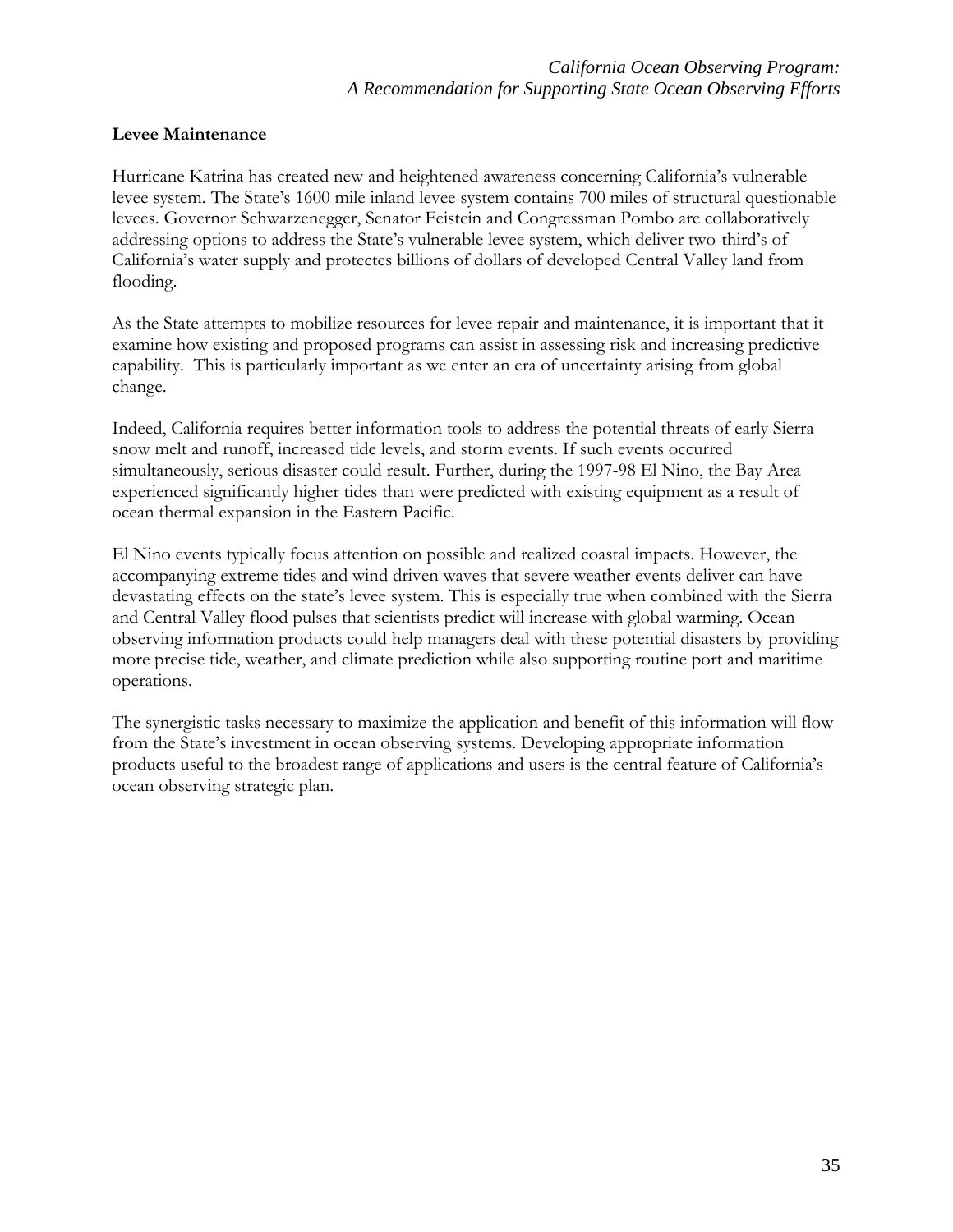### Levee Maintenance

Hurricane Katrina has created new and heightened awareness concerning California's vulnerable levee system. The State's 1600 mile inland levee system contains 700 miles of structural questionable levees. Governor Schwarzenegger, Senator Feistein and Congressman Pombo are collaboratively addressing options to address the State's vulnerable levee system, which deliver two-third's of California's water supply and protectes billions of dollars of developed Central Valley land from flooding.

As the State attempts to mobilize resources for levee repair and maintenance, it is important that it examine how existing and proposed programs can assist in assessing risk and increasing predictive capability. This is particularly important as we enter an era of uncertainty arising from global change.

Indeed, California requires better information tools to address the potential threats of early Sierra snow melt and runoff, increased tide levels, and storm events. If such events occurred simultaneously, serious disaster could result. Further, during the 1997-98 El Nino, the Bay Area experienced significantly higher tides than were predicted with existing equipment as a result of ocean thermal expansion in the Eastern Pacific.

El Nino events typically focus attention on possible and realized coastal impacts. However, the accompanying extreme tides and wind driven waves that severe weather events deliver can have devastating effects on the state's levee system. This is especially true when combined with the Sierra and Central Valley flood pulses that scientists predict will increase with global warming. Ocean observing information products could help managers deal with these potential disasters by providing more precise tide, weather, and climate prediction while also supporting routine port and maritime operations.

The synergistic tasks necessary to maximize the application and benefit of this information will flow from the State's investment in ocean observing systems. Developing appropriate information products useful to the broadest range of applications and users is the central feature of California's ocean observing strategic plan.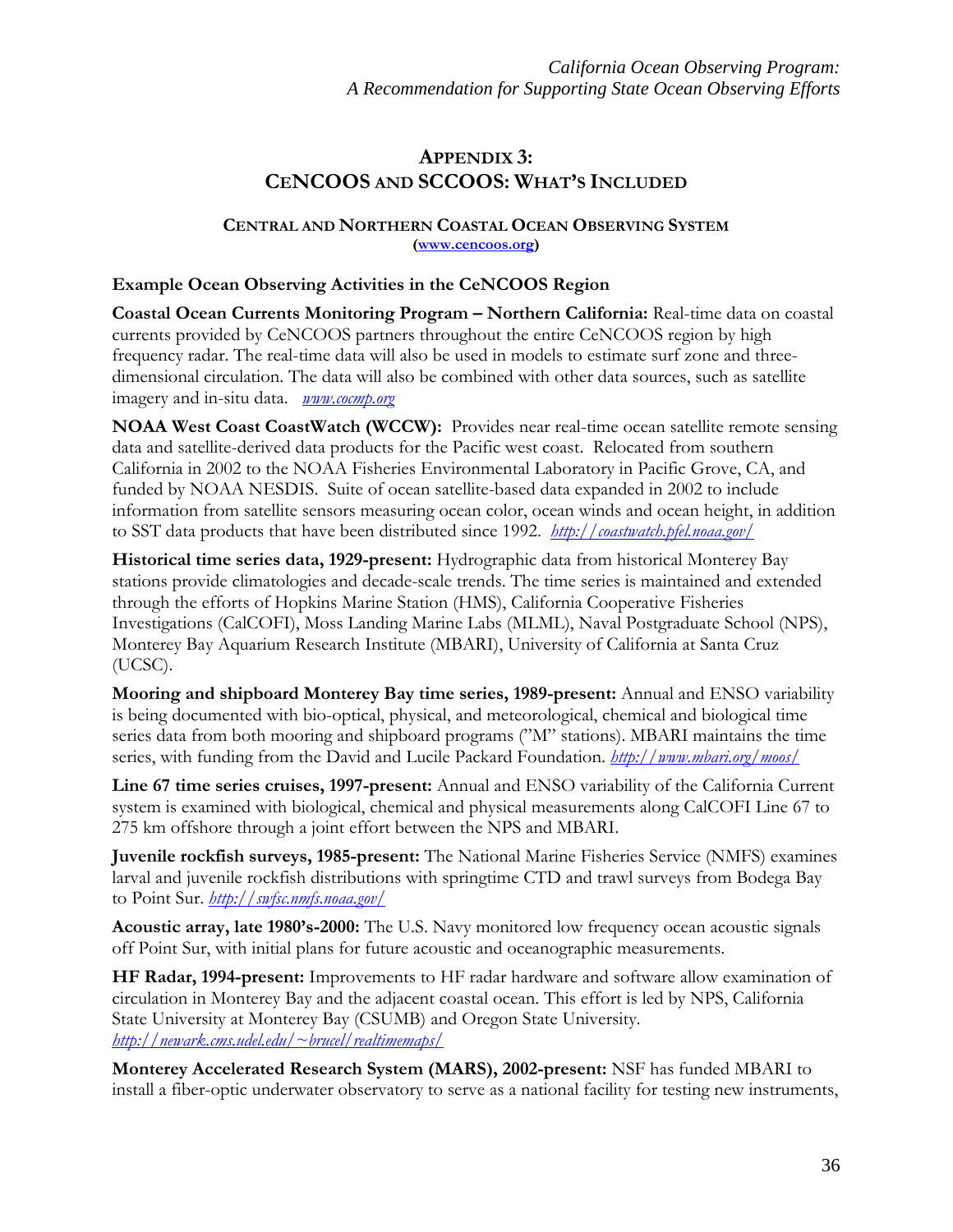## APPENDIX 3: CENCOOS AND SCCOOS: WHAT'S INCLUDED

### CENTRAL AND NORTHERN COASTAL OCEAN OBSERVING SYSTEM

**([www.cencoos.org](www.cencoos.org))**

**Example Ocean Observing Activities in the CeNCOOS Region**

**Coastal Ocean Currents Monitoring Program – Northern California:** Real-time data on coastal currents provided by CeNCOOS partners throughout the entire CeNCOOS region by high frequency radar. The real-time data will also be used in models to estimate surf zone and three-dimensional circulation. The data will also be combined with other data sources, such as satellite imagery and in-situ data. *[www.cocmp.org](www.cocmp.org)*

**NOAA West Coast CoastWatch (WCCW):** Provides near real-time ocean satellite remote sensing data and satellite-derived data products for the Pacific west coast. Relocated from southern California in 2002 to the NOAA Fisheries Environmental Laboratory in Pacific Grove, CA, and funded by NOAA NESDIS. Suite of ocean satellite-based data expanded in 2002 to include information from satellite sensors measuring ocean color, ocean winds and ocean height, in addition to SST data products that have been distributed since 1992. *[http://coastwatch.pfel.noaa.gov/](http://coastwatch.pfel.noaa.gov/)*

**Historical time series data, 1929-present:** Hydrographic data from historical Monterey Bay stations provide climatologies and decade-scale trends. The time series is maintained and extended through the efforts of Hopkins Marine Station (HMS), California Cooperative Fisheries Investigations (CalCOFI), Moss Landing Marine Labs (MLML), Naval Postgraduate School (NPS), Monterey Bay Aquarium Research Institute (MBARI), University of California at Santa Cruz (UCSC).

**Mooring and shipboard Monterey Bay time series, 1989-present:** Annual and ENSO variability is being documented with bio-optical, physical, and meteorological, chemical and biological time series data from both mooring and shipboard programs ("M" stations). MBARI maintains the time series, with funding from the David and Lucile Packard Foundation. *[http://www.mbari.org/moos/](http://www.mbari.org/moos/)*

**Line 67 time series cruises, 1997-present:** Annual and ENSO variability of the California Current system is examined with biological, chemical and physical measurements along CalCOFI Line 67 to 275 km offshore through a joint effort between the NPS and MBARI.

**Juvenile rockfish surveys, 1985-present:** The National Marine Fisheries Service (NMFS) examines larval and juvenile rockfish distributions with springtime CTD and trawl surveys from Bodega Bay to Point Sur. *[http://swfsc.nmfs.noaa.gov/](http://swfsc.nmfs.noaa.gov/)*

**Acoustic array, late 1980's-2000:** The U.S. Navy monitored low frequency ocean acoustic signals off Point Sur, with initial plans for future acoustic and oceanographic measurements.

**HF Radar, 1994-present:** Improvements to HF radar hardware and software allow examination of circulation in Monterey Bay and the adjacent coastal ocean. This effort is led by NPS, California State University at Monterey Bay (CSUMB) and Oregon State University. *[http://newark.cms.udel.edu/~brucel/realtimemaps/](http://newark.cms.udel.edu/~brucel/realtimemaps/)*

**Monterey Accelerated Research System (MARS), 2002-present:** NSF has funded MBARI to install a fiber-optic underwater observatory to serve as a national facility for testing new instruments,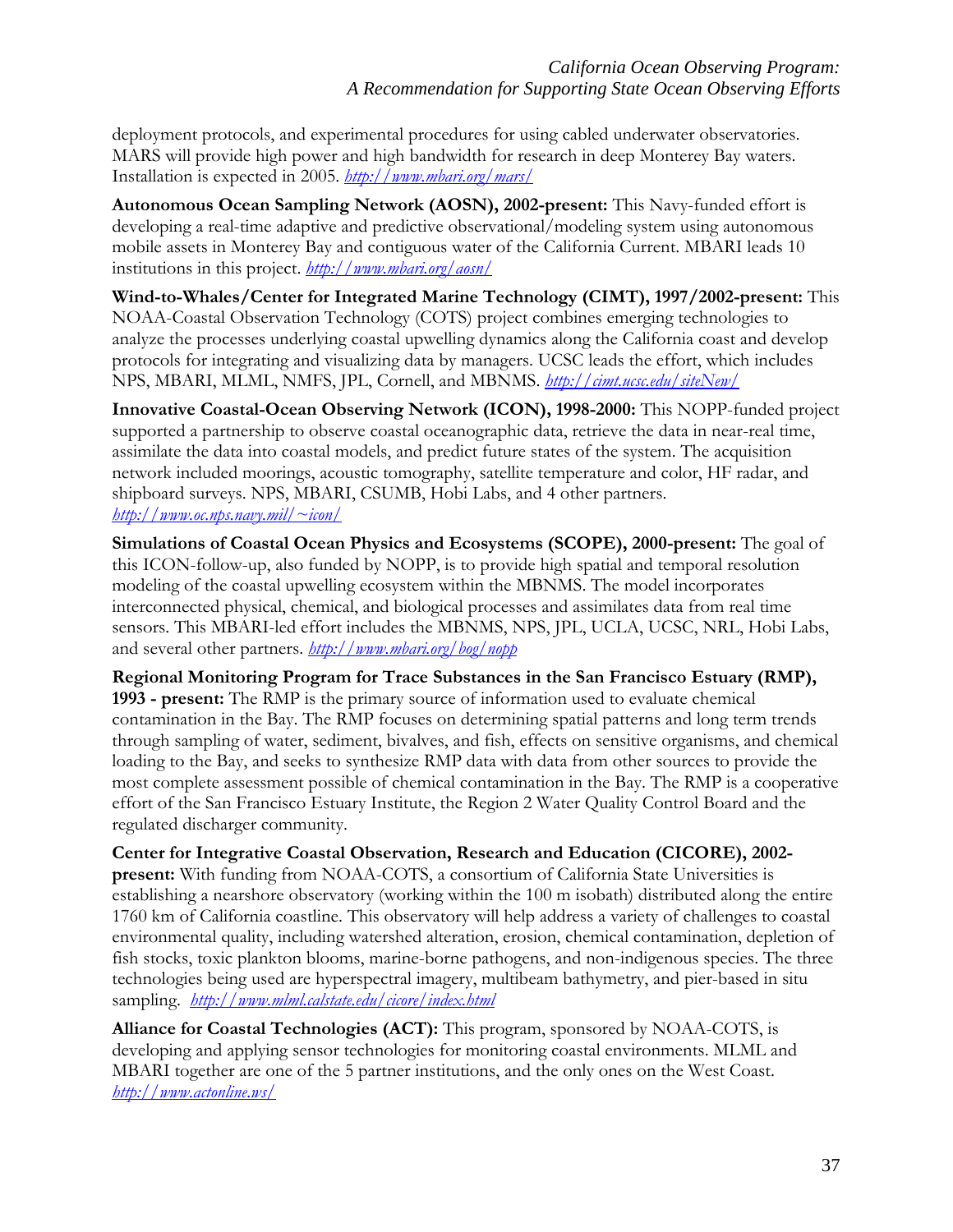deployment protocols, and experimental procedures for using cabled underwater observatories. MARS will provide high power and high bandwidth for research in deep Monterey Bay waters. Installation is expected in 2005. *http://www.mbari.org/mars/*

**Autonomous Ocean Sampling Network (AOSN), 2002-present:** This Navy-funded effort is developing a real-time adaptive and predictive observational/modeling system using autonomous mobile assets in Monterey Bay and contiguous water of the California Current. MBARI leads 10 institutions in this project. *http://www.mbari.org/aosn/*

**Wind-to-Whales/Center for Integrated Marine Technology (CIMT), 1997/2002-present:** This NOAA-Coastal Observation Technology (COTS) project combines emerging technologies to analyze the processes underlying coastal upwelling dynamics along the California coast and develop protocols for integrating and visualizing data by managers. UCSC leads the effort, which includes NPS, MBARI, MLML, NMFS, JPL, Cornell, and MBNMS. *http://cimt.ucsc.edu/siteNew/*

**Innovative Coastal-Ocean Observing Network (ICON), 1998-2000:** This NOPP-funded project supported a partnership to observe coastal oceanographic data, retrieve the data in near-real time, assimilate the data into coastal models, and predict future states of the system. The acquisition network included moorings, acoustic tomography, satellite temperature and color, HF radar, and shipboard surveys. NPS, MBARI, CSUMB, Hobi Labs, and 4 other partners. *http://www.oc.nps.navy.mil/~icon/*

**Simulations of Coastal Ocean Physics and Ecosystems (SCOPE), 2000-present:** The goal of this ICON-follow-up, also funded by NOPP, is to provide high spatial and temporal resolution modeling of the coastal upwelling ecosystem within the MBNMS. The model incorporates interconnected physical, chemical, and biological processes and assimilates data from real time sensors. This MBARI-led effort includes the MBNMS, NPS, JPL, UCLA, UCSC, NRL, Hobi Labs, and several other partners. *http://www.mbari.org/bog/nopp*

**Regional Monitoring Program for Trace Substances in the San Francisco Estuary (RMP), 1993 - present:** The RMP is the primary source of information used to evaluate chemical contamination in the Bay. The RMP focuses on determining spatial patterns and long term trends through sampling of water, sediment, bivalves, and fish, effects on sensitive organisms, and chemical loading to the Bay, and seeks to synthesize RMP data with data from other sources to provide the most complete assessment possible of chemical contamination in the Bay. The RMP is a cooperative effort of the San Francisco Estuary Institute, the Region 2 Water Quality Control Board and the regulated discharger community.

**Center for Integrative Coastal Observation, Research and Education (CICORE), 2002-present:** With funding from NOAA-COTS, a consortium of California State Universities is establishing a nearshore observatory (working within the 100 m isobath) distributed along the entire 1760 km of California coastline. This observatory will help address a variety of challenges to coastal environmental quality, including watershed alteration, erosion, chemical contamination, depletion of fish stocks, toxic plankton blooms, marine-borne pathogens, and non-indigenous species. The three technologies being used are hyperspectral imagery, multibeam bathymetry, and pier-based in situ sampling. *http://www.mlml.calstate.edu/cicore/index.html*

**Alliance for Coastal Technologies (ACT):** This program, sponsored by NOAA-COTS, is developing and applying sensor technologies for monitoring coastal environments. MLML and MBARI together are one of the 5 partner institutions, and the only ones on the West Coast. *http://www.actonline.ws/*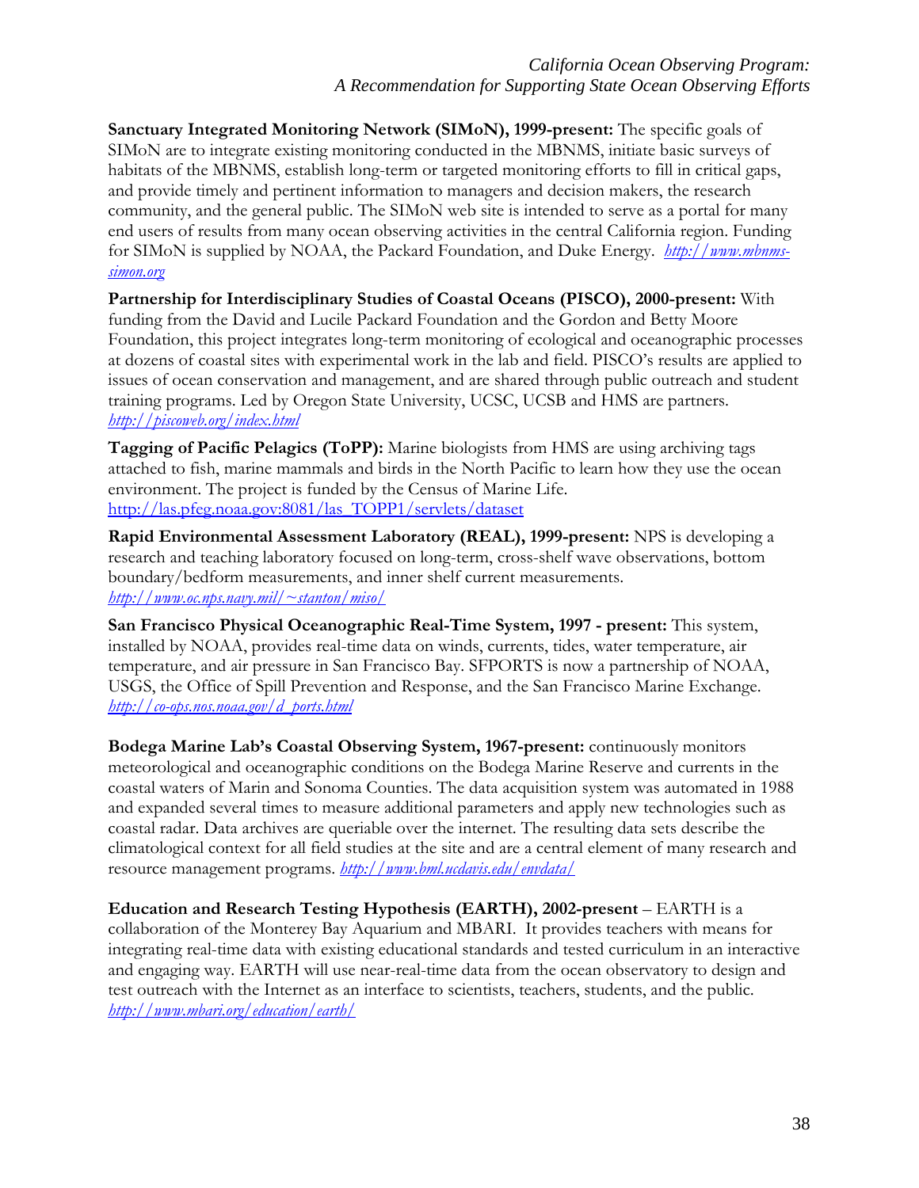**Sanctuary Integrated Monitoring Network (SIMoN), 1999-present:** The specific goals of SIMoN are to integrate existing monitoring conducted in the MBNMS, initiate basic surveys of habitats of the MBNMS, establish long-term or targeted monitoring efforts to fill in critical gaps, and provide timely and pertinent information to managers and decision makers, the research community, and the general public. The SIMoN web site is intended to serve as a portal for many end users of results from many ocean observing activities in the central California region. Funding for SIMoN is supplied by NOAA, the Packard Foundation, and Duke Energy. *http://www.mbnms-simon.org*

**Partnership for Interdisciplinary Studies of Coastal Oceans (PISCO), 2000-present:** With funding from the David and Lucile Packard Foundation and the Gordon and Betty Moore Foundation, this project integrates long-term monitoring of ecological and oceanographic processes at dozens of coastal sites with experimental work in the lab and field. PISCO's results are applied to issues of ocean conservation and management, and are shared through public outreach and student training programs. Led by Oregon State University, UCSC, UCSB and HMS are partners. *http://piscoweb.org/index.html*

**Tagging of Pacific Pelagics (ToPP):** Marine biologists from HMS are using archiving tags attached to fish, marine mammals and birds in the North Pacific to learn how they use the ocean environment. The project is funded by the Census of Marine Life. http://las.pfeg.noaa.gov:8081/las_TOPP1/servlets/dataset

**Rapid Environmental Assessment Laboratory (REAL), 1999-present:** NPS is developing a research and teaching laboratory focused on long-term, cross-shelf wave observations, bottom boundary/bedform measurements, and inner shelf current measurements. *http://www.oc.nps.navy.mil/~stanton/miso/*

**San Francisco Physical Oceanographic Real-Time System, 1997 - present:** This system, installed by NOAA, provides real-time data on winds, currents, tides, water temperature, air temperature, and air pressure in San Francisco Bay. SFPORTS is now a partnership of NOAA, USGS, the Office of Spill Prevention and Response, and the San Francisco Marine Exchange. *http://co-ops.nos.noaa.gov/d_ports.html*

**Bodega Marine Lab's Coastal Observing System, 1967-present:** continuously monitors meteorological and oceanographic conditions on the Bodega Marine Reserve and currents in the coastal waters of Marin and Sonoma Counties. The data acquisition system was automated in 1988 and expanded several times to measure additional parameters and apply new technologies such as coastal radar. Data archives are queriable over the internet. The resulting data sets describe the climatological context for all field studies at the site and are a central element of many research and resource management programs. *http://www.bml.ucdavis.edu/envdata/*

**Education and Research Testing Hypothesis (EARTH), 2002-present** – EARTH is a collaboration of the Monterey Bay Aquarium and MBARI. It provides teachers with means for integrating real-time data with existing educational standards and tested curriculum in an interactive and engaging way. EARTH will use near-real-time data from the ocean observatory to design and test outreach with the Internet as an interface to scientists, teachers, students, and the public. *http://www.mbari.org/education/earth/*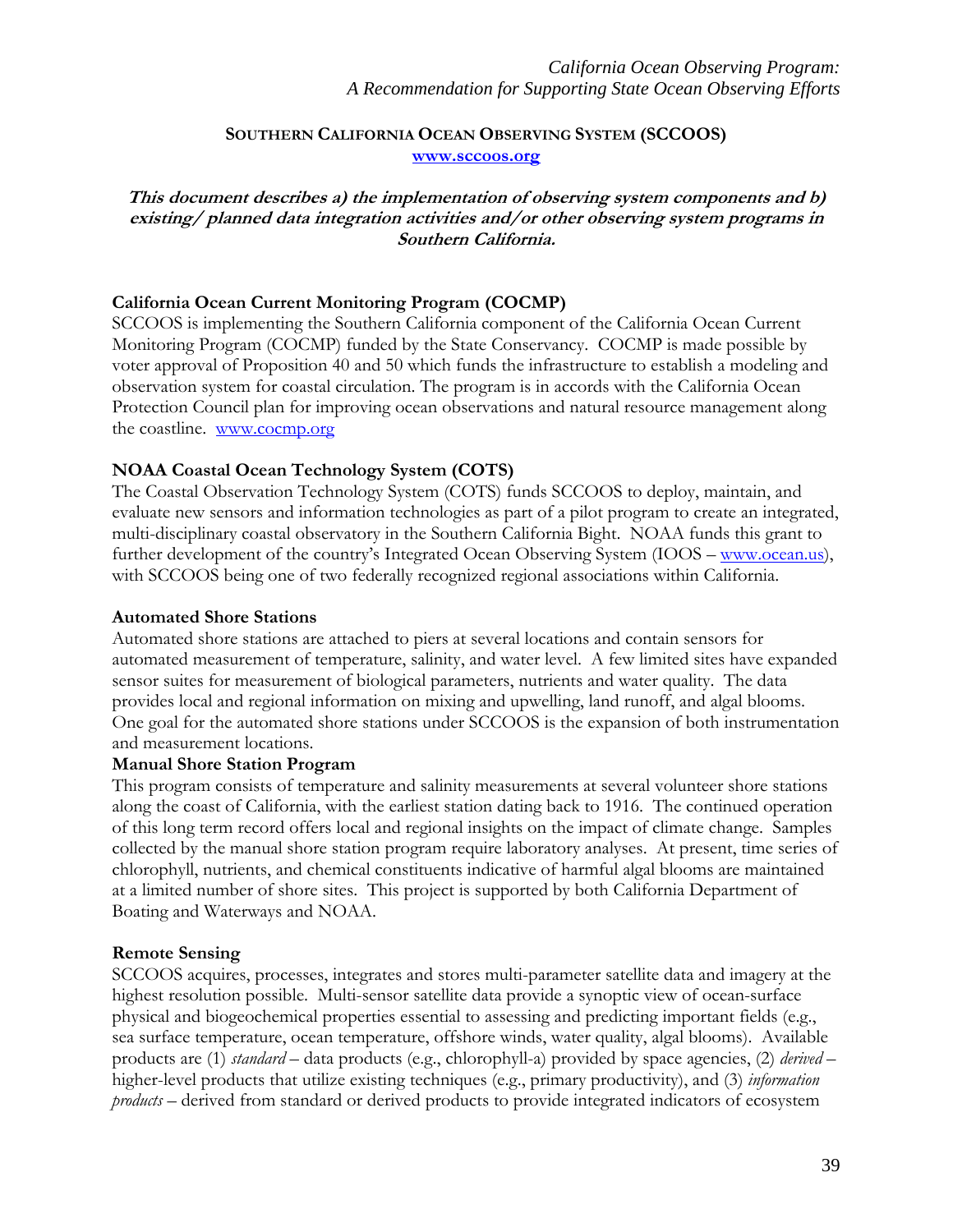## SOUTHERN CALIFORNIA OCEAN OBSERVING SYSTEM (SCCOOS)

www.sccoos.org

***This document describes a) the implementation of observing system components and b) existing/ planned data integration activities and/or other observing system programs in Southern California.***

**California Ocean Current Monitoring Program (COCMP)**

SCCOOS is implementing the Southern California component of the California Ocean Current Monitoring Program (COCMP) funded by the State Conservancy. COCMP is made possible by voter approval of Proposition 40 and 50 which funds the infrastructure to establish a modeling and observation system for coastal circulation. The program is in accords with the California Ocean Protection Council plan for improving ocean observations and natural resource management along the coastline. www.cocmp.org

**NOAA Coastal Ocean Technology System (COTS)**

The Coastal Observation Technology System (COTS) funds SCCOOS to deploy, maintain, and evaluate new sensors and information technologies as part of a pilot program to create an integrated, multi-disciplinary coastal observatory in the Southern California Bight. NOAA funds this grant to further development of the country's Integrated Ocean Observing System (IOOS – www.ocean.us), with SCCOOS being one of two federally recognized regional associations within California.

**Automated Shore Stations**

Automated shore stations are attached to piers at several locations and contain sensors for automated measurement of temperature, salinity, and water level. A few limited sites have expanded sensor suites for measurement of biological parameters, nutrients and water quality. The data provides local and regional information on mixing and upwelling, land runoff, and algal blooms. One goal for the automated shore stations under SCCOOS is the expansion of both instrumentation and measurement locations.

**Manual Shore Station Program**

This program consists of temperature and salinity measurements at several volunteer shore stations along the coast of California, with the earliest station dating back to 1916. The continued operation of this long term record offers local and regional insights on the impact of climate change. Samples collected by the manual shore station program require laboratory analyses. At present, time series of chlorophyll, nutrients, and chemical constituents indicative of harmful algal blooms are maintained at a limited number of shore sites. This project is supported by both California Department of Boating and Waterways and NOAA.

**Remote Sensing**

SCCOOS acquires, processes, integrates and stores multi-parameter satellite data and imagery at the highest resolution possible. Multi-sensor satellite data provide a synoptic view of ocean-surface physical and biogeochemical properties essential to assessing and predicting important fields (e.g., sea surface temperature, ocean temperature, offshore winds, water quality, algal blooms). Available products are (1) *standard* – data products (e.g., chlorophyll-a) provided by space agencies, (2) *derived* – higher-level products that utilize existing techniques (e.g., primary productivity), and (3) *information products* – derived from standard or derived products to provide integrated indicators of ecosystem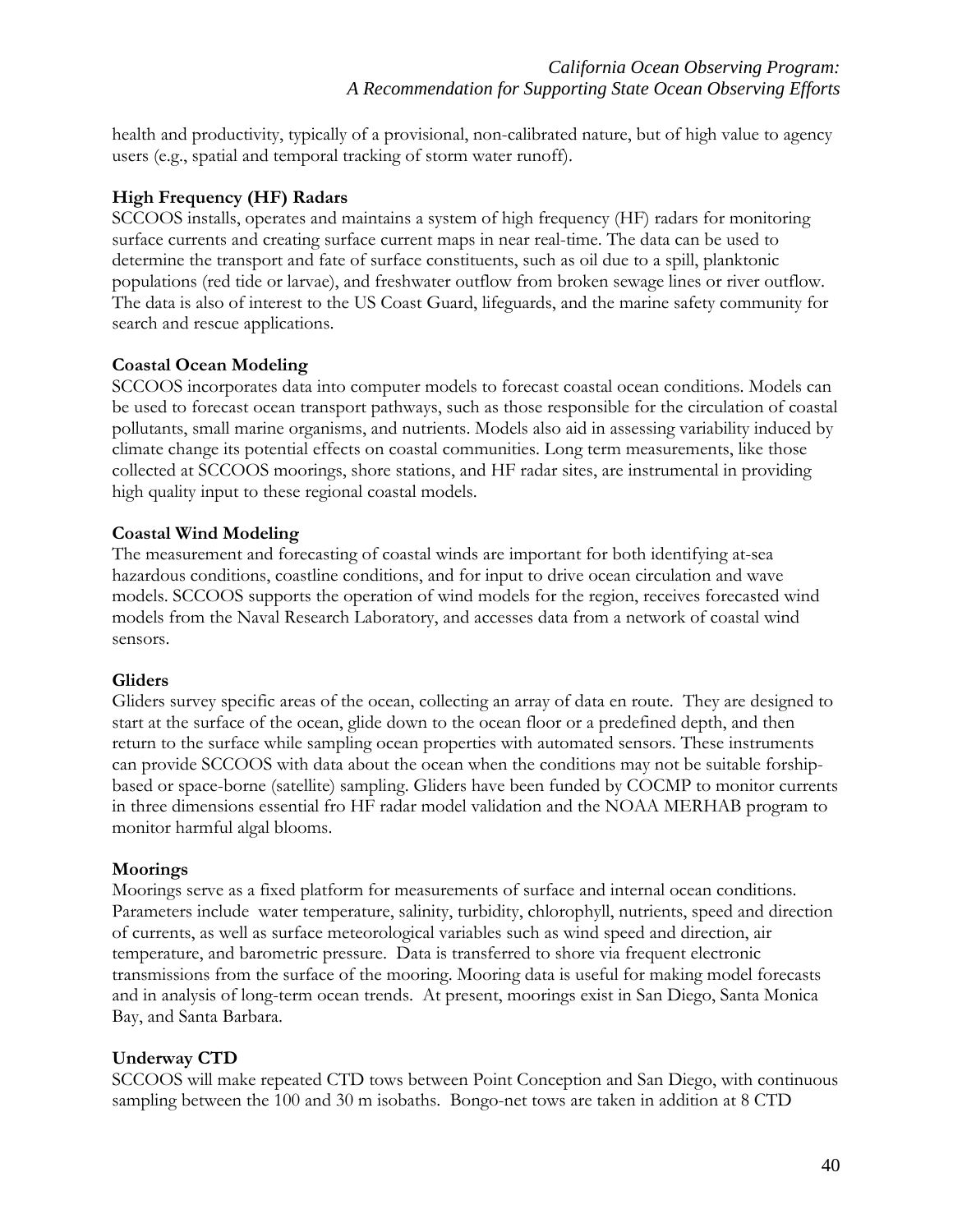health and productivity, typically of a provisional, non-calibrated nature, but of high value to agency users (e.g., spatial and temporal tracking of storm water runoff).

**High Frequency (HF) Radars**

SCCOOS installs, operates and maintains a system of high frequency (HF) radars for monitoring surface currents and creating surface current maps in near real-time. The data can be used to determine the transport and fate of surface constituents, such as oil due to a spill, planktonic populations (red tide or larvae), and freshwater outflow from broken sewage lines or river outflow. The data is also of interest to the US Coast Guard, lifeguards, and the marine safety community for search and rescue applications.

**Coastal Ocean Modeling**

SCCOOS incorporates data into computer models to forecast coastal ocean conditions. Models can be used to forecast ocean transport pathways, such as those responsible for the circulation of coastal pollutants, small marine organisms, and nutrients. Models also aid in assessing variability induced by climate change its potential effects on coastal communities. Long term measurements, like those collected at SCCOOS moorings, shore stations, and HF radar sites, are instrumental in providing high quality input to these regional coastal models.

**Coastal Wind Modeling**

The measurement and forecasting of coastal winds are important for both identifying at-sea hazardous conditions, coastline conditions, and for input to drive ocean circulation and wave models. SCCOOS supports the operation of wind models for the region, receives forecasted wind models from the Naval Research Laboratory, and accesses data from a network of coastal wind sensors.

**Gliders**

Gliders survey specific areas of the ocean, collecting an array of data en route. They are designed to start at the surface of the ocean, glide down to the ocean floor or a predefined depth, and then return to the surface while sampling ocean properties with automated sensors. These instruments can provide SCCOOS with data about the ocean when the conditions may not be suitable forship-based or space-borne (satellite) sampling. Gliders have been funded by COCMP to monitor currents in three dimensions essential fro HF radar model validation and the NOAA MERHAB program to monitor harmful algal blooms.

**Moorings**

Moorings serve as a fixed platform for measurements of surface and internal ocean conditions. Parameters include water temperature, salinity, turbidity, chlorophyll, nutrients, speed and direction of currents, as well as surface meteorological variables such as wind speed and direction, air temperature, and barometric pressure. Data is transferred to shore via frequent electronic transmissions from the surface of the mooring. Mooring data is useful for making model forecasts and in analysis of long-term ocean trends. At present, moorings exist in San Diego, Santa Monica Bay, and Santa Barbara.

**Underway CTD**

SCCOOS will make repeated CTD tows between Point Conception and San Diego, with continuous sampling between the 100 and 30 m isobaths. Bongo-net tows are taken in addition at 8 CTD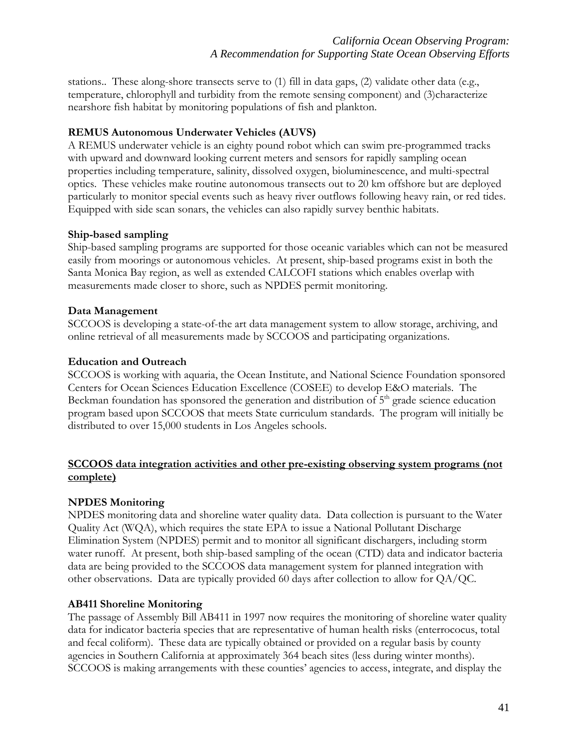stations.. These along-shore transects serve to (1) fill in data gaps, (2) validate other data (e.g., temperature, chlorophyll and turbidity from the remote sensing component) and (3)characterize nearshore fish habitat by monitoring populations of fish and plankton.

**REMUS Autonomous Underwater Vehicles (AUVS)**
A REMUS underwater vehicle is an eighty pound robot which can swim pre-programmed tracks with upward and downward looking current meters and sensors for rapidly sampling ocean properties including temperature, salinity, dissolved oxygen, bioluminescence, and multi-spectral optics. These vehicles make routine autonomous transects out to 20 km offshore but are deployed particularly to monitor special events such as heavy river outflows following heavy rain, or red tides. Equipped with side scan sonars, the vehicles can also rapidly survey benthic habitats.

**Ship-based sampling**
Ship-based sampling programs are supported for those oceanic variables which can not be measured easily from moorings or autonomous vehicles. At present, ship-based programs exist in both the Santa Monica Bay region, as well as extended CALCOFI stations which enables overlap with measurements made closer to shore, such as NPDES permit monitoring.

**Data Management**
SCCOOS is developing a state-of-the art data management system to allow storage, archiving, and online retrieval of all measurements made by SCCOOS and participating organizations.

**Education and Outreach**
SCCOOS is working with aquaria, the Ocean Institute, and National Science Foundation sponsored Centers for Ocean Sciences Education Excellence (COSEE) to develop E&O materials. The Beckman foundation has sponsored the generation and distribution of 5th grade science education program based upon SCCOOS that meets State curriculum standards. The program will initially be distributed to over 15,000 students in Los Angeles schools.

**<u>SCCOOS data integration activities and other pre-existing observing system programs (not complete)</u>**

**NPDES Monitoring**
NPDES monitoring data and shoreline water quality data. Data collection is pursuant to the Water Quality Act (WQA), which requires the state EPA to issue a National Pollutant Discharge Elimination System (NPDES) permit and to monitor all significant dischargers, including storm water runoff. At present, both ship-based sampling of the ocean (CTD) data and indicator bacteria data are being provided to the SCCOOS data management system for planned integration with other observations. Data are typically provided 60 days after collection to allow for QA/QC.

**AB411 Shoreline Monitoring**
The passage of Assembly Bill AB411 in 1997 now requires the monitoring of shoreline water quality data for indicator bacteria species that are representative of human health risks (enterrococus, total and fecal coliform). These data are typically obtained or provided on a regular basis by county agencies in Southern California at approximately 364 beach sites (less during winter months). SCCOOS is making arrangements with these counties' agencies to access, integrate, and display the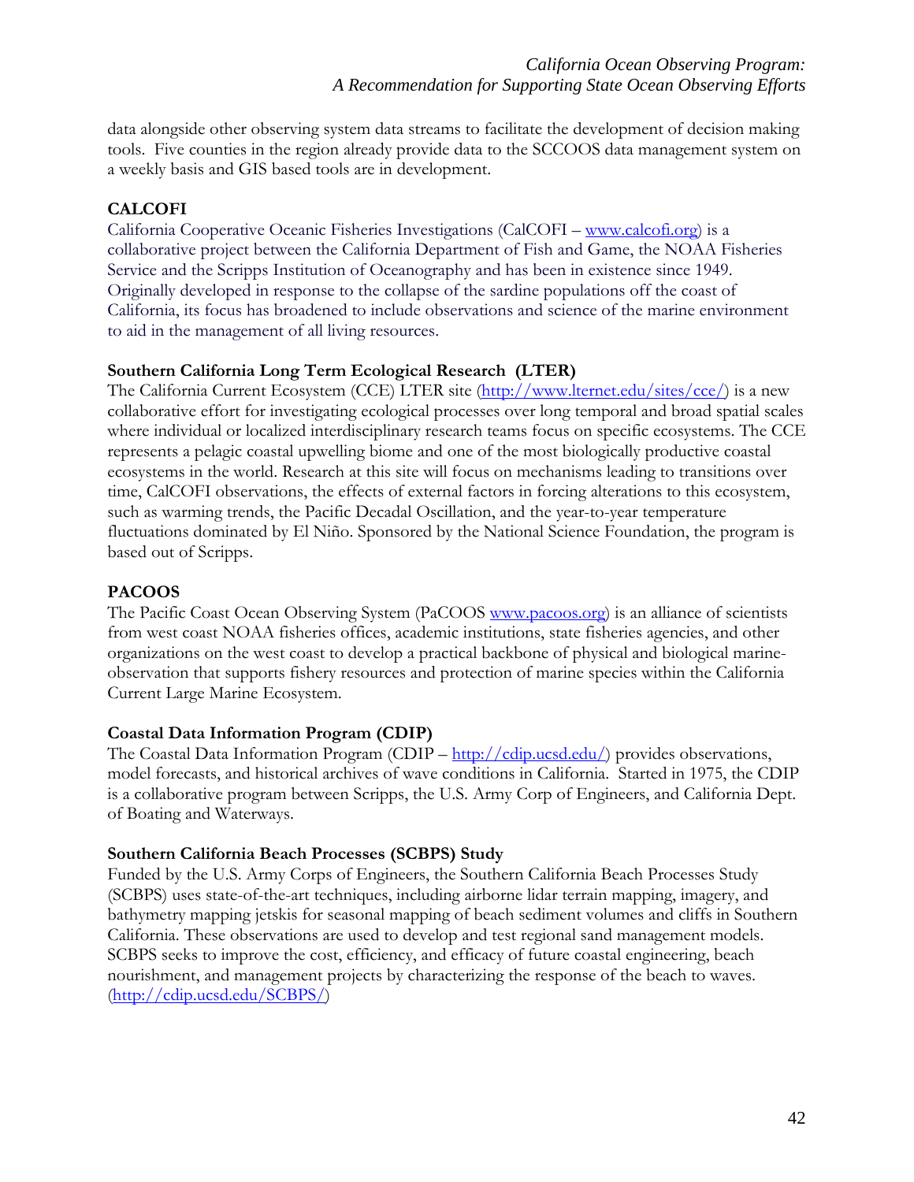data alongside other observing system data streams to facilitate the development of decision making tools. Five counties in the region already provide data to the SCCOOS data management system on a weekly basis and GIS based tools are in development.

**CALCOFI**

California Cooperative Oceanic Fisheries Investigations (CalCOFI – www.calcofi.org) is a collaborative project between the California Department of Fish and Game, the NOAA Fisheries Service and the Scripps Institution of Oceanography and has been in existence since 1949. Originally developed in response to the collapse of the sardine populations off the coast of California, its focus has broadened to include observations and science of the marine environment to aid in the management of all living resources.

**Southern California Long Term Ecological Research (LTER)**

The California Current Ecosystem (CCE) LTER site (http://www.lternet.edu/sites/cce/) is a new collaborative effort for investigating ecological processes over long temporal and broad spatial scales where individual or localized interdisciplinary research teams focus on specific ecosystems. The CCE represents a pelagic coastal upwelling biome and one of the most biologically productive coastal ecosystems in the world. Research at this site will focus on mechanisms leading to transitions over time, CalCOFI observations, the effects of external factors in forcing alterations to this ecosystem, such as warming trends, the Pacific Decadal Oscillation, and the year-to-year temperature fluctuations dominated by El Niño. Sponsored by the National Science Foundation, the program is based out of Scripps.

**PACOOS**

The Pacific Coast Ocean Observing System (PaCOOS www.pacoos.org) is an alliance of scientists from west coast NOAA fisheries offices, academic institutions, state fisheries agencies, and other organizations on the west coast to develop a practical backbone of physical and biological marine-observation that supports fishery resources and protection of marine species within the California Current Large Marine Ecosystem.

**Coastal Data Information Program (CDIP)**

The Coastal Data Information Program (CDIP – http://cdip.ucsd.edu/) provides observations, model forecasts, and historical archives of wave conditions in California. Started in 1975, the CDIP is a collaborative program between Scripps, the U.S. Army Corp of Engineers, and California Dept. of Boating and Waterways.

**Southern California Beach Processes (SCBPS) Study**

Funded by the U.S. Army Corps of Engineers, the Southern California Beach Processes Study (SCBPS) uses state-of-the-art techniques, including airborne lidar terrain mapping, imagery, and bathymetry mapping jetskis for seasonal mapping of beach sediment volumes and cliffs in Southern California. These observations are used to develop and test regional sand management models. SCBPS seeks to improve the cost, efficiency, and efficacy of future coastal engineering, beach nourishment, and management projects by characterizing the response of the beach to waves. (http://cdip.ucsd.edu/SCBPS/)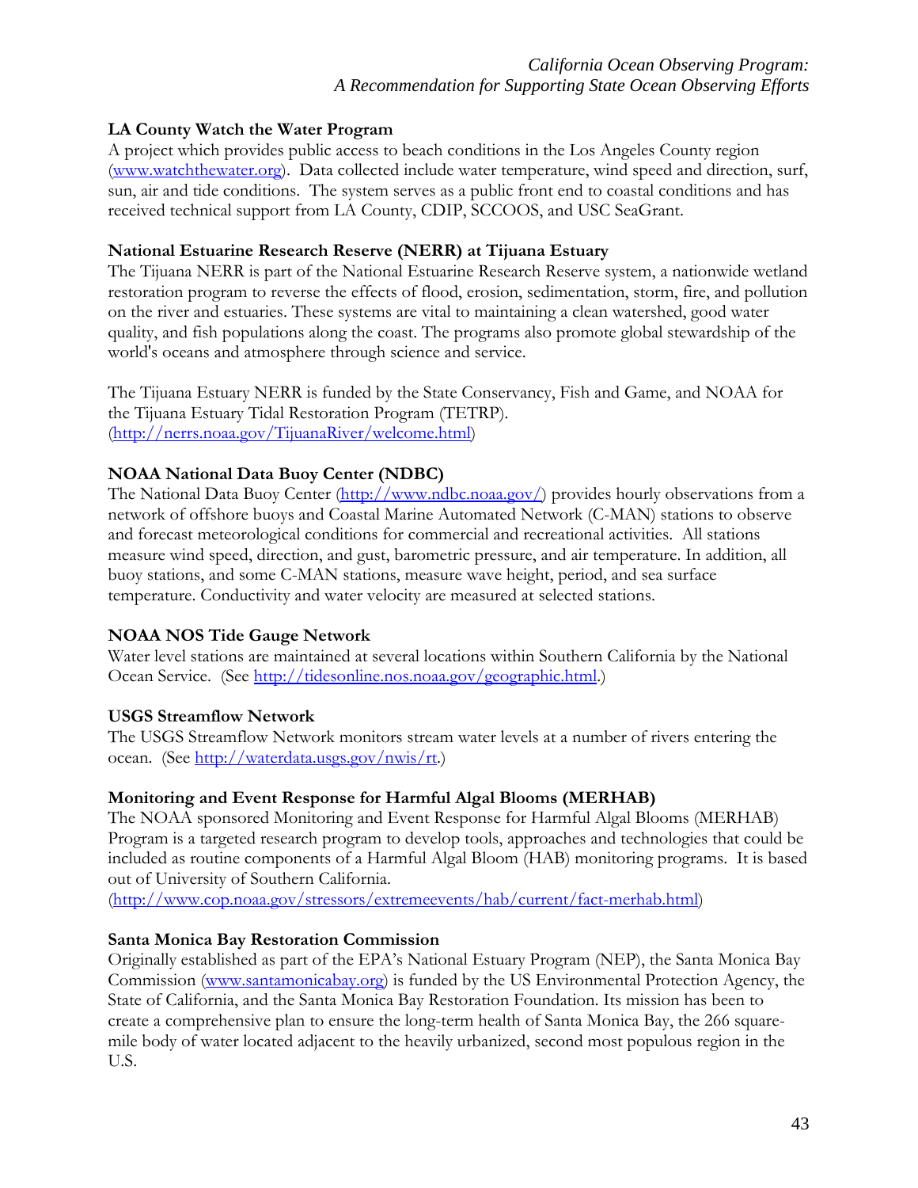**LA County Watch the Water Program**

A project which provides public access to beach conditions in the Los Angeles County region (www.watchthewater.org). Data collected include water temperature, wind speed and direction, surf, sun, air and tide conditions. The system serves as a public front end to coastal conditions and has received technical support from LA County, CDIP, SCCOOS, and USC SeaGrant.

**National Estuarine Research Reserve (NERR) at Tijuana Estuary**

The Tijuana NERR is part of the National Estuarine Research Reserve system, a nationwide wetland restoration program to reverse the effects of flood, erosion, sedimentation, storm, fire, and pollution on the river and estuaries. These systems are vital to maintaining a clean watershed, good water quality, and fish populations along the coast. The programs also promote global stewardship of the world's oceans and atmosphere through science and service.

The Tijuana Estuary NERR is funded by the State Conservancy, Fish and Game, and NOAA for the Tijuana Estuary Tidal Restoration Program (TETRP). (http://nerrs.noaa.gov/TijuanaRiver/welcome.html)

**NOAA National Data Buoy Center (NDBC)**

The National Data Buoy Center (http://www.ndbc.noaa.gov/) provides hourly observations from a network of offshore buoys and Coastal Marine Automated Network (C-MAN) stations to observe and forecast meteorological conditions for commercial and recreational activities. All stations measure wind speed, direction, and gust, barometric pressure, and air temperature. In addition, all buoy stations, and some C-MAN stations, measure wave height, period, and sea surface temperature. Conductivity and water velocity are measured at selected stations.

**NOAA NOS Tide Gauge Network**

Water level stations are maintained at several locations within Southern California by the National Ocean Service. (See http://tidesonline.nos.noaa.gov/geographic.html.)

**USGS Streamflow Network**

The USGS Streamflow Network monitors stream water levels at a number of rivers entering the ocean. (See http://waterdata.usgs.gov/nwis/rt.)

**Monitoring and Event Response for Harmful Algal Blooms (MERHAB)**

The NOAA sponsored Monitoring and Event Response for Harmful Algal Blooms (MERHAB) Program is a targeted research program to develop tools, approaches and technologies that could be included as routine components of a Harmful Algal Bloom (HAB) monitoring programs. It is based out of University of Southern California.
(http://www.cop.noaa.gov/stressors/extremeevents/hab/current/fact-merhab.html)

**Santa Monica Bay Restoration Commission**

Originally established as part of the EPA's National Estuary Program (NEP), the Santa Monica Bay Commission (www.santamonicabay.org) is funded by the US Environmental Protection Agency, the State of California, and the Santa Monica Bay Restoration Foundation. Its mission has been to create a comprehensive plan to ensure the long-term health of Santa Monica Bay, the 266 square-mile body of water located adjacent to the heavily urbanized, second most populous region in the U.S.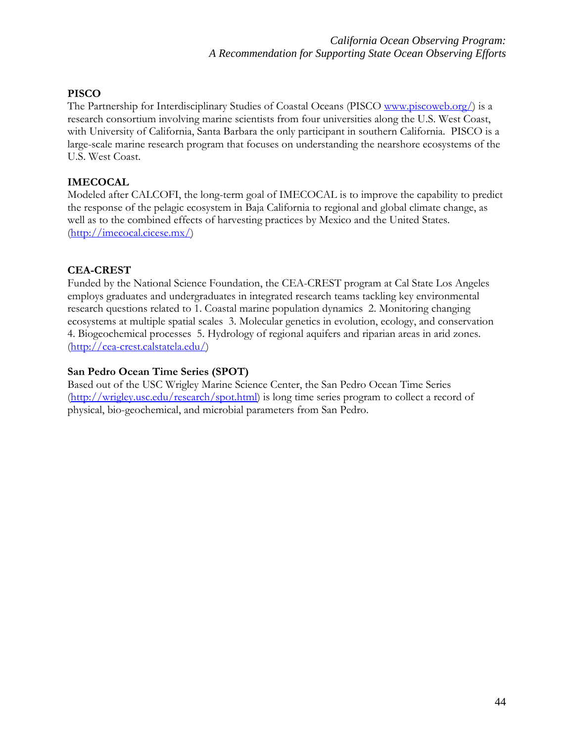**PISCO**

The Partnership for Interdisciplinary Studies of Coastal Oceans (PISCO [www.piscoweb.org/](www.piscoweb.org/)) is a research consortium involving marine scientists from four universities along the U.S. West Coast, with University of California, Santa Barbara the only participant in southern California. PISCO is a large-scale marine research program that focuses on understanding the nearshore ecosystems of the U.S. West Coast.

**IMECOCAL**

Modeled after CALCOFI, the long-term goal of IMECOCAL is to improve the capability to predict the response of the pelagic ecosystem in Baja California to regional and global climate change, as well as to the combined effects of harvesting practices by Mexico and the United States. ([http://imecocal.cicese.mx/](http://imecocal.cicese.mx/))

**CEA-CREST**

Funded by the National Science Foundation, the CEA-CREST program at Cal State Los Angeles employs graduates and undergraduates in integrated research teams tackling key environmental research questions related to 1. Coastal marine population dynamics 2. Monitoring changing ecosystems at multiple spatial scales 3. Molecular genetics in evolution, ecology, and conservation 4. Biogeochemical processes 5. Hydrology of regional aquifers and riparian areas in arid zones. ([http://cea-crest.calstatela.edu/](http://cea-crest.calstatela.edu/))

**San Pedro Ocean Time Series (SPOT)**

Based out of the USC Wrigley Marine Science Center, the San Pedro Ocean Time Series ([http://wrigley.usc.edu/research/spot.html](http://wrigley.usc.edu/research/spot.html)) is long time series program to collect a record of physical, bio-geochemical, and microbial parameters from San Pedro.